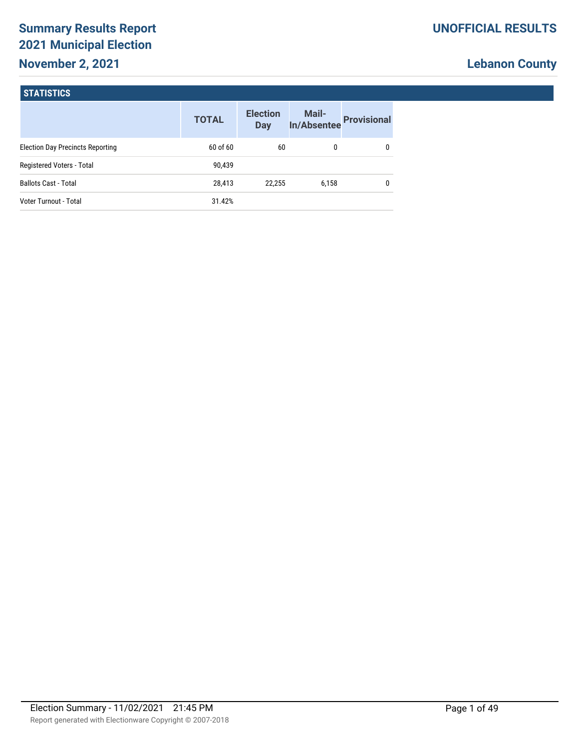# Summary Results Report
## 2021 Municipal Election
## November 2, 2021

**UNOFFICIAL RESULTS**

**Lebanon County**

### STATISTICS

| | TOTAL | Election Day | Mail-In/Absentee | Provisional |
|---|---|---|---|---|
| Election Day Precincts Reporting | 60 of 60 | 60 | 0 | 0 |
| Registered Voters - Total | 90,439 | | | |
| Ballots Cast - Total | 28,413 | 22,255 | 6,158 | 0 |
| Voter Turnout - Total | 31.42% | | | |

Election Summary - 11/02/2021 21:45 PM

Report generated with Electionware Copyright © 2007-2018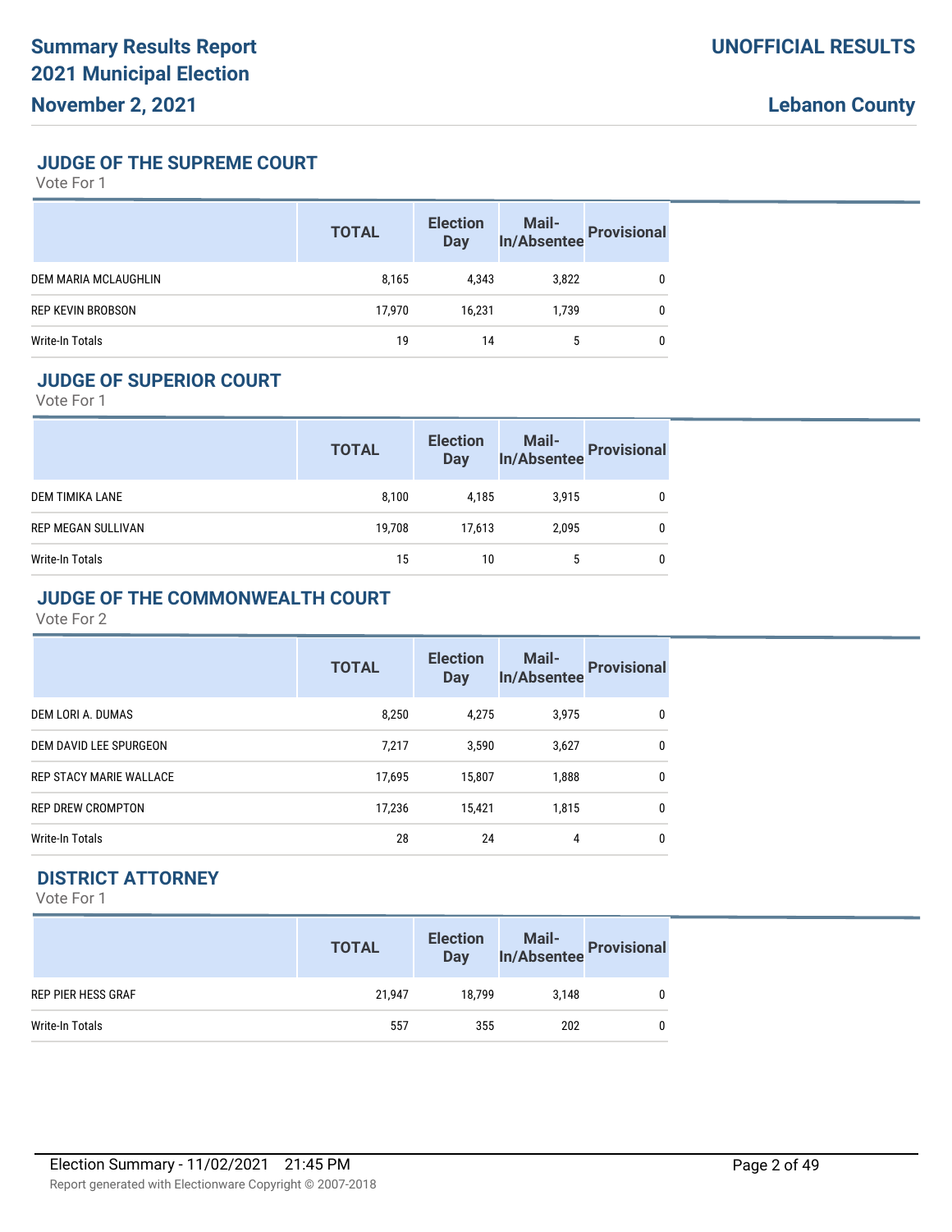# Summary Results Report
# 2021 Municipal Election
## November 2, 2021

**UNOFFICIAL RESULTS**

**Lebanon County**

### JUDGE OF THE SUPREME COURT

Vote For 1

| | TOTAL | Election Day | Mail-In/Absentee | Provisional |
|---|---|---|---|---|
| DEM MARIA MCLAUGHLIN | 8,165 | 4,343 | 3,822 | 0 |
| REP KEVIN BROBSON | 17,970 | 16,231 | 1,739 | 0 |
| Write-In Totals | 19 | 14 | 5 | 0 |

### JUDGE OF SUPERIOR COURT

Vote For 1

| | TOTAL | Election Day | Mail-In/Absentee | Provisional |
|---|---|---|---|---|
| DEM TIMIKA LANE | 8,100 | 4,185 | 3,915 | 0 |
| REP MEGAN SULLIVAN | 19,708 | 17,613 | 2,095 | 0 |
| Write-In Totals | 15 | 10 | 5 | 0 |

### JUDGE OF THE COMMONWEALTH COURT

Vote For 2

| | TOTAL | Election Day | Mail-In/Absentee | Provisional |
|---|---|---|---|---|
| DEM LORI A. DUMAS | 8,250 | 4,275 | 3,975 | 0 |
| DEM DAVID LEE SPURGEON | 7,217 | 3,590 | 3,627 | 0 |
| REP STACY MARIE WALLACE | 17,695 | 15,807 | 1,888 | 0 |
| REP DREW CROMPTON | 17,236 | 15,421 | 1,815 | 0 |
| Write-In Totals | 28 | 24 | 4 | 0 |

### DISTRICT ATTORNEY

Vote For 1

| | TOTAL | Election Day | Mail-In/Absentee | Provisional |
|---|---|---|---|---|
| REP PIER HESS GRAF | 21,947 | 18,799 | 3,148 | 0 |
| Write-In Totals | 557 | 355 | 202 | 0 |

Election Summary - 11/02/2021 21:45 PM

Report generated with Electionware Copyright © 2007-2018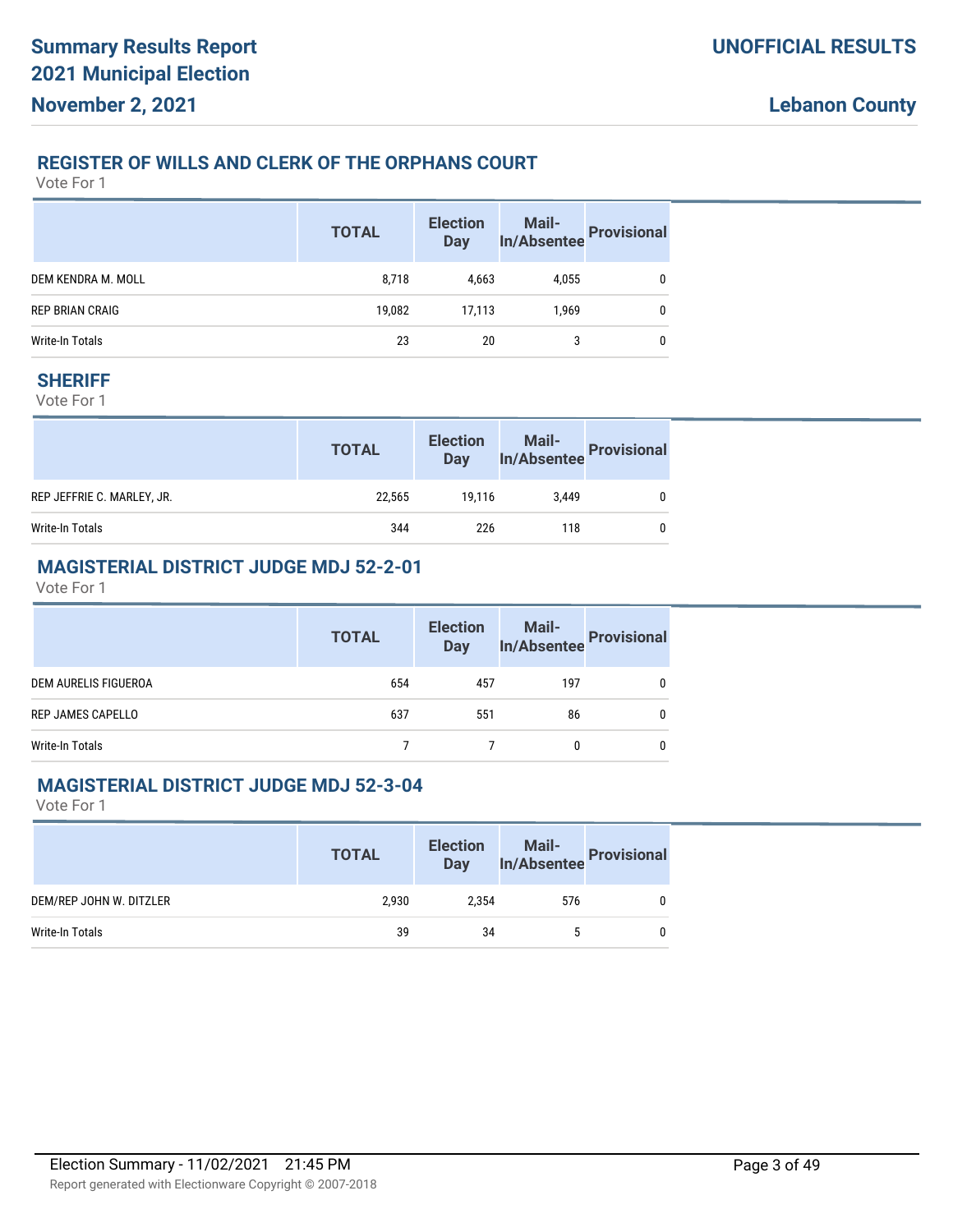**Summary Results Report**
**2021 Municipal Election**
**November 2, 2021**

**UNOFFICIAL RESULTS**

**Lebanon County**

## REGISTER OF WILLS AND CLERK OF THE ORPHANS COURT

Vote For 1

| | TOTAL | Election Day | Mail-In/Absentee | Provisional |
|---|---|---|---|---|
| DEM KENDRA M. MOLL | 8,718 | 4,663 | 4,055 | 0 |
| REP BRIAN CRAIG | 19,082 | 17,113 | 1,969 | 0 |
| Write-In Totals | 23 | 20 | 3 | 0 |

## SHERIFF

Vote For 1

| | TOTAL | Election Day | Mail-In/Absentee | Provisional |
|---|---|---|---|---|
| REP JEFFRIE C. MARLEY, JR. | 22,565 | 19,116 | 3,449 | 0 |
| Write-In Totals | 344 | 226 | 118 | 0 |

## MAGISTERIAL DISTRICT JUDGE MDJ 52-2-01

Vote For 1

| | TOTAL | Election Day | Mail-In/Absentee | Provisional |
|---|---|---|---|---|
| DEM AURELIS FIGUEROA | 654 | 457 | 197 | 0 |
| REP JAMES CAPELLO | 637 | 551 | 86 | 0 |
| Write-In Totals | 7 | 7 | 0 | 0 |

## MAGISTERIAL DISTRICT JUDGE MDJ 52-3-04

Vote For 1

| | TOTAL | Election Day | Mail-In/Absentee | Provisional |
|---|---|---|---|---|
| DEM/REP JOHN W. DITZLER | 2,930 | 2,354 | 576 | 0 |
| Write-In Totals | 39 | 34 | 5 | 0 |

Election Summary - 11/02/2021 21:45 PM

Report generated with Electionware Copyright © 2007-2018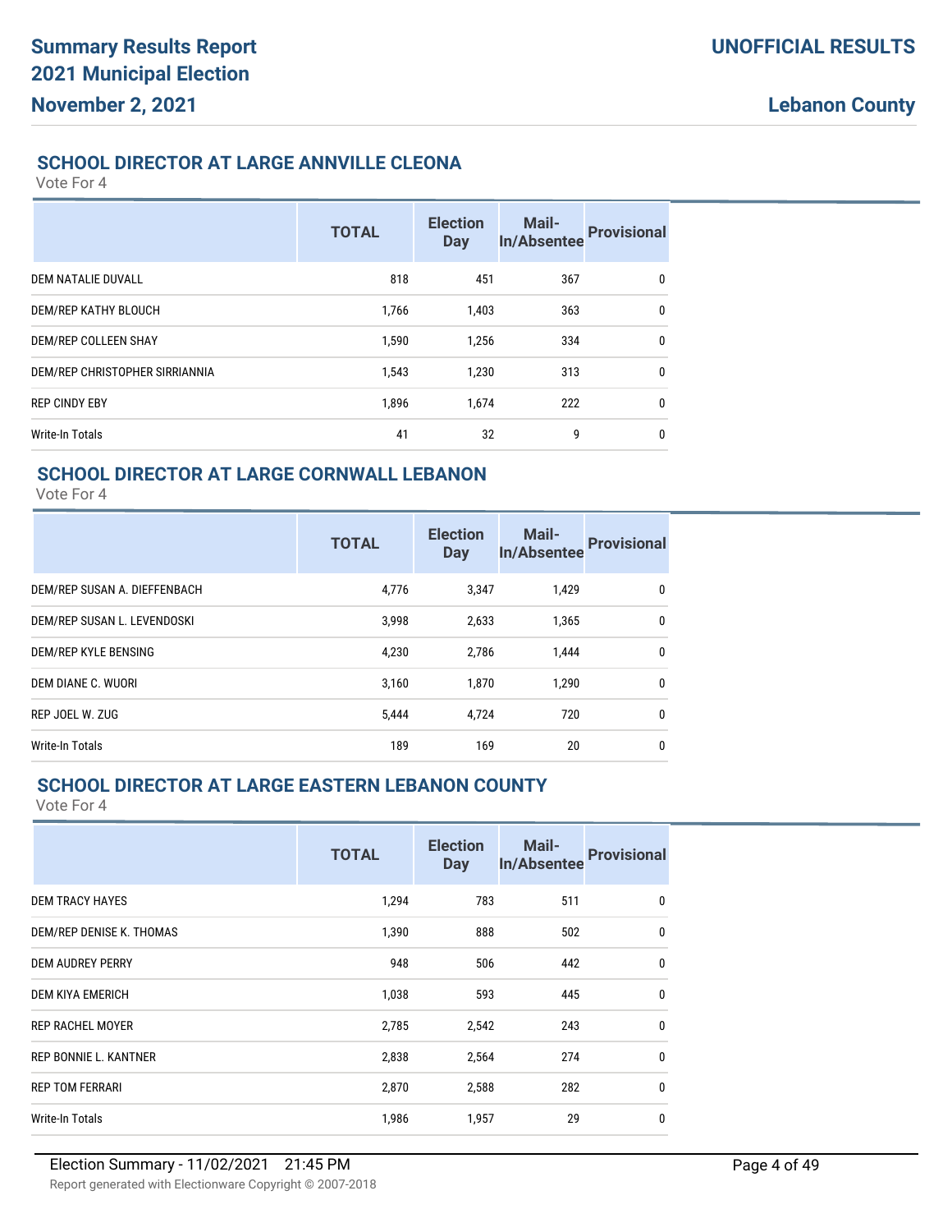**Summary Results Report**
**2021 Municipal Election**
**November 2, 2021**

**UNOFFICIAL RESULTS**

**Lebanon County**

## SCHOOL DIRECTOR AT LARGE ANNVILLE CLEONA

Vote For 4

| | TOTAL | Election Day | Mail-In/Absentee | Provisional |
|---|---|---|---|---|
| DEM NATALIE DUVALL | 818 | 451 | 367 | 0 |
| DEM/REP KATHY BLOUCH | 1,766 | 1,403 | 363 | 0 |
| DEM/REP COLLEEN SHAY | 1,590 | 1,256 | 334 | 0 |
| DEM/REP CHRISTOPHER SIRRIANNIA | 1,543 | 1,230 | 313 | 0 |
| REP CINDY EBY | 1,896 | 1,674 | 222 | 0 |
| Write-In Totals | 41 | 32 | 9 | 0 |

## SCHOOL DIRECTOR AT LARGE CORNWALL LEBANON

Vote For 4

| | TOTAL | Election Day | Mail-In/Absentee | Provisional |
|---|---|---|---|---|
| DEM/REP SUSAN A. DIEFFENBACH | 4,776 | 3,347 | 1,429 | 0 |
| DEM/REP SUSAN L. LEVENDOSKI | 3,998 | 2,633 | 1,365 | 0 |
| DEM/REP KYLE BENSING | 4,230 | 2,786 | 1,444 | 0 |
| DEM DIANE C. WUORI | 3,160 | 1,870 | 1,290 | 0 |
| REP JOEL W. ZUG | 5,444 | 4,724 | 720 | 0 |
| Write-In Totals | 189 | 169 | 20 | 0 |

## SCHOOL DIRECTOR AT LARGE EASTERN LEBANON COUNTY

Vote For 4

| | TOTAL | Election Day | Mail-In/Absentee | Provisional |
|---|---|---|---|---|
| DEM TRACY HAYES | 1,294 | 783 | 511 | 0 |
| DEM/REP DENISE K. THOMAS | 1,390 | 888 | 502 | 0 |
| DEM AUDREY PERRY | 948 | 506 | 442 | 0 |
| DEM KIYA EMERICH | 1,038 | 593 | 445 | 0 |
| REP RACHEL MOYER | 2,785 | 2,542 | 243 | 0 |
| REP BONNIE L. KANTNER | 2,838 | 2,564 | 274 | 0 |
| REP TOM FERRARI | 2,870 | 2,588 | 282 | 0 |
| Write-In Totals | 1,986 | 1,957 | 29 | 0 |

Election Summary - 11/02/2021 21:45 PM

Report generated with Electionware Copyright © 2007-2018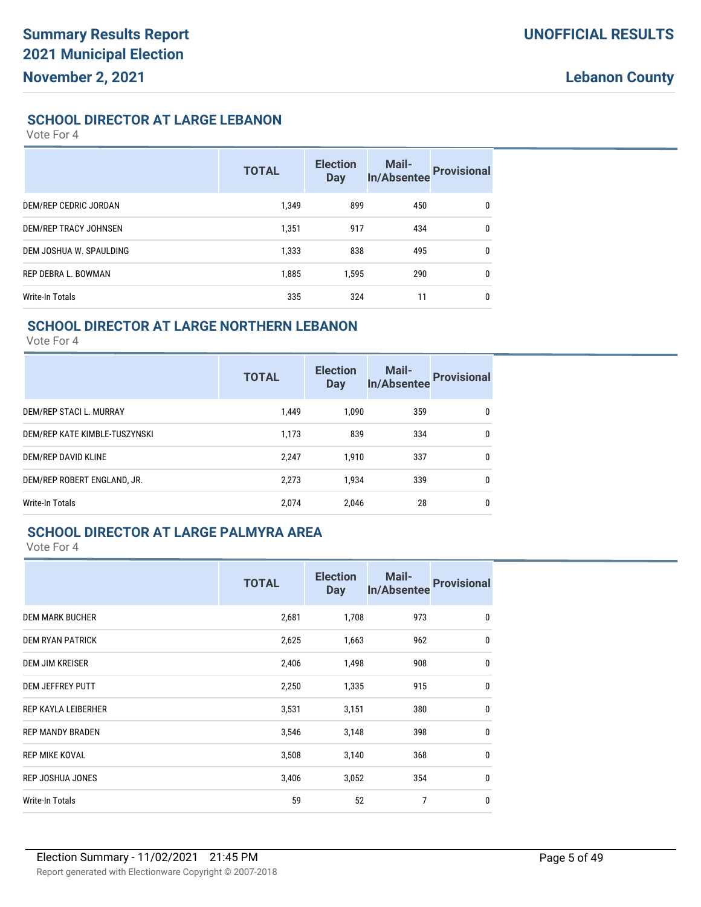## SCHOOL DIRECTOR AT LARGE LEBANON

Vote For 4

| | TOTAL | Election Day | Mail-In/Absentee | Provisional |
|---|---|---|---|---|
| DEM/REP CEDRIC JORDAN | 1,349 | 899 | 450 | 0 |
| DEM/REP TRACY JOHNSEN | 1,351 | 917 | 434 | 0 |
| DEM JOSHUA W. SPAULDING | 1,333 | 838 | 495 | 0 |
| REP DEBRA L. BOWMAN | 1,885 | 1,595 | 290 | 0 |
| Write-In Totals | 335 | 324 | 11 | 0 |

## SCHOOL DIRECTOR AT LARGE NORTHERN LEBANON

Vote For 4

| | TOTAL | Election Day | Mail-In/Absentee | Provisional |
|---|---|---|---|---|
| DEM/REP STACI L. MURRAY | 1,449 | 1,090 | 359 | 0 |
| DEM/REP KATE KIMBLE-TUSZYNSKI | 1,173 | 839 | 334 | 0 |
| DEM/REP DAVID KLINE | 2,247 | 1,910 | 337 | 0 |
| DEM/REP ROBERT ENGLAND, JR. | 2,273 | 1,934 | 339 | 0 |
| Write-In Totals | 2,074 | 2,046 | 28 | 0 |

## SCHOOL DIRECTOR AT LARGE PALMYRA AREA

Vote For 4

| | TOTAL | Election Day | Mail-In/Absentee | Provisional |
|---|---|---|---|---|
| DEM MARK BUCHER | 2,681 | 1,708 | 973 | 0 |
| DEM RYAN PATRICK | 2,625 | 1,663 | 962 | 0 |
| DEM JIM KREISER | 2,406 | 1,498 | 908 | 0 |
| DEM JEFFREY PUTT | 2,250 | 1,335 | 915 | 0 |
| REP KAYLA LEIBERHER | 3,531 | 3,151 | 380 | 0 |
| REP MANDY BRADEN | 3,546 | 3,148 | 398 | 0 |
| REP MIKE KOVAL | 3,508 | 3,140 | 368 | 0 |
| REP JOSHUA JONES | 3,406 | 3,052 | 354 | 0 |
| Write-In Totals | 59 | 52 | 7 | 0 |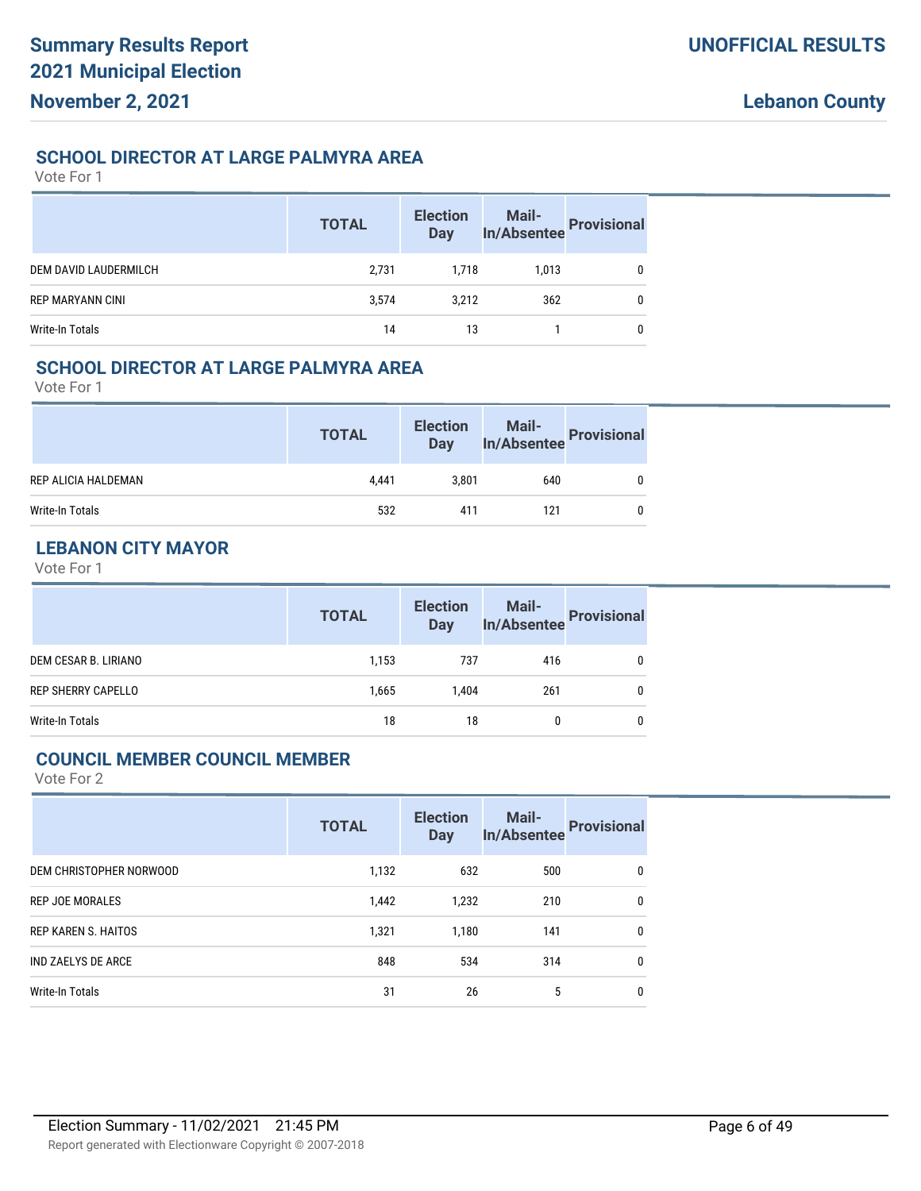## SCHOOL DIRECTOR AT LARGE PALMYRA AREA

Vote For 1

| | TOTAL | Election Day | Mail-In/Absentee | Provisional |
|---|---|---|---|---|
| DEM DAVID LAUDERMILCH | 2,731 | 1,718 | 1,013 | 0 |
| REP MARYANN CINI | 3,574 | 3,212 | 362 | 0 |
| Write-In Totals | 14 | 13 | 1 | 0 |

## SCHOOL DIRECTOR AT LARGE PALMYRA AREA

Vote For 1

| | TOTAL | Election Day | Mail-In/Absentee | Provisional |
|---|---|---|---|---|
| REP ALICIA HALDEMAN | 4,441 | 3,801 | 640 | 0 |
| Write-In Totals | 532 | 411 | 121 | 0 |

## LEBANON CITY MAYOR

Vote For 1

| | TOTAL | Election Day | Mail-In/Absentee | Provisional |
|---|---|---|---|---|
| DEM CESAR B. LIRIANO | 1,153 | 737 | 416 | 0 |
| REP SHERRY CAPELLO | 1,665 | 1,404 | 261 | 0 |
| Write-In Totals | 18 | 18 | 0 | 0 |

## COUNCIL MEMBER COUNCIL MEMBER

Vote For 2

| | TOTAL | Election Day | Mail-In/Absentee | Provisional |
|---|---|---|---|---|
| DEM CHRISTOPHER NORWOOD | 1,132 | 632 | 500 | 0 |
| REP JOE MORALES | 1,442 | 1,232 | 210 | 0 |
| REP KAREN S. HAITOS | 1,321 | 1,180 | 141 | 0 |
| IND ZAELYS DE ARCE | 848 | 534 | 314 | 0 |
| Write-In Totals | 31 | 26 | 5 | 0 |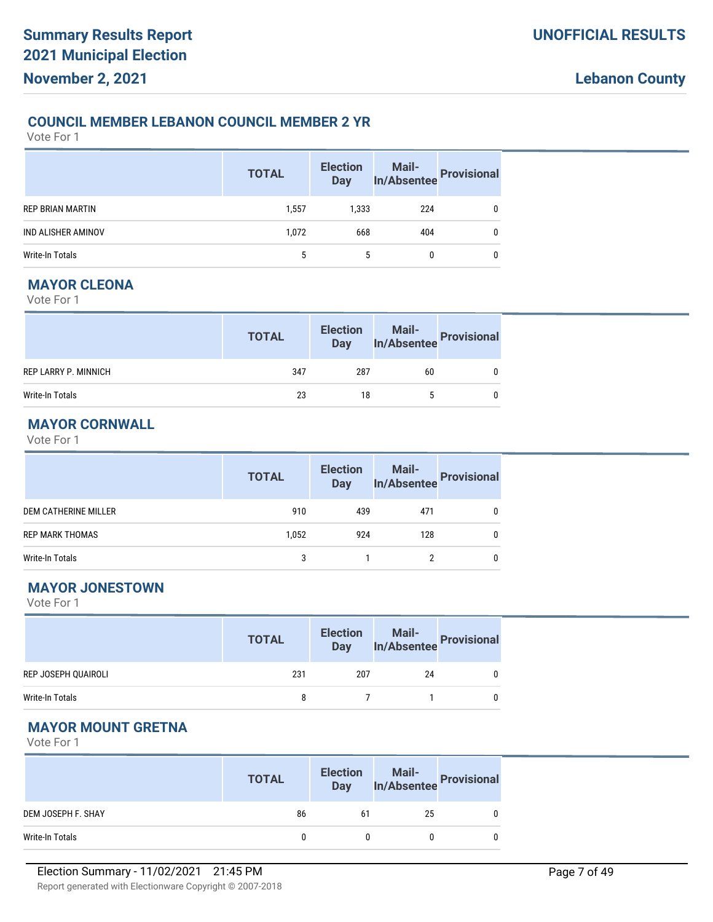### COUNCIL MEMBER LEBANON COUNCIL MEMBER 2 YR

Vote For 1

| | TOTAL | Election Day | Mail-In/Absentee | Provisional |
|---|---|---|---|---|
| REP BRIAN MARTIN | 1,557 | 1,333 | 224 | 0 |
| IND ALISHER AMINOV | 1,072 | 668 | 404 | 0 |
| Write-In Totals | 5 | 5 | 0 | 0 |

### MAYOR CLEONA

Vote For 1

| | TOTAL | Election Day | Mail-In/Absentee | Provisional |
|---|---|---|---|---|
| REP LARRY P. MINNICH | 347 | 287 | 60 | 0 |
| Write-In Totals | 23 | 18 | 5 | 0 |

### MAYOR CORNWALL

Vote For 1

| | TOTAL | Election Day | Mail-In/Absentee | Provisional |
|---|---|---|---|---|
| DEM CATHERINE MILLER | 910 | 439 | 471 | 0 |
| REP MARK THOMAS | 1,052 | 924 | 128 | 0 |
| Write-In Totals | 3 | 1 | 2 | 0 |

### MAYOR JONESTOWN

Vote For 1

| | TOTAL | Election Day | Mail-In/Absentee | Provisional |
|---|---|---|---|---|
| REP JOSEPH QUAIROLI | 231 | 207 | 24 | 0 |
| Write-In Totals | 8 | 7 | 1 | 0 |

### MAYOR MOUNT GRETNA

Vote For 1

| | TOTAL | Election Day | Mail-In/Absentee | Provisional |
|---|---|---|---|---|
| DEM JOSEPH F. SHAY | 86 | 61 | 25 | 0 |
| Write-In Totals | 0 | 0 | 0 | 0 |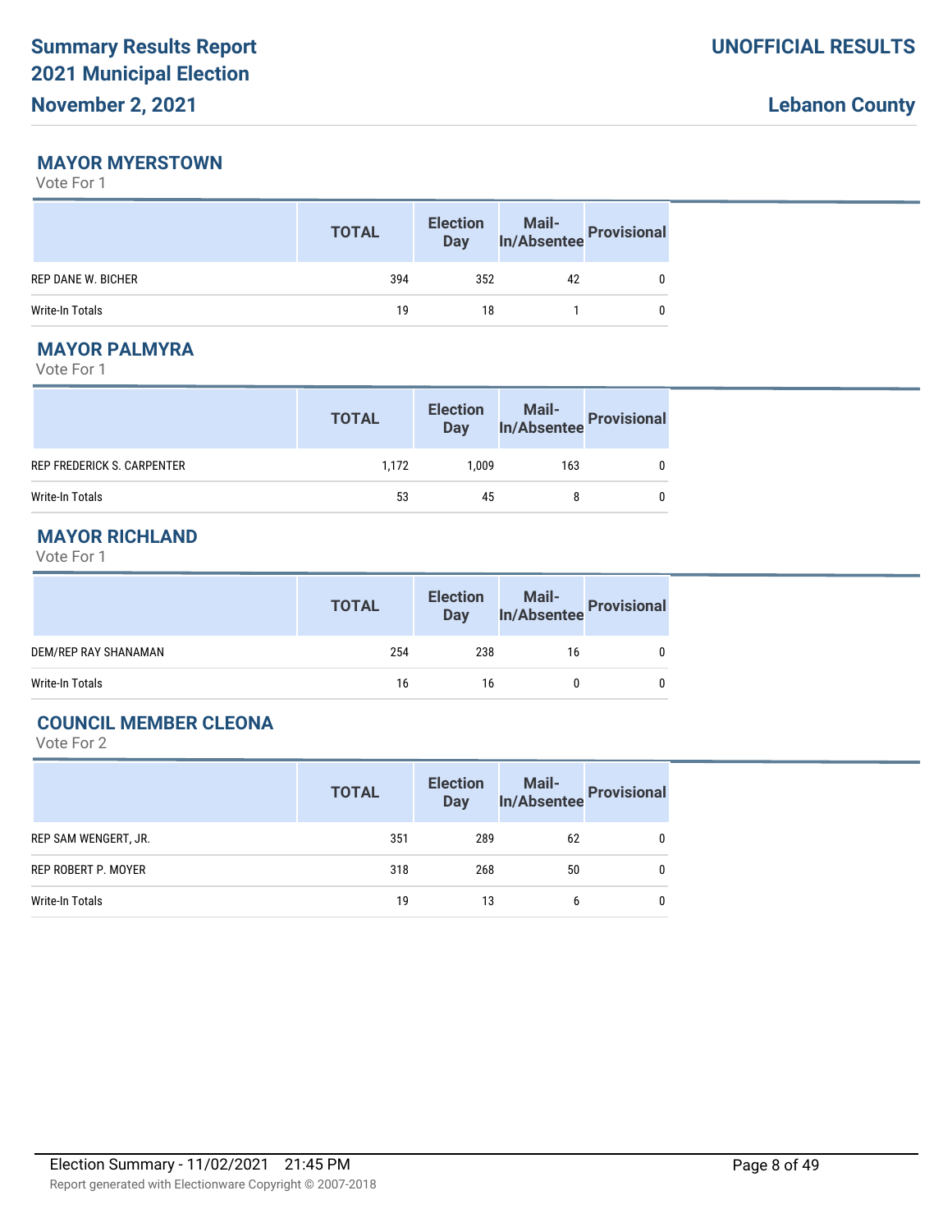## MAYOR MYERSTOWN

Vote For 1

| | TOTAL | Election Day | Mail-In/Absentee | Provisional |
|---|---|---|---|---|
| REP DANE W. BICHER | 394 | 352 | 42 | 0 |
| Write-In Totals | 19 | 18 | 1 | 0 |

## MAYOR PALMYRA

Vote For 1

| | TOTAL | Election Day | Mail-In/Absentee | Provisional |
|---|---|---|---|---|
| REP FREDERICK S. CARPENTER | 1,172 | 1,009 | 163 | 0 |
| Write-In Totals | 53 | 45 | 8 | 0 |

## MAYOR RICHLAND

Vote For 1

| | TOTAL | Election Day | Mail-In/Absentee | Provisional |
|---|---|---|---|---|
| DEM/REP RAY SHANAMAN | 254 | 238 | 16 | 0 |
| Write-In Totals | 16 | 16 | 0 | 0 |

## COUNCIL MEMBER CLEONA

Vote For 2

| | TOTAL | Election Day | Mail-In/Absentee | Provisional |
|---|---|---|---|---|
| REP SAM WENGERT, JR. | 351 | 289 | 62 | 0 |
| REP ROBERT P. MOYER | 318 | 268 | 50 | 0 |
| Write-In Totals | 19 | 13 | 6 | 0 |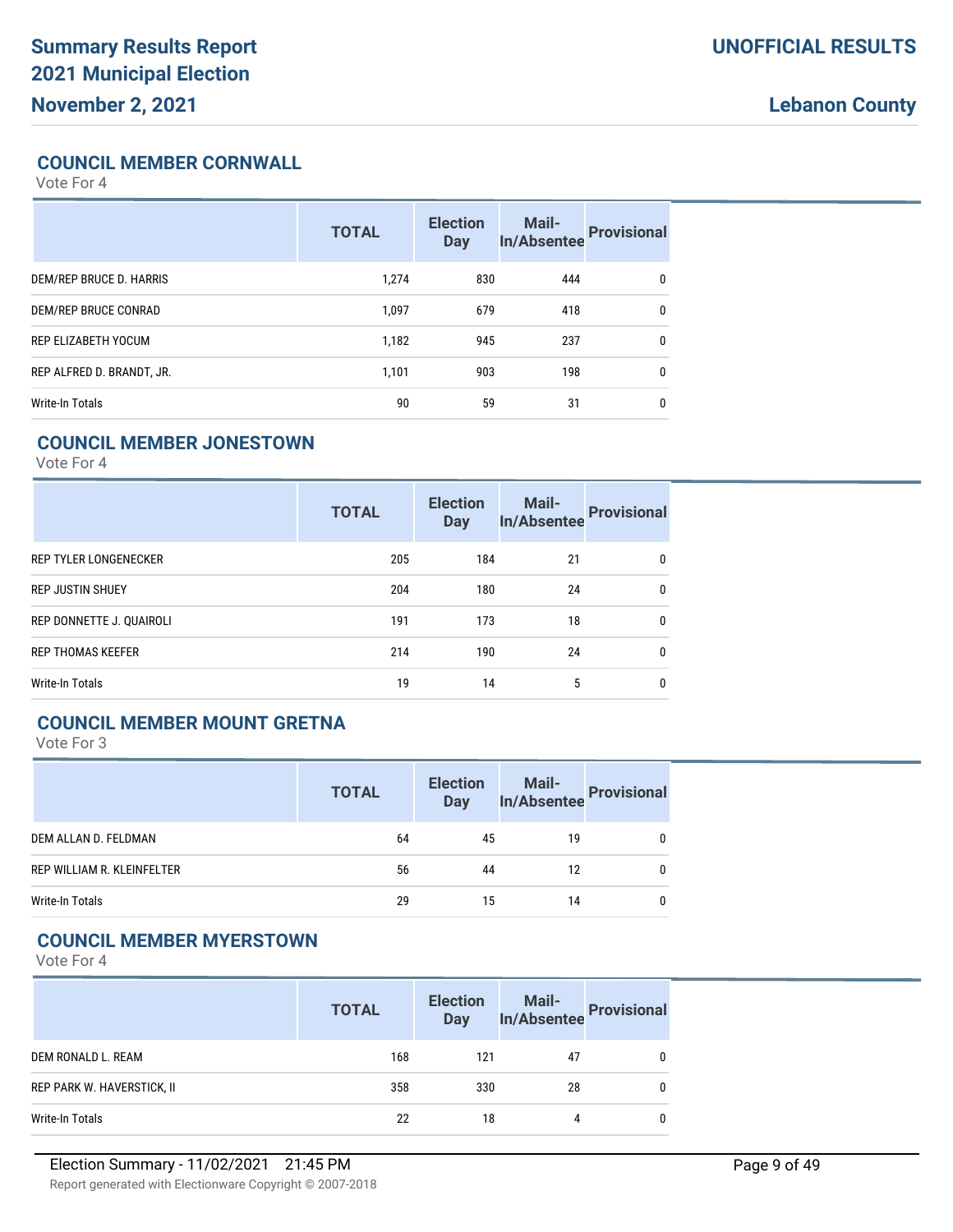## COUNCIL MEMBER CORNWALL

Vote For 4

| | TOTAL | Election Day | Mail-In/Absentee | Provisional |
|---|---|---|---|---|
| DEM/REP BRUCE D. HARRIS | 1,274 | 830 | 444 | 0 |
| DEM/REP BRUCE CONRAD | 1,097 | 679 | 418 | 0 |
| REP ELIZABETH YOCUM | 1,182 | 945 | 237 | 0 |
| REP ALFRED D. BRANDT, JR. | 1,101 | 903 | 198 | 0 |
| Write-In Totals | 90 | 59 | 31 | 0 |

## COUNCIL MEMBER JONESTOWN

Vote For 4

| | TOTAL | Election Day | Mail-In/Absentee | Provisional |
|---|---|---|---|---|
| REP TYLER LONGENECKER | 205 | 184 | 21 | 0 |
| REP JUSTIN SHUEY | 204 | 180 | 24 | 0 |
| REP DONNETTE J. QUAIROLI | 191 | 173 | 18 | 0 |
| REP THOMAS KEEFER | 214 | 190 | 24 | 0 |
| Write-In Totals | 19 | 14 | 5 | 0 |

## COUNCIL MEMBER MOUNT GRETNA

Vote For 3

| | TOTAL | Election Day | Mail-In/Absentee | Provisional |
|---|---|---|---|---|
| DEM ALLAN D. FELDMAN | 64 | 45 | 19 | 0 |
| REP WILLIAM R. KLEINFELTER | 56 | 44 | 12 | 0 |
| Write-In Totals | 29 | 15 | 14 | 0 |

## COUNCIL MEMBER MYERSTOWN

Vote For 4

| | TOTAL | Election Day | Mail-In/Absentee | Provisional |
|---|---|---|---|---|
| DEM RONALD L. REAM | 168 | 121 | 47 | 0 |
| REP PARK W. HAVERSTICK, II | 358 | 330 | 28 | 0 |
| Write-In Totals | 22 | 18 | 4 | 0 |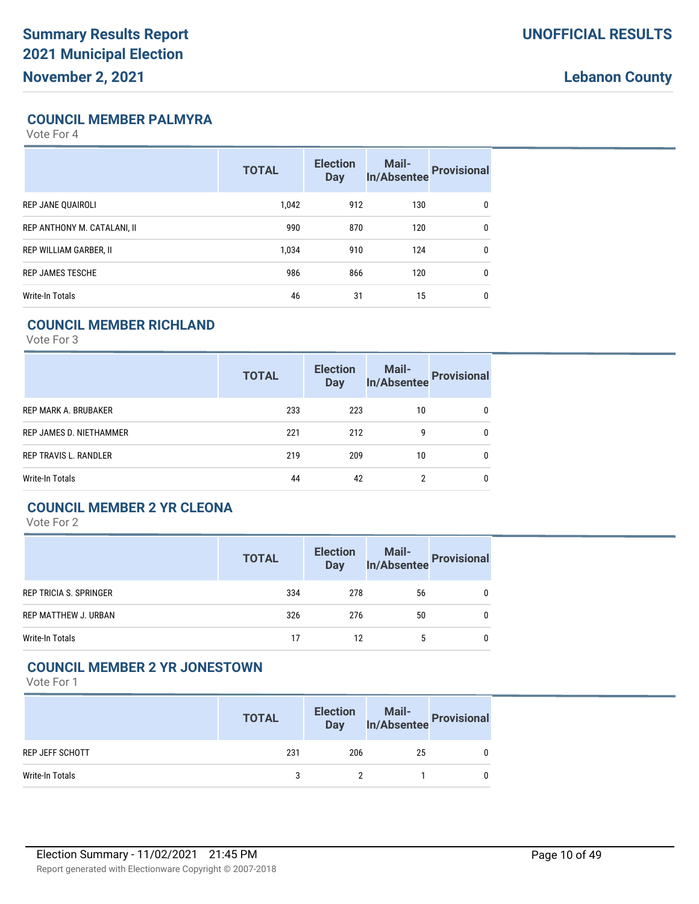## COUNCIL MEMBER PALMYRA

Vote For 4

| | TOTAL | Election Day | Mail-In/Absentee | Provisional |
|---|---|---|---|---|
| REP JANE QUAIROLI | 1,042 | 912 | 130 | 0 |
| REP ANTHONY M. CATALANI, II | 990 | 870 | 120 | 0 |
| REP WILLIAM GARBER, II | 1,034 | 910 | 124 | 0 |
| REP JAMES TESCHE | 986 | 866 | 120 | 0 |
| Write-In Totals | 46 | 31 | 15 | 0 |

## COUNCIL MEMBER RICHLAND

Vote For 3

| | TOTAL | Election Day | Mail-In/Absentee | Provisional |
|---|---|---|---|---|
| REP MARK A. BRUBAKER | 233 | 223 | 10 | 0 |
| REP JAMES D. NIETHAMMER | 221 | 212 | 9 | 0 |
| REP TRAVIS L. RANDLER | 219 | 209 | 10 | 0 |
| Write-In Totals | 44 | 42 | 2 | 0 |

## COUNCIL MEMBER 2 YR CLEONA

Vote For 2

| | TOTAL | Election Day | Mail-In/Absentee | Provisional |
|---|---|---|---|---|
| REP TRICIA S. SPRINGER | 334 | 278 | 56 | 0 |
| REP MATTHEW J. URBAN | 326 | 276 | 50 | 0 |
| Write-In Totals | 17 | 12 | 5 | 0 |

## COUNCIL MEMBER 2 YR JONESTOWN

Vote For 1

| | TOTAL | Election Day | Mail-In/Absentee | Provisional |
|---|---|---|---|---|
| REP JEFF SCHOTT | 231 | 206 | 25 | 0 |
| Write-In Totals | 3 | 2 | 1 | 0 |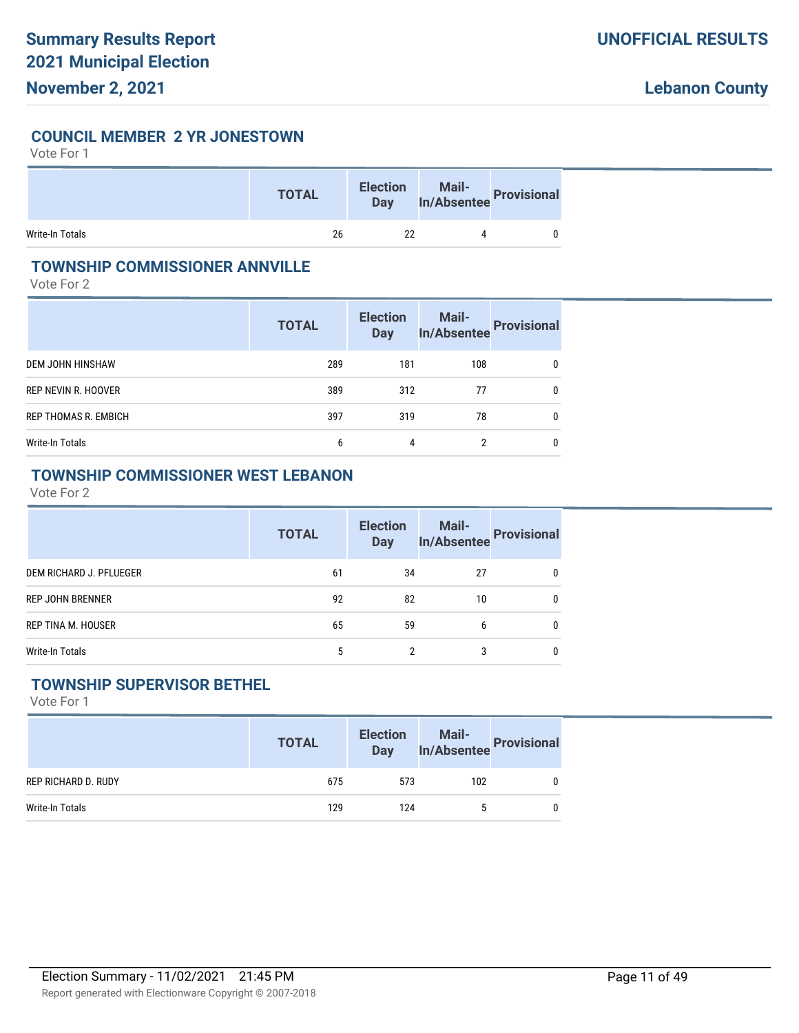## COUNCIL MEMBER 2 YR JONESTOWN

Vote For 1

| | TOTAL | Election Day | Mail-In/Absentee | Provisional |
|---|---|---|---|---|
| Write-In Totals | 26 | 22 | 4 | 0 |

## TOWNSHIP COMMISSIONER ANNVILLE

Vote For 2

| | TOTAL | Election Day | Mail-In/Absentee | Provisional |
|---|---|---|---|---|
| DEM JOHN HINSHAW | 289 | 181 | 108 | 0 |
| REP NEVIN R. HOOVER | 389 | 312 | 77 | 0 |
| REP THOMAS R. EMBICH | 397 | 319 | 78 | 0 |
| Write-In Totals | 6 | 4 | 2 | 0 |

## TOWNSHIP COMMISSIONER WEST LEBANON

Vote For 2

| | TOTAL | Election Day | Mail-In/Absentee | Provisional |
|---|---|---|---|---|
| DEM RICHARD J. PFLUEGER | 61 | 34 | 27 | 0 |
| REP JOHN BRENNER | 92 | 82 | 10 | 0 |
| REP TINA M. HOUSER | 65 | 59 | 6 | 0 |
| Write-In Totals | 5 | 2 | 3 | 0 |

## TOWNSHIP SUPERVISOR BETHEL

Vote For 1

| | TOTAL | Election Day | Mail-In/Absentee | Provisional |
|---|---|---|---|---|
| REP RICHARD D. RUDY | 675 | 573 | 102 | 0 |
| Write-In Totals | 129 | 124 | 5 | 0 |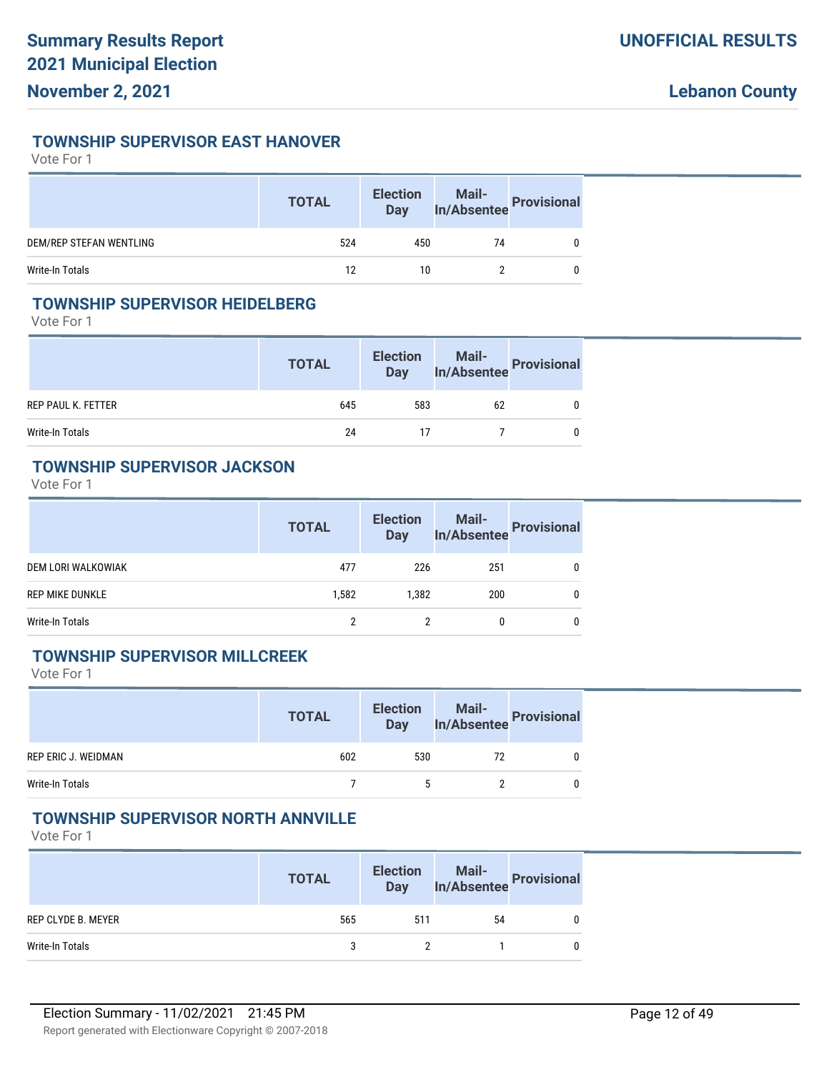## TOWNSHIP SUPERVISOR EAST HANOVER

Vote For 1

| | TOTAL | Election Day | Mail-In/Absentee | Provisional |
|---|---|---|---|---|
| DEM/REP STEFAN WENTLING | 524 | 450 | 74 | 0 |
| Write-In Totals | 12 | 10 | 2 | 0 |

## TOWNSHIP SUPERVISOR HEIDELBERG

Vote For 1

| | TOTAL | Election Day | Mail-In/Absentee | Provisional |
|---|---|---|---|---|
| REP PAUL K. FETTER | 645 | 583 | 62 | 0 |
| Write-In Totals | 24 | 17 | 7 | 0 |

## TOWNSHIP SUPERVISOR JACKSON

Vote For 1

| | TOTAL | Election Day | Mail-In/Absentee | Provisional |
|---|---|---|---|---|
| DEM LORI WALKOWIAK | 477 | 226 | 251 | 0 |
| REP MIKE DUNKLE | 1,582 | 1,382 | 200 | 0 |
| Write-In Totals | 2 | 2 | 0 | 0 |

## TOWNSHIP SUPERVISOR MILLCREEK

Vote For 1

| | TOTAL | Election Day | Mail-In/Absentee | Provisional |
|---|---|---|---|---|
| REP ERIC J. WEIDMAN | 602 | 530 | 72 | 0 |
| Write-In Totals | 7 | 5 | 2 | 0 |

## TOWNSHIP SUPERVISOR NORTH ANNVILLE

Vote For 1

| | TOTAL | Election Day | Mail-In/Absentee | Provisional |
|---|---|---|---|---|
| REP CLYDE B. MEYER | 565 | 511 | 54 | 0 |
| Write-In Totals | 3 | 2 | 1 | 0 |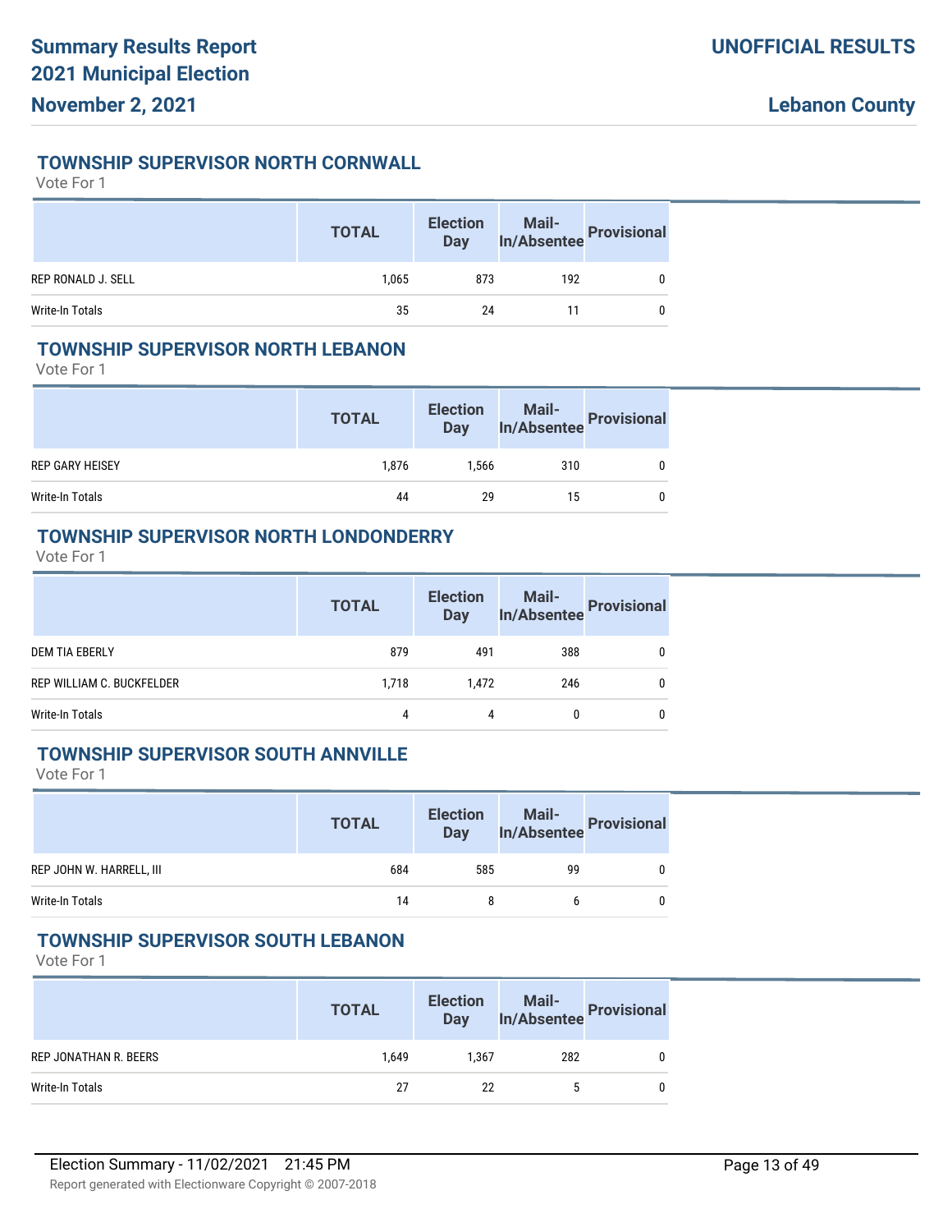## TOWNSHIP SUPERVISOR NORTH CORNWALL

Vote For 1

| | TOTAL | Election Day | Mail-In/Absentee | Provisional |
|---|---|---|---|---|
| REP RONALD J. SELL | 1,065 | 873 | 192 | 0 |
| Write-In Totals | 35 | 24 | 11 | 0 |

## TOWNSHIP SUPERVISOR NORTH LEBANON

Vote For 1

| | TOTAL | Election Day | Mail-In/Absentee | Provisional |
|---|---|---|---|---|
| REP GARY HEISEY | 1,876 | 1,566 | 310 | 0 |
| Write-In Totals | 44 | 29 | 15 | 0 |

## TOWNSHIP SUPERVISOR NORTH LONDONDERRY

Vote For 1

| | TOTAL | Election Day | Mail-In/Absentee | Provisional |
|---|---|---|---|---|
| DEM TIA EBERLY | 879 | 491 | 388 | 0 |
| REP WILLIAM C. BUCKFELDER | 1,718 | 1,472 | 246 | 0 |
| Write-In Totals | 4 | 4 | 0 | 0 |

## TOWNSHIP SUPERVISOR SOUTH ANNVILLE

Vote For 1

| | TOTAL | Election Day | Mail-In/Absentee | Provisional |
|---|---|---|---|---|
| REP JOHN W. HARRELL, III | 684 | 585 | 99 | 0 |
| Write-In Totals | 14 | 8 | 6 | 0 |

## TOWNSHIP SUPERVISOR SOUTH LEBANON

Vote For 1

| | TOTAL | Election Day | Mail-In/Absentee | Provisional |
|---|---|---|---|---|
| REP JONATHAN R. BEERS | 1,649 | 1,367 | 282 | 0 |
| Write-In Totals | 27 | 22 | 5 | 0 |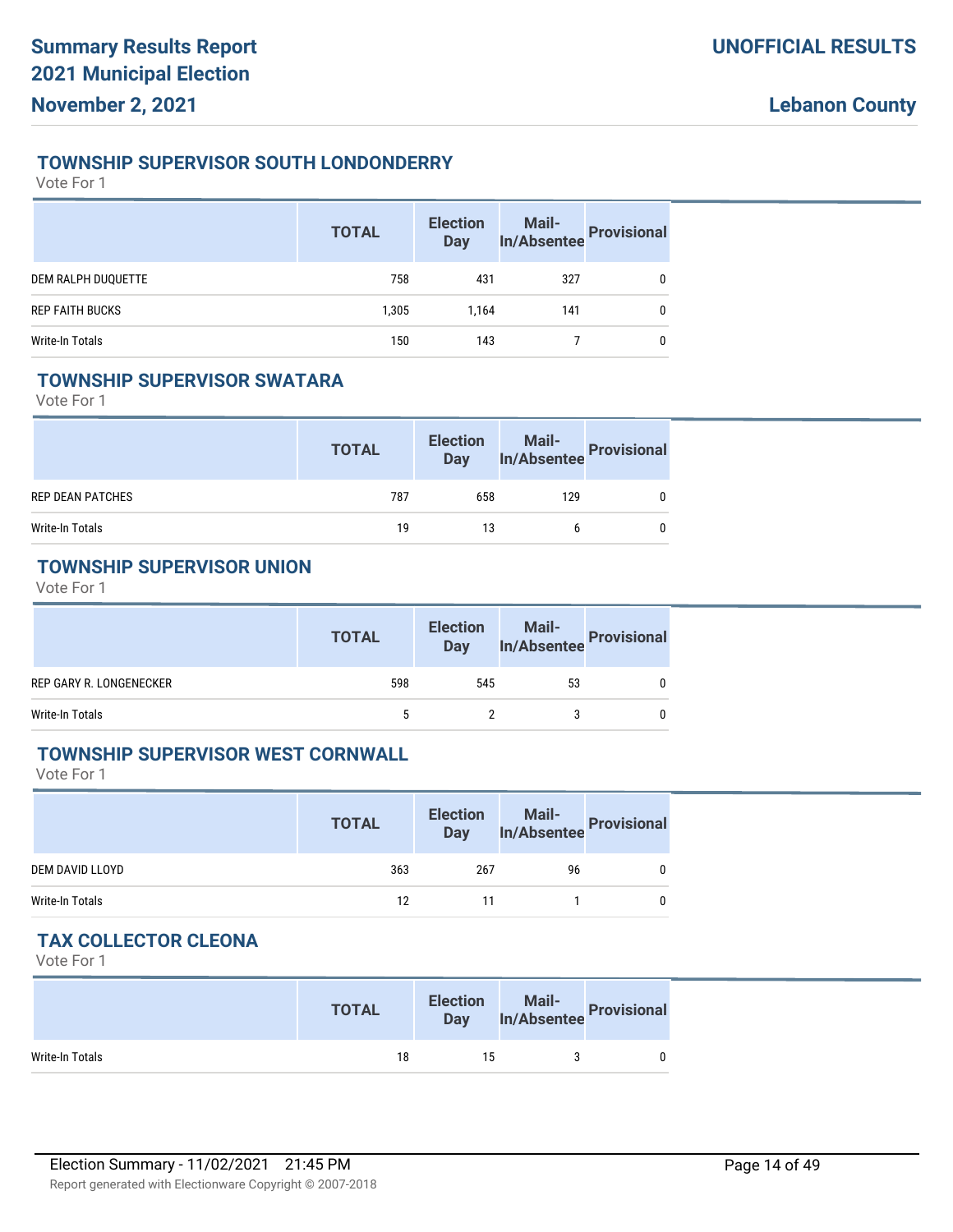## TOWNSHIP SUPERVISOR SOUTH LONDONDERRY

Vote For 1

| | TOTAL | Election Day | Mail-In/Absentee | Provisional |
|---|---|---|---|---|
| DEM RALPH DUQUETTE | 758 | 431 | 327 | 0 |
| REP FAITH BUCKS | 1,305 | 1,164 | 141 | 0 |
| Write-In Totals | 150 | 143 | 7 | 0 |

## TOWNSHIP SUPERVISOR SWATARA

Vote For 1

| | TOTAL | Election Day | Mail-In/Absentee | Provisional |
|---|---|---|---|---|
| REP DEAN PATCHES | 787 | 658 | 129 | 0 |
| Write-In Totals | 19 | 13 | 6 | 0 |

## TOWNSHIP SUPERVISOR UNION

Vote For 1

| | TOTAL | Election Day | Mail-In/Absentee | Provisional |
|---|---|---|---|---|
| REP GARY R. LONGENECKER | 598 | 545 | 53 | 0 |
| Write-In Totals | 5 | 2 | 3 | 0 |

## TOWNSHIP SUPERVISOR WEST CORNWALL

Vote For 1

| | TOTAL | Election Day | Mail-In/Absentee | Provisional |
|---|---|---|---|---|
| DEM DAVID LLOYD | 363 | 267 | 96 | 0 |
| Write-In Totals | 12 | 11 | 1 | 0 |

## TAX COLLECTOR CLEONA

Vote For 1

| | TOTAL | Election Day | Mail-In/Absentee | Provisional |
|---|---|---|---|---|
| Write-In Totals | 18 | 15 | 3 | 0 |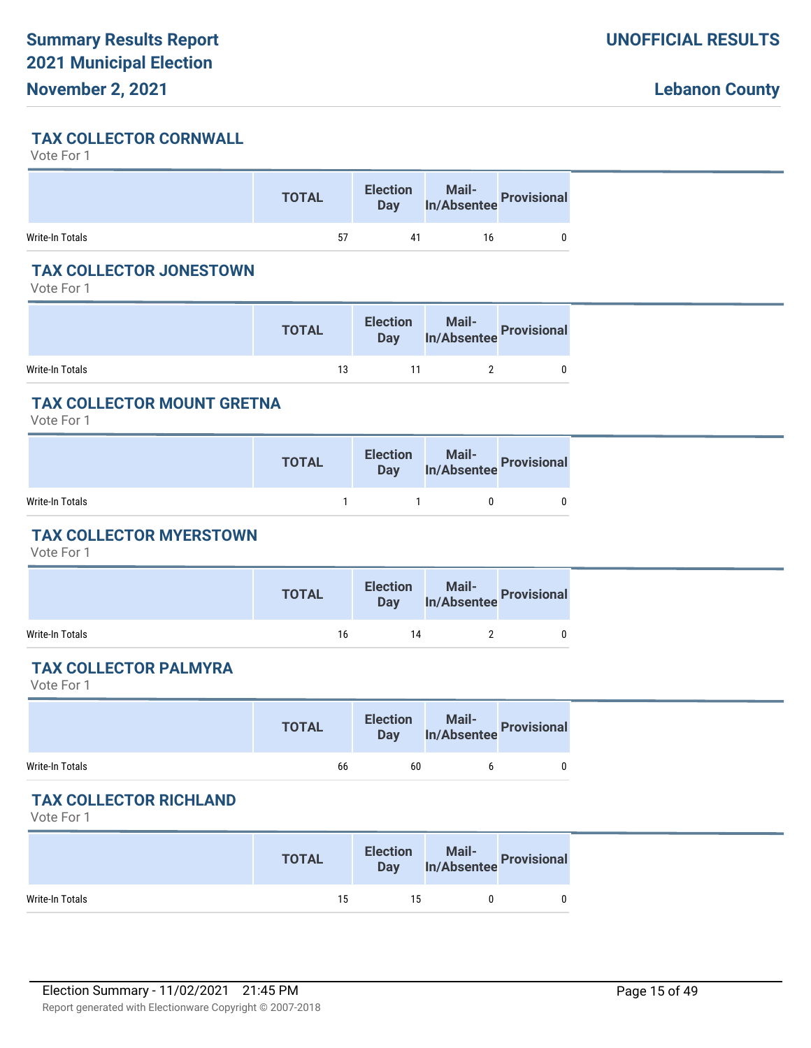## TAX COLLECTOR CORNWALL

Vote For 1

| | TOTAL | Election Day | Mail-In/Absentee | Provisional |
|---|---|---|---|---|
| Write-In Totals | 57 | 41 | 16 | 0 |

## TAX COLLECTOR JONESTOWN

Vote For 1

| | TOTAL | Election Day | Mail-In/Absentee | Provisional |
|---|---|---|---|---|
| Write-In Totals | 13 | 11 | 2 | 0 |

## TAX COLLECTOR MOUNT GRETNA

Vote For 1

| | TOTAL | Election Day | Mail-In/Absentee | Provisional |
|---|---|---|---|---|
| Write-In Totals | 1 | 1 | 0 | 0 |

## TAX COLLECTOR MYERSTOWN

Vote For 1

| | TOTAL | Election Day | Mail-In/Absentee | Provisional |
|---|---|---|---|---|
| Write-In Totals | 16 | 14 | 2 | 0 |

## TAX COLLECTOR PALMYRA

Vote For 1

| | TOTAL | Election Day | Mail-In/Absentee | Provisional |
|---|---|---|---|---|
| Write-In Totals | 66 | 60 | 6 | 0 |

## TAX COLLECTOR RICHLAND

Vote For 1

| | TOTAL | Election Day | Mail-In/Absentee | Provisional |
|---|---|---|---|---|
| Write-In Totals | 15 | 15 | 0 | 0 |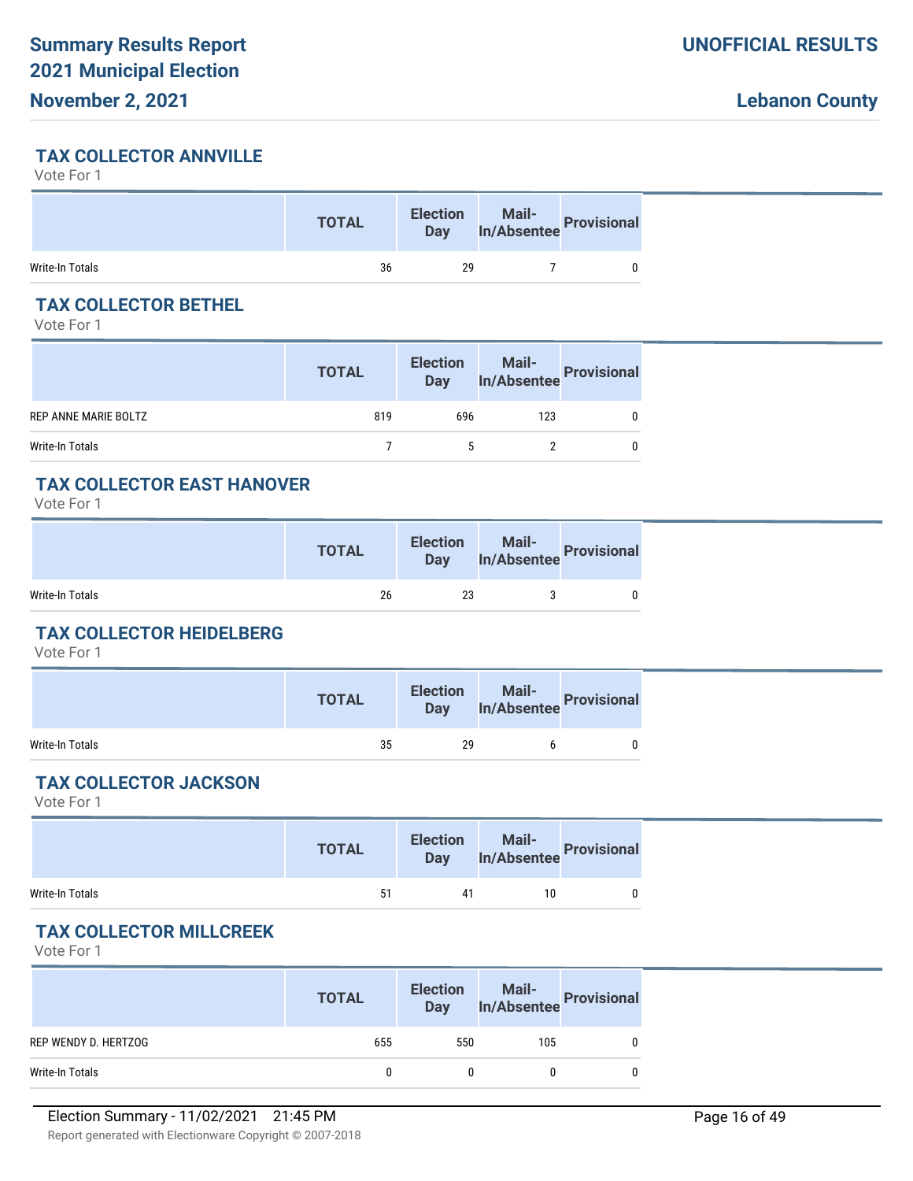## TAX COLLECTOR ANNVILLE

Vote For 1

| | TOTAL | Election Day | Mail-In/Absentee | Provisional |
|---|---|---|---|---|
| Write-In Totals | 36 | 29 | 7 | 0 |

## TAX COLLECTOR BETHEL

Vote For 1

| | TOTAL | Election Day | Mail-In/Absentee | Provisional |
|---|---|---|---|---|
| REP ANNE MARIE BOLTZ | 819 | 696 | 123 | 0 |
| Write-In Totals | 7 | 5 | 2 | 0 |

## TAX COLLECTOR EAST HANOVER

Vote For 1

| | TOTAL | Election Day | Mail-In/Absentee | Provisional |
|---|---|---|---|---|
| Write-In Totals | 26 | 23 | 3 | 0 |

## TAX COLLECTOR HEIDELBERG

Vote For 1

| | TOTAL | Election Day | Mail-In/Absentee | Provisional |
|---|---|---|---|---|
| Write-In Totals | 35 | 29 | 6 | 0 |

## TAX COLLECTOR JACKSON

Vote For 1

| | TOTAL | Election Day | Mail-In/Absentee | Provisional |
|---|---|---|---|---|
| Write-In Totals | 51 | 41 | 10 | 0 |

## TAX COLLECTOR MILLCREEK

Vote For 1

| | TOTAL | Election Day | Mail-In/Absentee | Provisional |
|---|---|---|---|---|
| REP WENDY D. HERTZOG | 655 | 550 | 105 | 0 |
| Write-In Totals | 0 | 0 | 0 | 0 |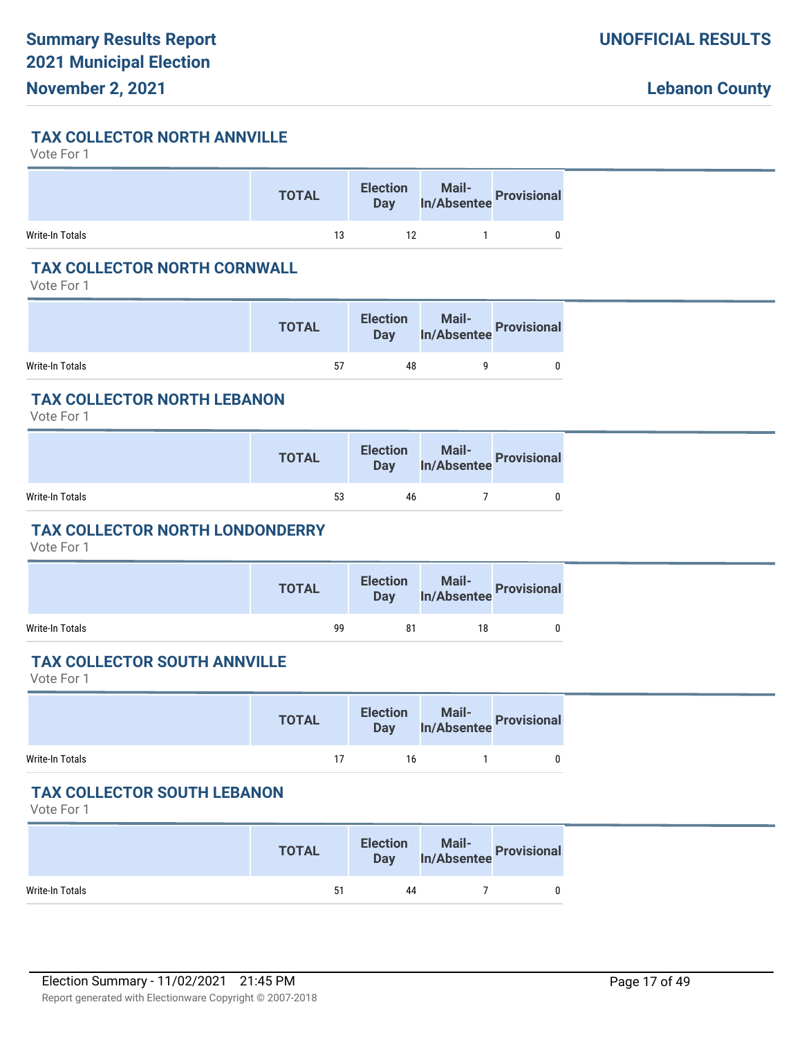## TAX COLLECTOR NORTH ANNVILLE

Vote For 1

| | TOTAL | Election Day | Mail-In/Absentee | Provisional |
|---|---|---|---|---|
| Write-In Totals | 13 | 12 | 1 | 0 |

## TAX COLLECTOR NORTH CORNWALL

Vote For 1

| | TOTAL | Election Day | Mail-In/Absentee | Provisional |
|---|---|---|---|---|
| Write-In Totals | 57 | 48 | 9 | 0 |

## TAX COLLECTOR NORTH LEBANON

Vote For 1

| | TOTAL | Election Day | Mail-In/Absentee | Provisional |
|---|---|---|---|---|
| Write-In Totals | 53 | 46 | 7 | 0 |

## TAX COLLECTOR NORTH LONDONDERRY

Vote For 1

| | TOTAL | Election Day | Mail-In/Absentee | Provisional |
|---|---|---|---|---|
| Write-In Totals | 99 | 81 | 18 | 0 |

## TAX COLLECTOR SOUTH ANNVILLE

Vote For 1

| | TOTAL | Election Day | Mail-In/Absentee | Provisional |
|---|---|---|---|---|
| Write-In Totals | 17 | 16 | 1 | 0 |

## TAX COLLECTOR SOUTH LEBANON

Vote For 1

| | TOTAL | Election Day | Mail-In/Absentee | Provisional |
|---|---|---|---|---|
| Write-In Totals | 51 | 44 | 7 | 0 |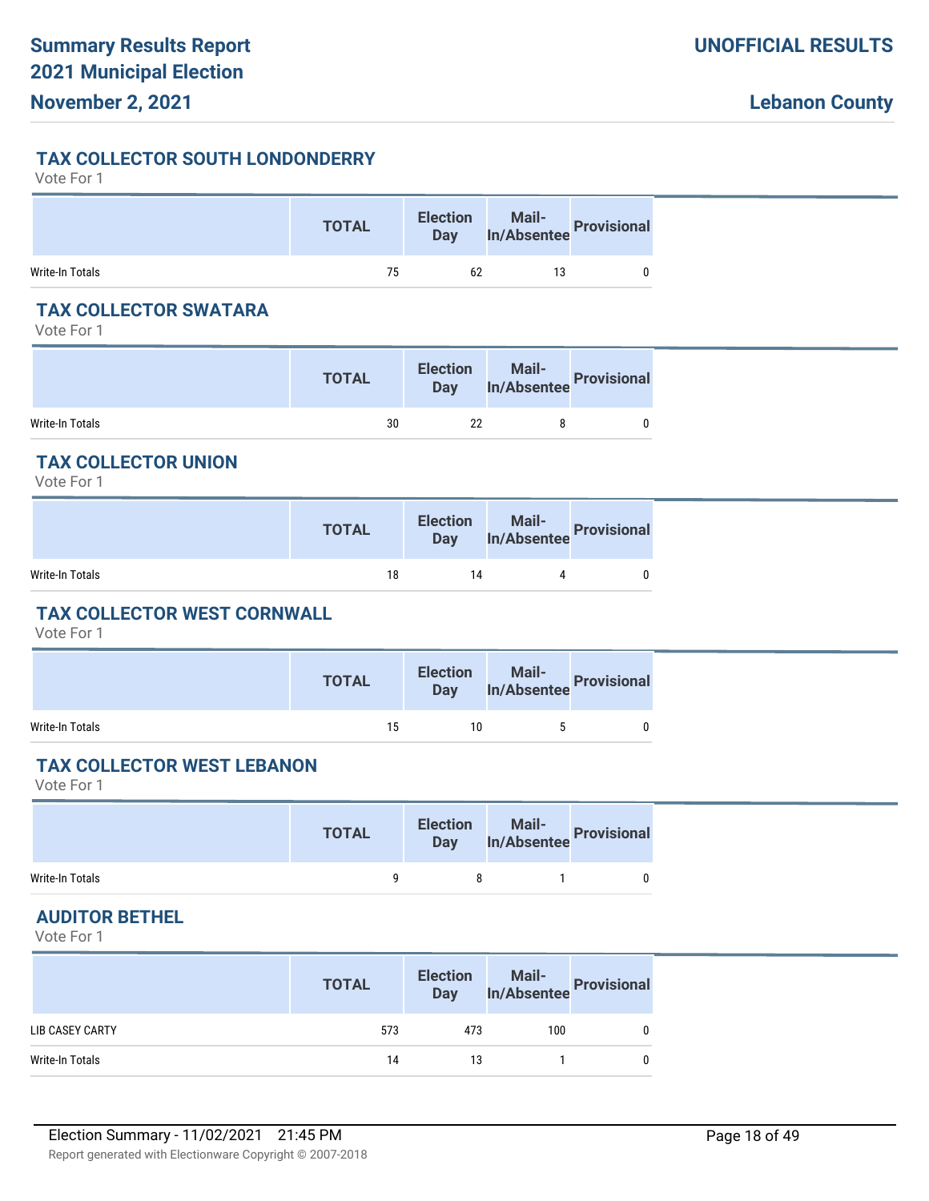### TAX COLLECTOR SOUTH LONDONDERRY

Vote For 1

| | TOTAL | Election Day | Mail-In/Absentee | Provisional |
|---|---|---|---|---|
| Write-In Totals | 75 | 62 | 13 | 0 |

### TAX COLLECTOR SWATARA

Vote For 1

| | TOTAL | Election Day | Mail-In/Absentee | Provisional |
|---|---|---|---|---|
| Write-In Totals | 30 | 22 | 8 | 0 |

### TAX COLLECTOR UNION

Vote For 1

| | TOTAL | Election Day | Mail-In/Absentee | Provisional |
|---|---|---|---|---|
| Write-In Totals | 18 | 14 | 4 | 0 |

### TAX COLLECTOR WEST CORNWALL

Vote For 1

| | TOTAL | Election Day | Mail-In/Absentee | Provisional |
|---|---|---|---|---|
| Write-In Totals | 15 | 10 | 5 | 0 |

### TAX COLLECTOR WEST LEBANON

Vote For 1

| | TOTAL | Election Day | Mail-In/Absentee | Provisional |
|---|---|---|---|---|
| Write-In Totals | 9 | 8 | 1 | 0 |

### AUDITOR BETHEL

Vote For 1

| | TOTAL | Election Day | Mail-In/Absentee | Provisional |
|---|---|---|---|---|
| LIB CASEY CARTY | 573 | 473 | 100 | 0 |
| Write-In Totals | 14 | 13 | 1 | 0 |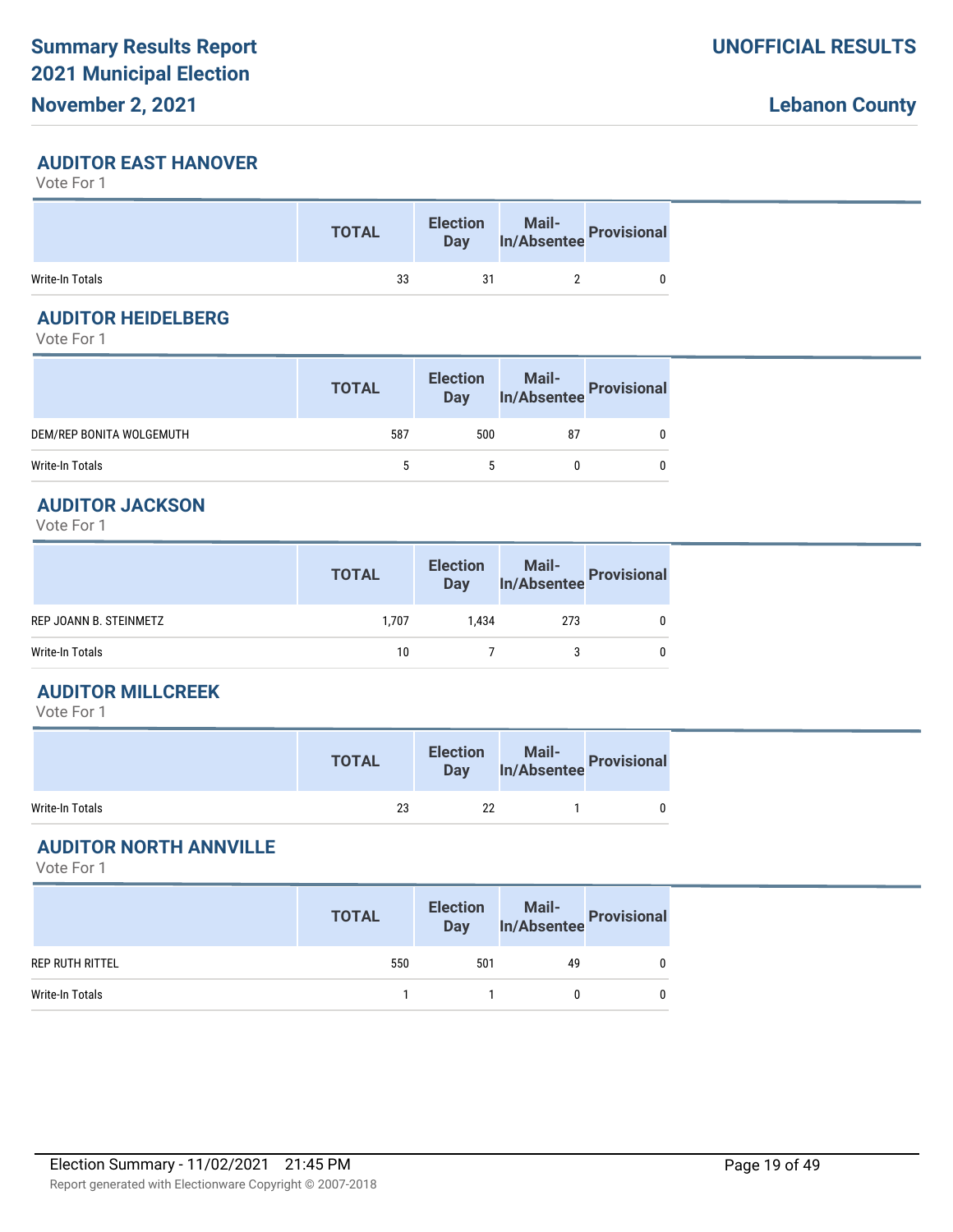## AUDITOR EAST HANOVER

Vote For 1

| | TOTAL | Election Day | Mail-In/Absentee | Provisional |
|---|---|---|---|---|
| Write-In Totals | 33 | 31 | 2 | 0 |

## AUDITOR HEIDELBERG

Vote For 1

| | TOTAL | Election Day | Mail-In/Absentee | Provisional |
|---|---|---|---|---|
| DEM/REP BONITA WOLGEMUTH | 587 | 500 | 87 | 0 |
| Write-In Totals | 5 | 5 | 0 | 0 |

## AUDITOR JACKSON

Vote For 1

| | TOTAL | Election Day | Mail-In/Absentee | Provisional |
|---|---|---|---|---|
| REP JOANN B. STEINMETZ | 1,707 | 1,434 | 273 | 0 |
| Write-In Totals | 10 | 7 | 3 | 0 |

## AUDITOR MILLCREEK

Vote For 1

| | TOTAL | Election Day | Mail-In/Absentee | Provisional |
|---|---|---|---|---|
| Write-In Totals | 23 | 22 | 1 | 0 |

## AUDITOR NORTH ANNVILLE

Vote For 1

| | TOTAL | Election Day | Mail-In/Absentee | Provisional |
|---|---|---|---|---|
| REP RUTH RITTEL | 550 | 501 | 49 | 0 |
| Write-In Totals | 1 | 1 | 0 | 0 |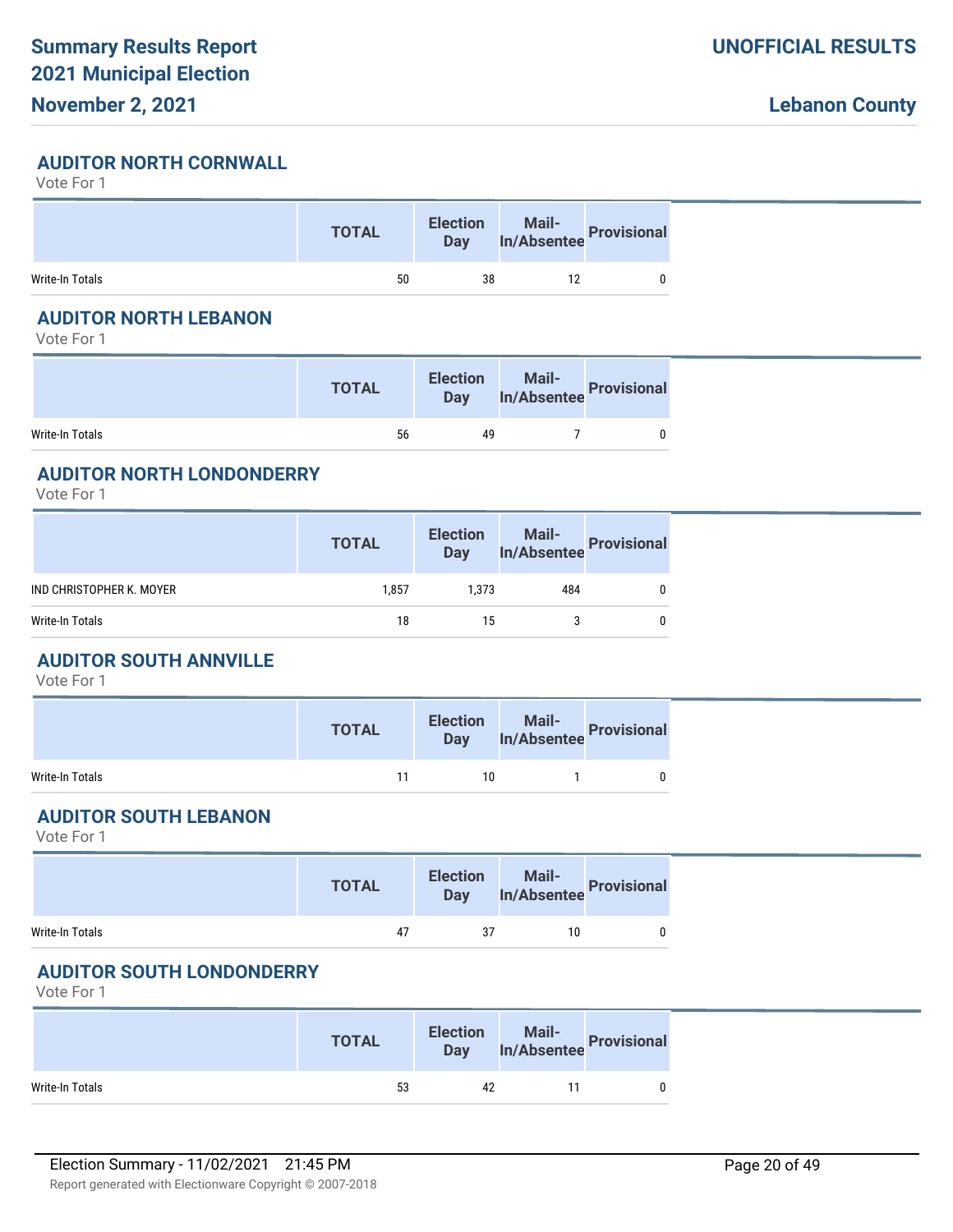## AUDITOR NORTH CORNWALL

Vote For 1

| | TOTAL | Election Day | Mail-In/Absentee | Provisional |
|---|---|---|---|---|
| Write-In Totals | 50 | 38 | 12 | 0 |

## AUDITOR NORTH LEBANON

Vote For 1

| | TOTAL | Election Day | Mail-In/Absentee | Provisional |
|---|---|---|---|---|
| Write-In Totals | 56 | 49 | 7 | 0 |

## AUDITOR NORTH LONDONDERRY

Vote For 1

| | TOTAL | Election Day | Mail-In/Absentee | Provisional |
|---|---|---|---|---|
| IND CHRISTOPHER K. MOYER | 1,857 | 1,373 | 484 | 0 |
| Write-In Totals | 18 | 15 | 3 | 0 |

## AUDITOR SOUTH ANNVILLE

Vote For 1

| | TOTAL | Election Day | Mail-In/Absentee | Provisional |
|---|---|---|---|---|
| Write-In Totals | 11 | 10 | 1 | 0 |

## AUDITOR SOUTH LEBANON

Vote For 1

| | TOTAL | Election Day | Mail-In/Absentee | Provisional |
|---|---|---|---|---|
| Write-In Totals | 47 | 37 | 10 | 0 |

## AUDITOR SOUTH LONDONDERRY

Vote For 1

| | TOTAL | Election Day | Mail-In/Absentee | Provisional |
|---|---|---|---|---|
| Write-In Totals | 53 | 42 | 11 | 0 |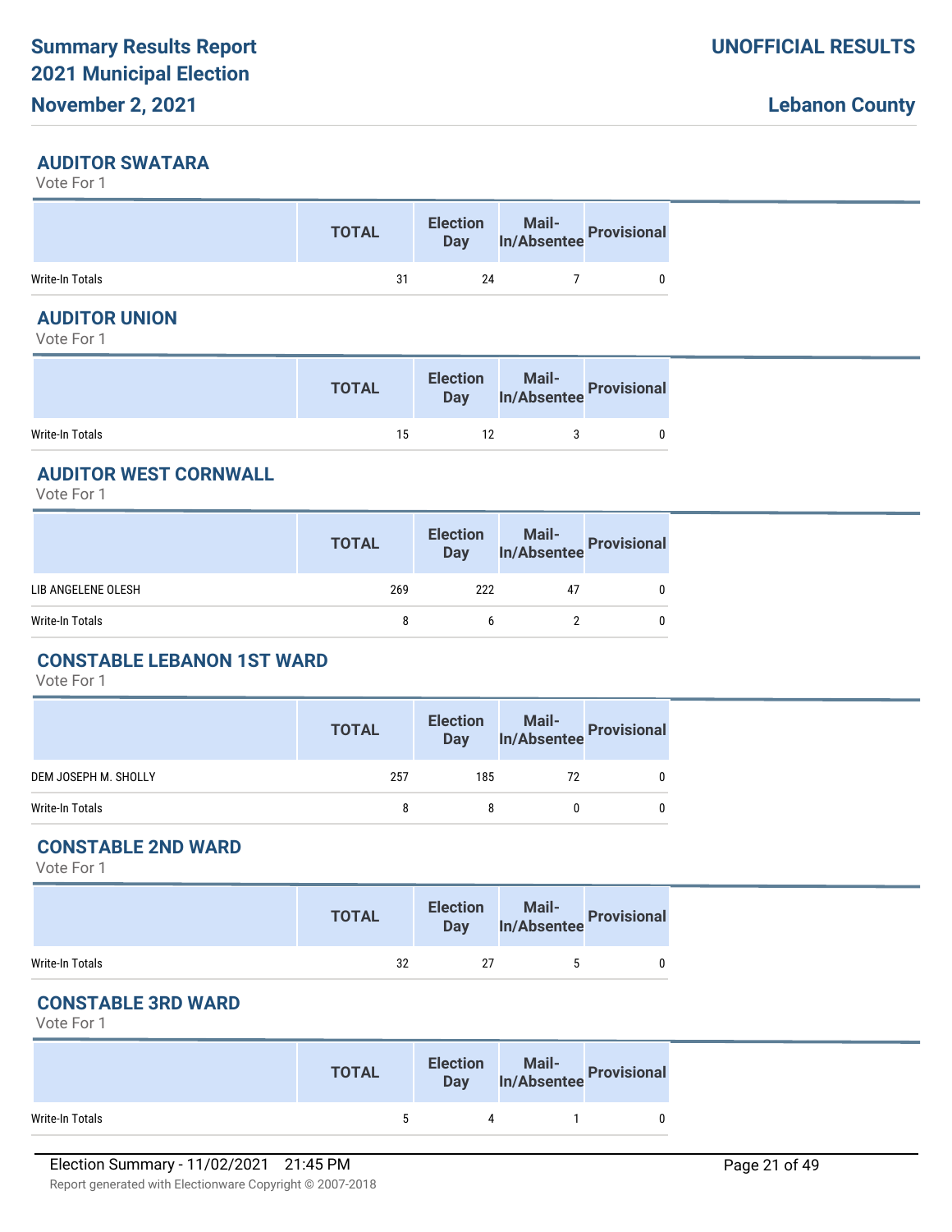## AUDITOR SWATARA

Vote For 1

| | TOTAL | Election Day | Mail-In/Absentee | Provisional |
|---|---|---|---|---|
| Write-In Totals | 31 | 24 | 7 | 0 |

## AUDITOR UNION

Vote For 1

| | TOTAL | Election Day | Mail-In/Absentee | Provisional |
|---|---|---|---|---|
| Write-In Totals | 15 | 12 | 3 | 0 |

## AUDITOR WEST CORNWALL

Vote For 1

| | TOTAL | Election Day | Mail-In/Absentee | Provisional |
|---|---|---|---|---|
| LIB ANGELENE OLESH | 269 | 222 | 47 | 0 |
| Write-In Totals | 8 | 6 | 2 | 0 |

## CONSTABLE LEBANON 1ST WARD

Vote For 1

| | TOTAL | Election Day | Mail-In/Absentee | Provisional |
|---|---|---|---|---|
| DEM JOSEPH M. SHOLLY | 257 | 185 | 72 | 0 |
| Write-In Totals | 8 | 8 | 0 | 0 |

## CONSTABLE 2ND WARD

Vote For 1

| | TOTAL | Election Day | Mail-In/Absentee | Provisional |
|---|---|---|---|---|
| Write-In Totals | 32 | 27 | 5 | 0 |

## CONSTABLE 3RD WARD

Vote For 1

| | TOTAL | Election Day | Mail-In/Absentee | Provisional |
|---|---|---|---|---|
| Write-In Totals | 5 | 4 | 1 | 0 |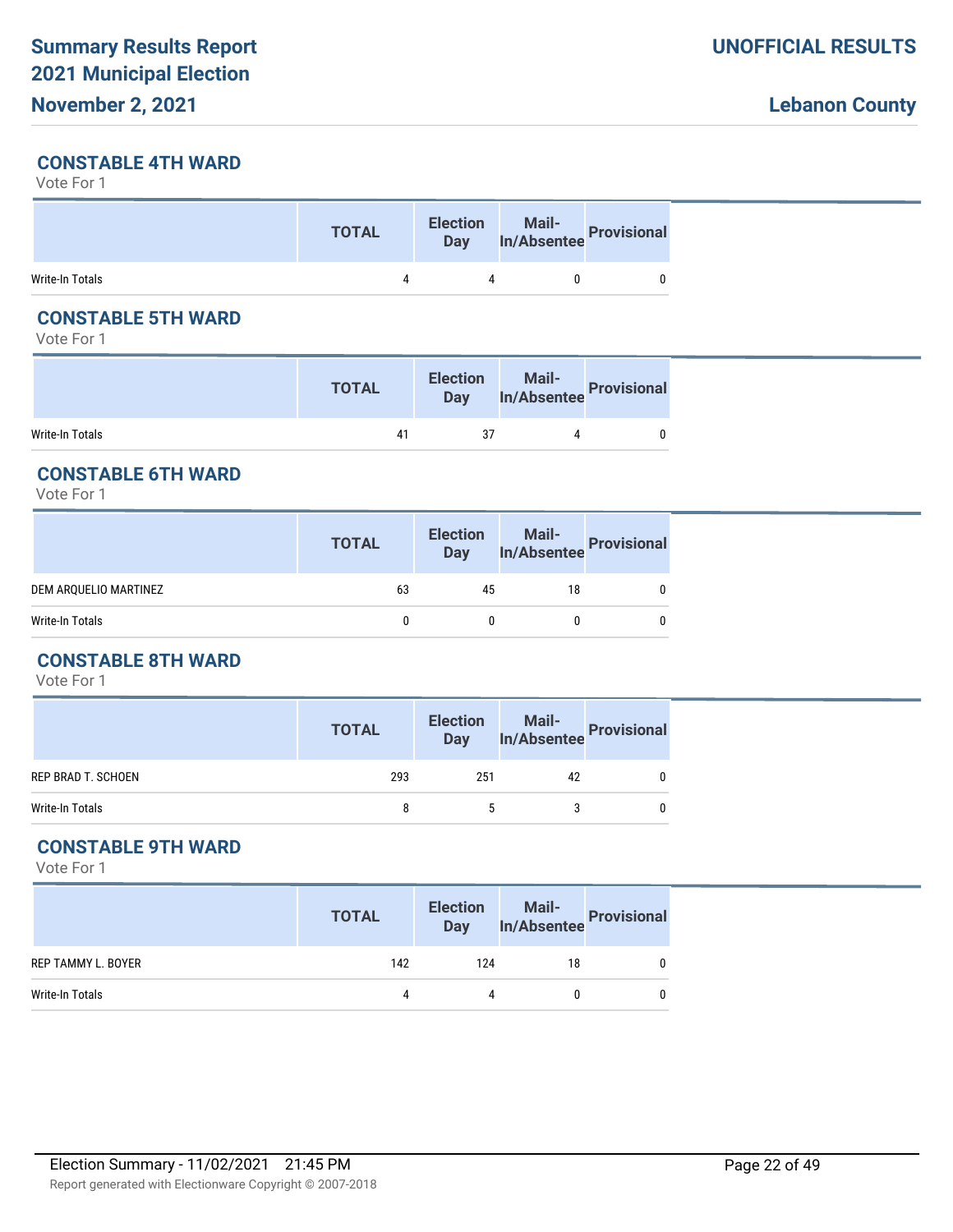## CONSTABLE 4TH WARD

Vote For 1

| | TOTAL | Election Day | Mail-In/Absentee | Provisional |
|---|---|---|---|---|
| Write-In Totals | 4 | 4 | 0 | 0 |

## CONSTABLE 5TH WARD

Vote For 1

| | TOTAL | Election Day | Mail-In/Absentee | Provisional |
|---|---|---|---|---|
| Write-In Totals | 41 | 37 | 4 | 0 |

## CONSTABLE 6TH WARD

Vote For 1

| | TOTAL | Election Day | Mail-In/Absentee | Provisional |
|---|---|---|---|---|
| DEM ARQUELIO MARTINEZ | 63 | 45 | 18 | 0 |
| Write-In Totals | 0 | 0 | 0 | 0 |

## CONSTABLE 8TH WARD

Vote For 1

| | TOTAL | Election Day | Mail-In/Absentee | Provisional |
|---|---|---|---|---|
| REP BRAD T. SCHOEN | 293 | 251 | 42 | 0 |
| Write-In Totals | 8 | 5 | 3 | 0 |

## CONSTABLE 9TH WARD

Vote For 1

| | TOTAL | Election Day | Mail-In/Absentee | Provisional |
|---|---|---|---|---|
| REP TAMMY L. BOYER | 142 | 124 | 18 | 0 |
| Write-In Totals | 4 | 4 | 0 | 0 |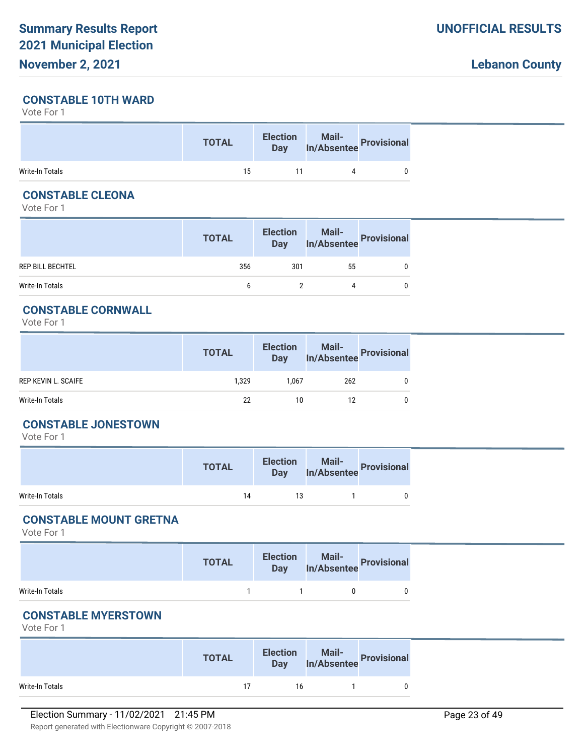## CONSTABLE 10TH WARD

Vote For 1

| | TOTAL | Election Day | Mail-In/Absentee | Provisional |
|---|---|---|---|---|
| Write-In Totals | 15 | 11 | 4 | 0 |

## CONSTABLE CLEONA

Vote For 1

| | TOTAL | Election Day | Mail-In/Absentee | Provisional |
|---|---|---|---|---|
| REP BILL BECHTEL | 356 | 301 | 55 | 0 |
| Write-In Totals | 6 | 2 | 4 | 0 |

## CONSTABLE CORNWALL

Vote For 1

| | TOTAL | Election Day | Mail-In/Absentee | Provisional |
|---|---|---|---|---|
| REP KEVIN L. SCAIFE | 1,329 | 1,067 | 262 | 0 |
| Write-In Totals | 22 | 10 | 12 | 0 |

## CONSTABLE JONESTOWN

Vote For 1

| | TOTAL | Election Day | Mail-In/Absentee | Provisional |
|---|---|---|---|---|
| Write-In Totals | 14 | 13 | 1 | 0 |

## CONSTABLE MOUNT GRETNA

Vote For 1

| | TOTAL | Election Day | Mail-In/Absentee | Provisional |
|---|---|---|---|---|
| Write-In Totals | 1 | 1 | 0 | 0 |

## CONSTABLE MYERSTOWN

Vote For 1

| | TOTAL | Election Day | Mail-In/Absentee | Provisional |
|---|---|---|---|---|
| Write-In Totals | 17 | 16 | 1 | 0 |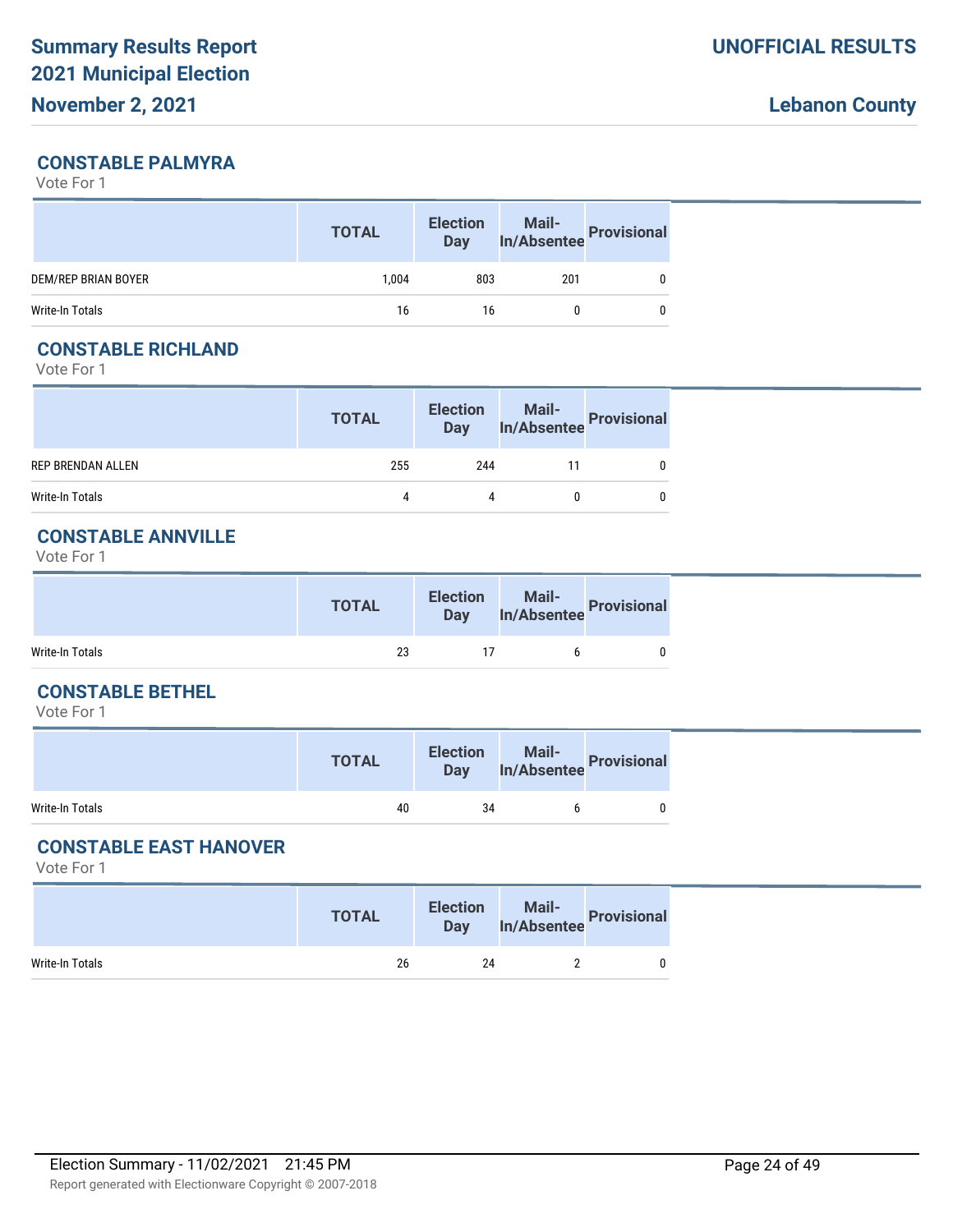## CONSTABLE PALMYRA

Vote For 1

| | TOTAL | Election Day | Mail-In/Absentee | Provisional |
|---|---|---|---|---|
| DEM/REP BRIAN BOYER | 1,004 | 803 | 201 | 0 |
| Write-In Totals | 16 | 16 | 0 | 0 |

## CONSTABLE RICHLAND

Vote For 1

| | TOTAL | Election Day | Mail-In/Absentee | Provisional |
|---|---|---|---|---|
| REP BRENDAN ALLEN | 255 | 244 | 11 | 0 |
| Write-In Totals | 4 | 4 | 0 | 0 |

## CONSTABLE ANNVILLE

Vote For 1

| | TOTAL | Election Day | Mail-In/Absentee | Provisional |
|---|---|---|---|---|
| Write-In Totals | 23 | 17 | 6 | 0 |

## CONSTABLE BETHEL

Vote For 1

| | TOTAL | Election Day | Mail-In/Absentee | Provisional |
|---|---|---|---|---|
| Write-In Totals | 40 | 34 | 6 | 0 |

## CONSTABLE EAST HANOVER

Vote For 1

| | TOTAL | Election Day | Mail-In/Absentee | Provisional |
|---|---|---|---|---|
| Write-In Totals | 26 | 24 | 2 | 0 |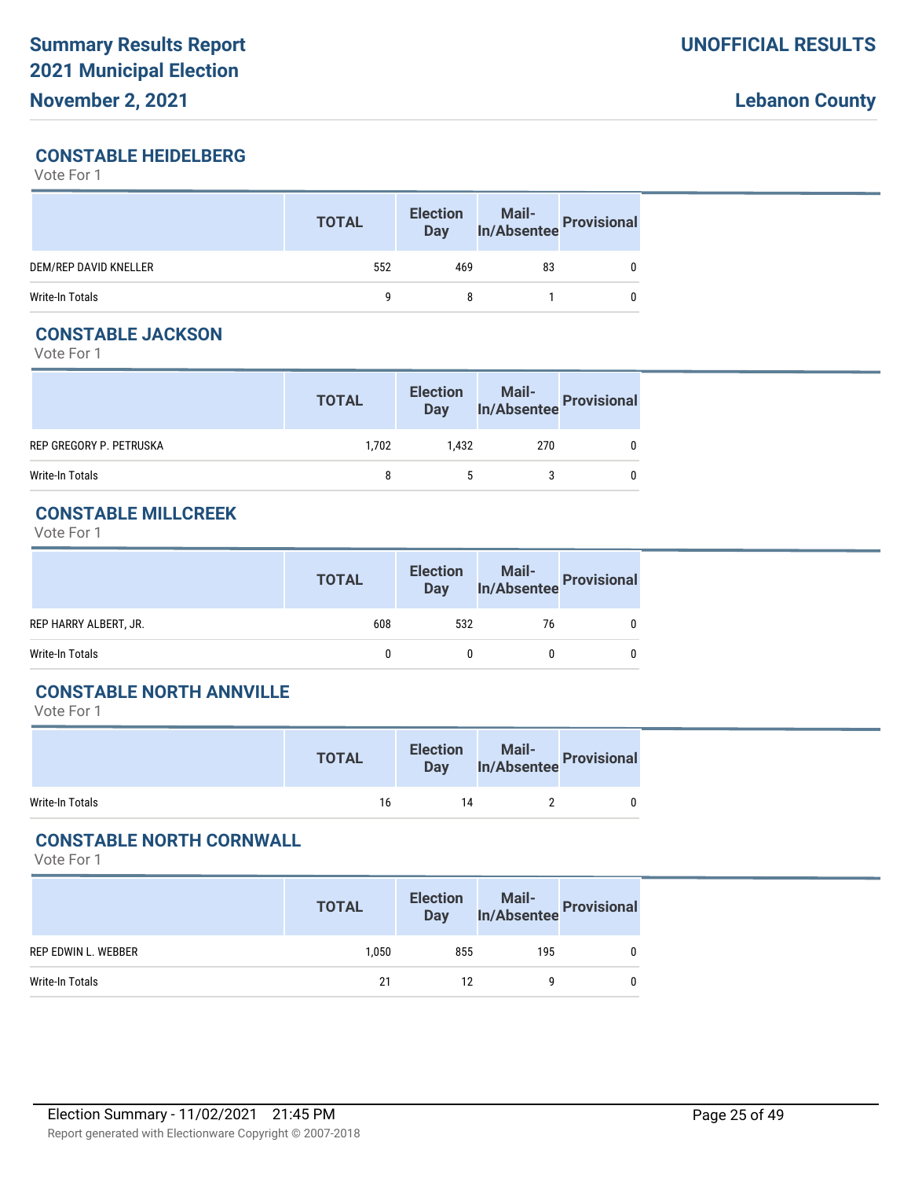# Summary Results Report 2021 Municipal Election

**November 2, 2021**

**UNOFFICIAL RESULTS**

**Lebanon County**

## CONSTABLE HEIDELBERG

Vote For 1

| | TOTAL | Election Day | Mail-In/Absentee | Provisional |
|---|---|---|---|---|
| DEM/REP DAVID KNELLER | 552 | 469 | 83 | 0 |
| Write-In Totals | 9 | 8 | 1 | 0 |

## CONSTABLE JACKSON

Vote For 1

| | TOTAL | Election Day | Mail-In/Absentee | Provisional |
|---|---|---|---|---|
| REP GREGORY P. PETRUSKA | 1,702 | 1,432 | 270 | 0 |
| Write-In Totals | 8 | 5 | 3 | 0 |

## CONSTABLE MILLCREEK

Vote For 1

| | TOTAL | Election Day | Mail-In/Absentee | Provisional |
|---|---|---|---|---|
| REP HARRY ALBERT, JR. | 608 | 532 | 76 | 0 |
| Write-In Totals | 0 | 0 | 0 | 0 |

## CONSTABLE NORTH ANNVILLE

Vote For 1

| | TOTAL | Election Day | Mail-In/Absentee | Provisional |
|---|---|---|---|---|
| Write-In Totals | 16 | 14 | 2 | 0 |

## CONSTABLE NORTH CORNWALL

Vote For 1

| | TOTAL | Election Day | Mail-In/Absentee | Provisional |
|---|---|---|---|---|
| REP EDWIN L. WEBBER | 1,050 | 855 | 195 | 0 |
| Write-In Totals | 21 | 12 | 9 | 0 |

Election Summary - 11/02/2021 21:45 PM

Report generated with Electionware Copyright © 2007-2018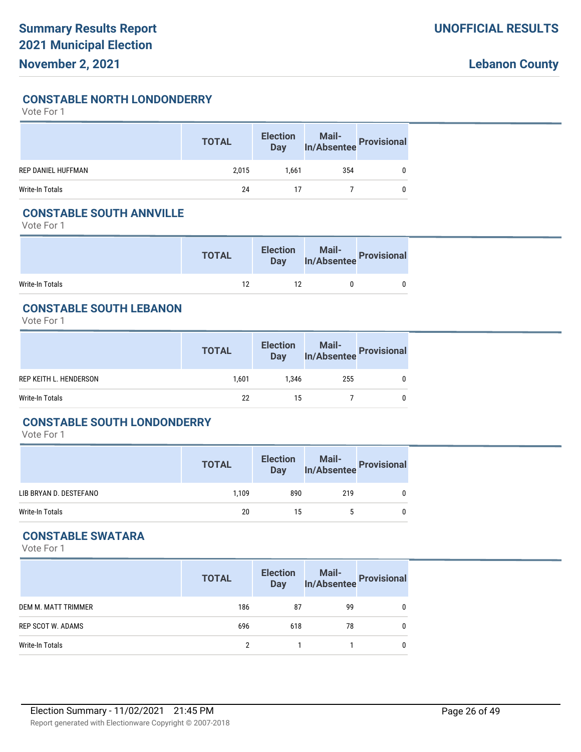## CONSTABLE NORTH LONDONDERRY

Vote For 1

| | TOTAL | Election Day | Mail-In/Absentee | Provisional |
|---|---|---|---|---|
| REP DANIEL HUFFMAN | 2,015 | 1,661 | 354 | 0 |
| Write-In Totals | 24 | 17 | 7 | 0 |

## CONSTABLE SOUTH ANNVILLE

Vote For 1

| | TOTAL | Election Day | Mail-In/Absentee | Provisional |
|---|---|---|---|---|
| Write-In Totals | 12 | 12 | 0 | 0 |

## CONSTABLE SOUTH LEBANON

Vote For 1

| | TOTAL | Election Day | Mail-In/Absentee | Provisional |
|---|---|---|---|---|
| REP KEITH L. HENDERSON | 1,601 | 1,346 | 255 | 0 |
| Write-In Totals | 22 | 15 | 7 | 0 |

## CONSTABLE SOUTH LONDONDERRY

Vote For 1

| | TOTAL | Election Day | Mail-In/Absentee | Provisional |
|---|---|---|---|---|
| LIB BRYAN D. DESTEFANO | 1,109 | 890 | 219 | 0 |
| Write-In Totals | 20 | 15 | 5 | 0 |

## CONSTABLE SWATARA

Vote For 1

| | TOTAL | Election Day | Mail-In/Absentee | Provisional |
|---|---|---|---|---|
| DEM M. MATT TRIMMER | 186 | 87 | 99 | 0 |
| REP SCOT W. ADAMS | 696 | 618 | 78 | 0 |
| Write-In Totals | 2 | 1 | 1 | 0 |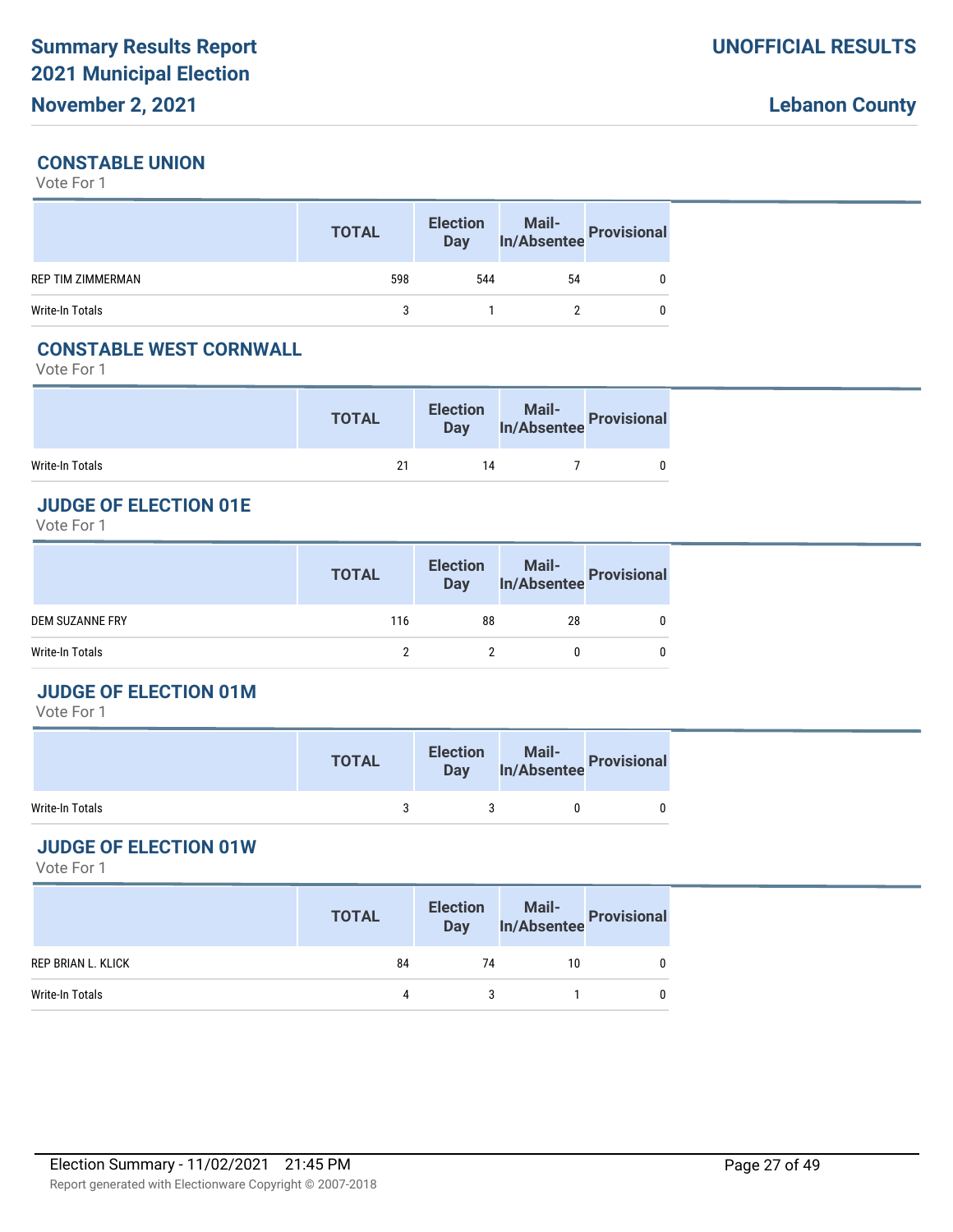## CONSTABLE UNION

Vote For 1

| | TOTAL | Election Day | Mail-In/Absentee | Provisional |
|---|---|---|---|---|
| REP TIM ZIMMERMAN | 598 | 544 | 54 | 0 |
| Write-In Totals | 3 | 1 | 2 | 0 |

## CONSTABLE WEST CORNWALL

Vote For 1

| | TOTAL | Election Day | Mail-In/Absentee | Provisional |
|---|---|---|---|---|
| Write-In Totals | 21 | 14 | 7 | 0 |

## JUDGE OF ELECTION 01E

Vote For 1

| | TOTAL | Election Day | Mail-In/Absentee | Provisional |
|---|---|---|---|---|
| DEM SUZANNE FRY | 116 | 88 | 28 | 0 |
| Write-In Totals | 2 | 2 | 0 | 0 |

## JUDGE OF ELECTION 01M

Vote For 1

| | TOTAL | Election Day | Mail-In/Absentee | Provisional |
|---|---|---|---|---|
| Write-In Totals | 3 | 3 | 0 | 0 |

## JUDGE OF ELECTION 01W

Vote For 1

| | TOTAL | Election Day | Mail-In/Absentee | Provisional |
|---|---|---|---|---|
| REP BRIAN L. KLICK | 84 | 74 | 10 | 0 |
| Write-In Totals | 4 | 3 | 1 | 0 |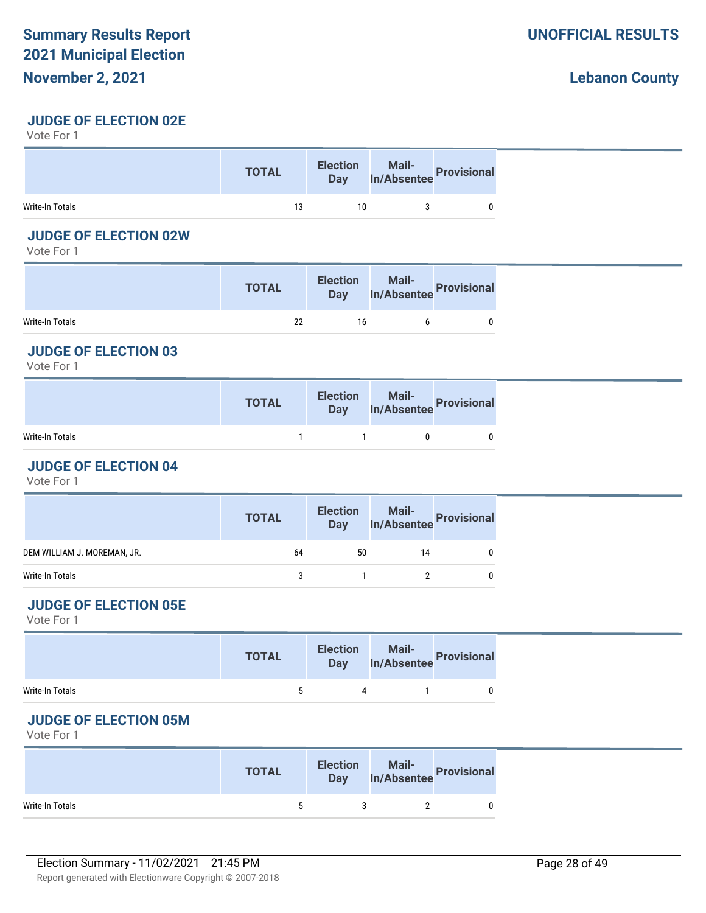### JUDGE OF ELECTION 02E

Vote For 1

| | TOTAL | Election Day | Mail-In/Absentee | Provisional |
|---|---|---|---|---|
| Write-In Totals | 13 | 10 | 3 | 0 |

### JUDGE OF ELECTION 02W

Vote For 1

| | TOTAL | Election Day | Mail-In/Absentee | Provisional |
|---|---|---|---|---|
| Write-In Totals | 22 | 16 | 6 | 0 |

### JUDGE OF ELECTION 03

Vote For 1

| | TOTAL | Election Day | Mail-In/Absentee | Provisional |
|---|---|---|---|---|
| Write-In Totals | 1 | 1 | 0 | 0 |

### JUDGE OF ELECTION 04

Vote For 1

| | TOTAL | Election Day | Mail-In/Absentee | Provisional |
|---|---|---|---|---|
| DEM WILLIAM J. MOREMAN, JR. | 64 | 50 | 14 | 0 |
| Write-In Totals | 3 | 1 | 2 | 0 |

### JUDGE OF ELECTION 05E

Vote For 1

| | TOTAL | Election Day | Mail-In/Absentee | Provisional |
|---|---|---|---|---|
| Write-In Totals | 5 | 4 | 1 | 0 |

### JUDGE OF ELECTION 05M

Vote For 1

| | TOTAL | Election Day | Mail-In/Absentee | Provisional |
|---|---|---|---|---|
| Write-In Totals | 5 | 3 | 2 | 0 |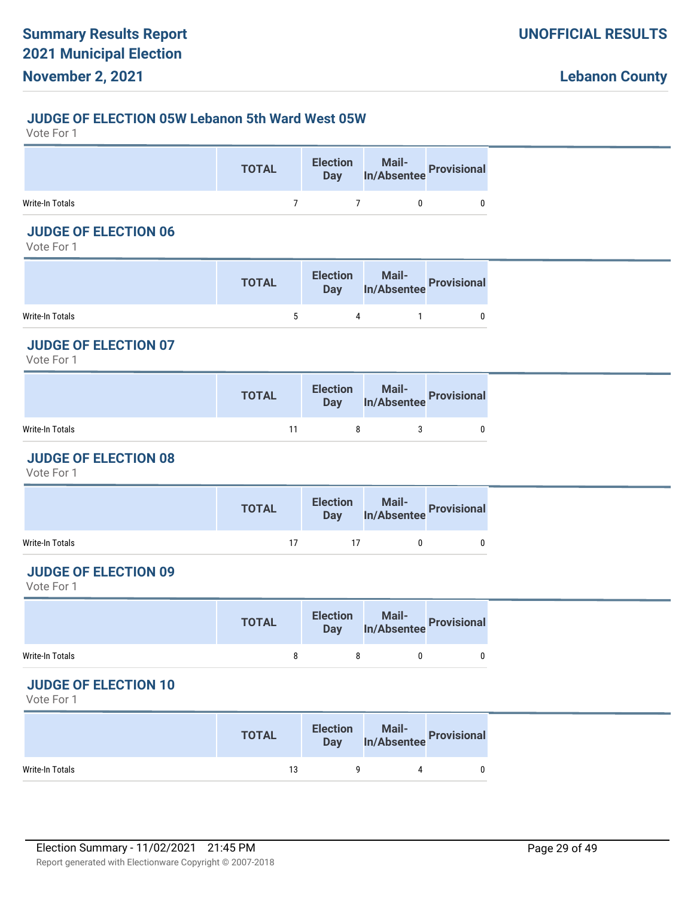### JUDGE OF ELECTION 05W Lebanon 5th Ward West 05W

Vote For 1

| | TOTAL | Election Day | Mail-In/Absentee | Provisional |
|---|---|---|---|---|
| Write-In Totals | 7 | 7 | 0 | 0 |

### JUDGE OF ELECTION 06

Vote For 1

| | TOTAL | Election Day | Mail-In/Absentee | Provisional |
|---|---|---|---|---|
| Write-In Totals | 5 | 4 | 1 | 0 |

### JUDGE OF ELECTION 07

Vote For 1

| | TOTAL | Election Day | Mail-In/Absentee | Provisional |
|---|---|---|---|---|
| Write-In Totals | 11 | 8 | 3 | 0 |

### JUDGE OF ELECTION 08

Vote For 1

| | TOTAL | Election Day | Mail-In/Absentee | Provisional |
|---|---|---|---|---|
| Write-In Totals | 17 | 17 | 0 | 0 |

### JUDGE OF ELECTION 09

Vote For 1

| | TOTAL | Election Day | Mail-In/Absentee | Provisional |
|---|---|---|---|---|
| Write-In Totals | 8 | 8 | 0 | 0 |

### JUDGE OF ELECTION 10

Vote For 1

| | TOTAL | Election Day | Mail-In/Absentee | Provisional |
|---|---|---|---|---|
| Write-In Totals | 13 | 9 | 4 | 0 |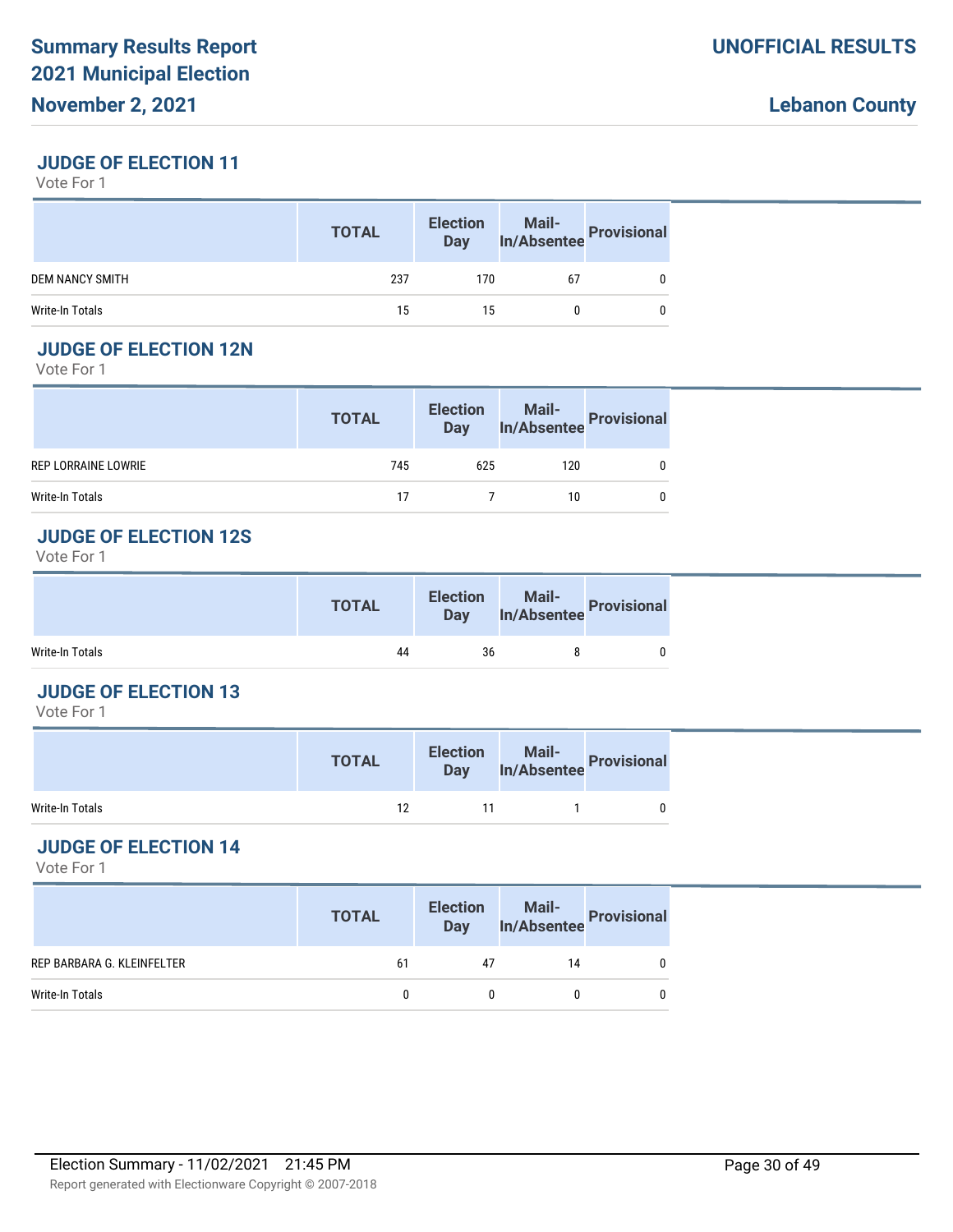## JUDGE OF ELECTION 11

Vote For 1

| | TOTAL | Election Day | Mail-In/Absentee | Provisional |
|---|---|---|---|---|
| DEM NANCY SMITH | 237 | 170 | 67 | 0 |
| Write-In Totals | 15 | 15 | 0 | 0 |

## JUDGE OF ELECTION 12N

Vote For 1

| | TOTAL | Election Day | Mail-In/Absentee | Provisional |
|---|---|---|---|---|
| REP LORRAINE LOWRIE | 745 | 625 | 120 | 0 |
| Write-In Totals | 17 | 7 | 10 | 0 |

## JUDGE OF ELECTION 12S

Vote For 1

| | TOTAL | Election Day | Mail-In/Absentee | Provisional |
|---|---|---|---|---|
| Write-In Totals | 44 | 36 | 8 | 0 |

## JUDGE OF ELECTION 13

Vote For 1

| | TOTAL | Election Day | Mail-In/Absentee | Provisional |
|---|---|---|---|---|
| Write-In Totals | 12 | 11 | 1 | 0 |

## JUDGE OF ELECTION 14

Vote For 1

| | TOTAL | Election Day | Mail-In/Absentee | Provisional |
|---|---|---|---|---|
| REP BARBARA G. KLEINFELTER | 61 | 47 | 14 | 0 |
| Write-In Totals | 0 | 0 | 0 | 0 |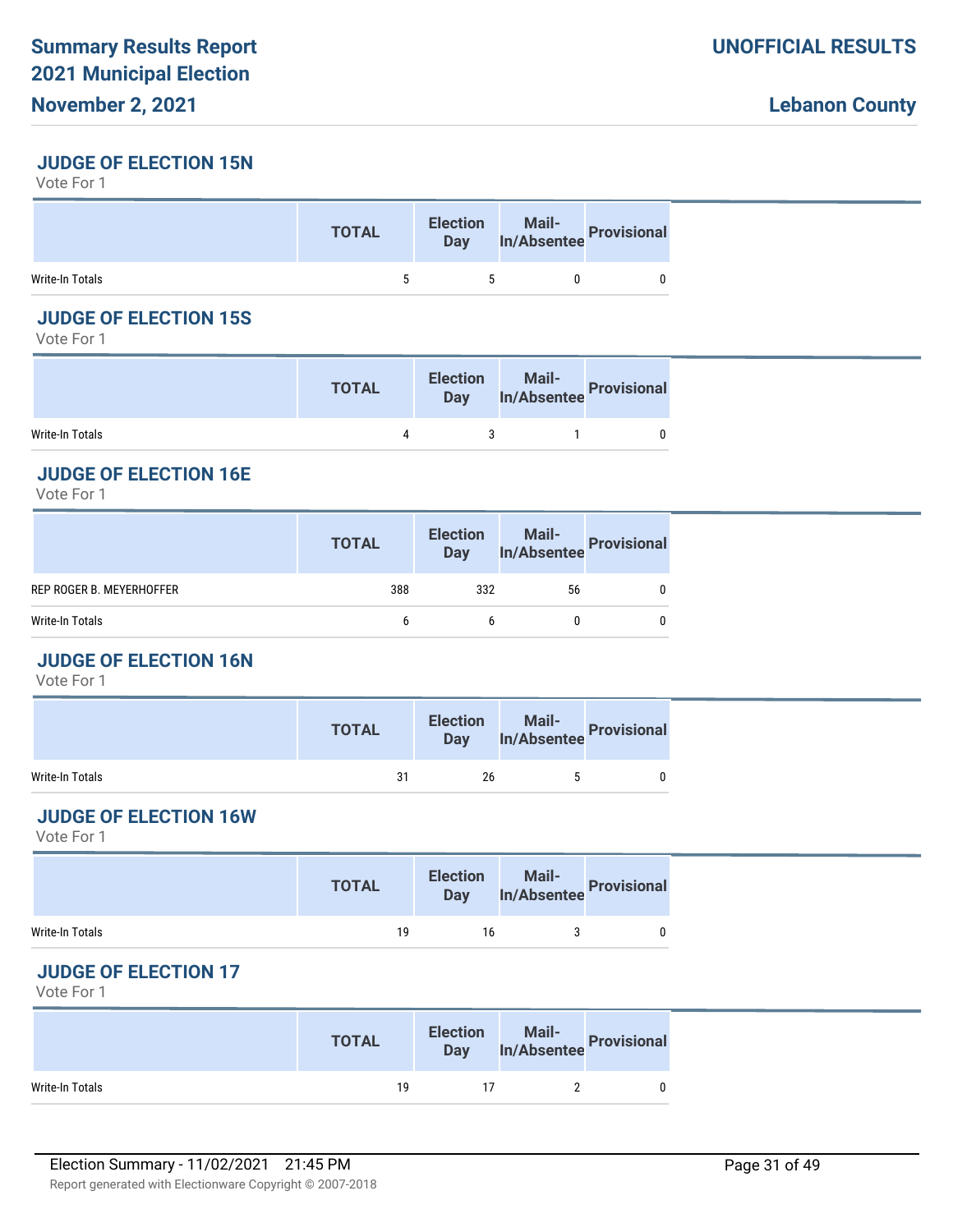## JUDGE OF ELECTION 15N

Vote For 1

| | TOTAL | Election Day | Mail-In/Absentee | Provisional |
|---|---|---|---|---|
| Write-In Totals | 5 | 5 | 0 | 0 |

## JUDGE OF ELECTION 15S

Vote For 1

| | TOTAL | Election Day | Mail-In/Absentee | Provisional |
|---|---|---|---|---|
| Write-In Totals | 4 | 3 | 1 | 0 |

## JUDGE OF ELECTION 16E

Vote For 1

| | TOTAL | Election Day | Mail-In/Absentee | Provisional |
|---|---|---|---|---|
| REP ROGER B. MEYERHOFFER | 388 | 332 | 56 | 0 |
| Write-In Totals | 6 | 6 | 0 | 0 |

## JUDGE OF ELECTION 16N

Vote For 1

| | TOTAL | Election Day | Mail-In/Absentee | Provisional |
|---|---|---|---|---|
| Write-In Totals | 31 | 26 | 5 | 0 |

## JUDGE OF ELECTION 16W

Vote For 1

| | TOTAL | Election Day | Mail-In/Absentee | Provisional |
|---|---|---|---|---|
| Write-In Totals | 19 | 16 | 3 | 0 |

## JUDGE OF ELECTION 17

Vote For 1

| | TOTAL | Election Day | Mail-In/Absentee | Provisional |
|---|---|---|---|---|
| Write-In Totals | 19 | 17 | 2 | 0 |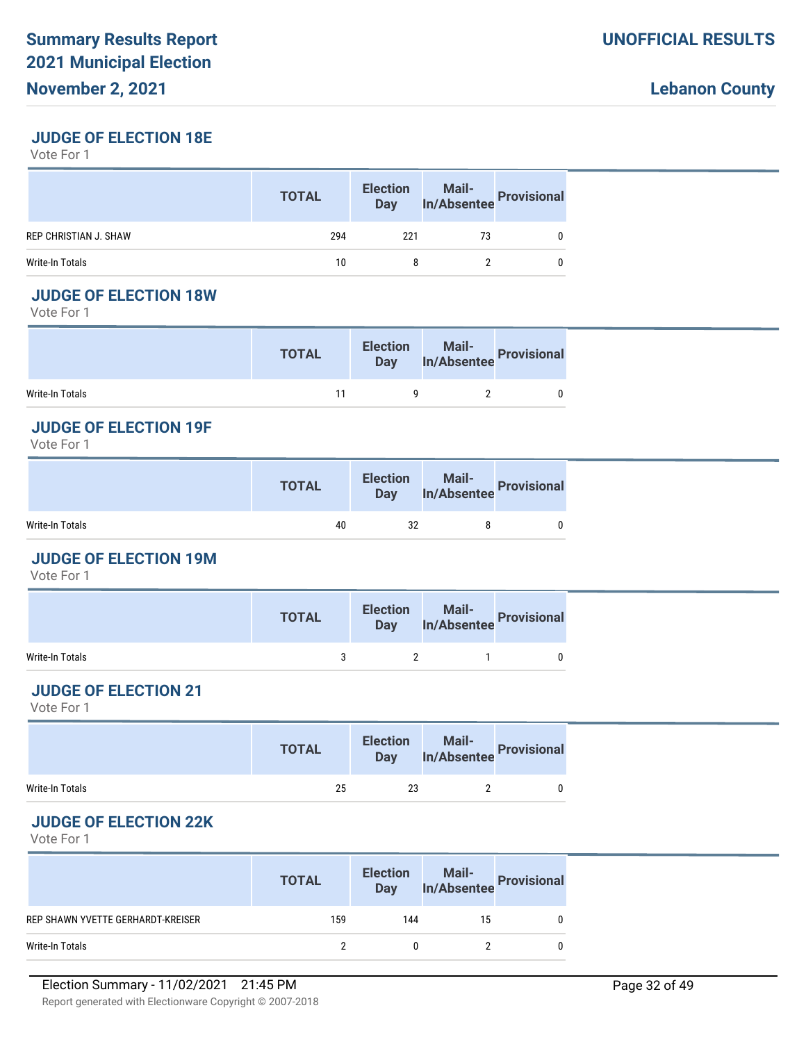## JUDGE OF ELECTION 18E

Vote For 1

| | TOTAL | Election Day | Mail-In/Absentee | Provisional |
|---|---|---|---|---|
| REP CHRISTIAN J. SHAW | 294 | 221 | 73 | 0 |
| Write-In Totals | 10 | 8 | 2 | 0 |

## JUDGE OF ELECTION 18W

Vote For 1

| | TOTAL | Election Day | Mail-In/Absentee | Provisional |
|---|---|---|---|---|
| Write-In Totals | 11 | 9 | 2 | 0 |

## JUDGE OF ELECTION 19F

Vote For 1

| | TOTAL | Election Day | Mail-In/Absentee | Provisional |
|---|---|---|---|---|
| Write-In Totals | 40 | 32 | 8 | 0 |

## JUDGE OF ELECTION 19M

Vote For 1

| | TOTAL | Election Day | Mail-In/Absentee | Provisional |
|---|---|---|---|---|
| Write-In Totals | 3 | 2 | 1 | 0 |

## JUDGE OF ELECTION 21

Vote For 1

| | TOTAL | Election Day | Mail-In/Absentee | Provisional |
|---|---|---|---|---|
| Write-In Totals | 25 | 23 | 2 | 0 |

## JUDGE OF ELECTION 22K

Vote For 1

| | TOTAL | Election Day | Mail-In/Absentee | Provisional |
|---|---|---|---|---|
| REP SHAWN YVETTE GERHARDT-KREISER | 159 | 144 | 15 | 0 |
| Write-In Totals | 2 | 0 | 2 | 0 |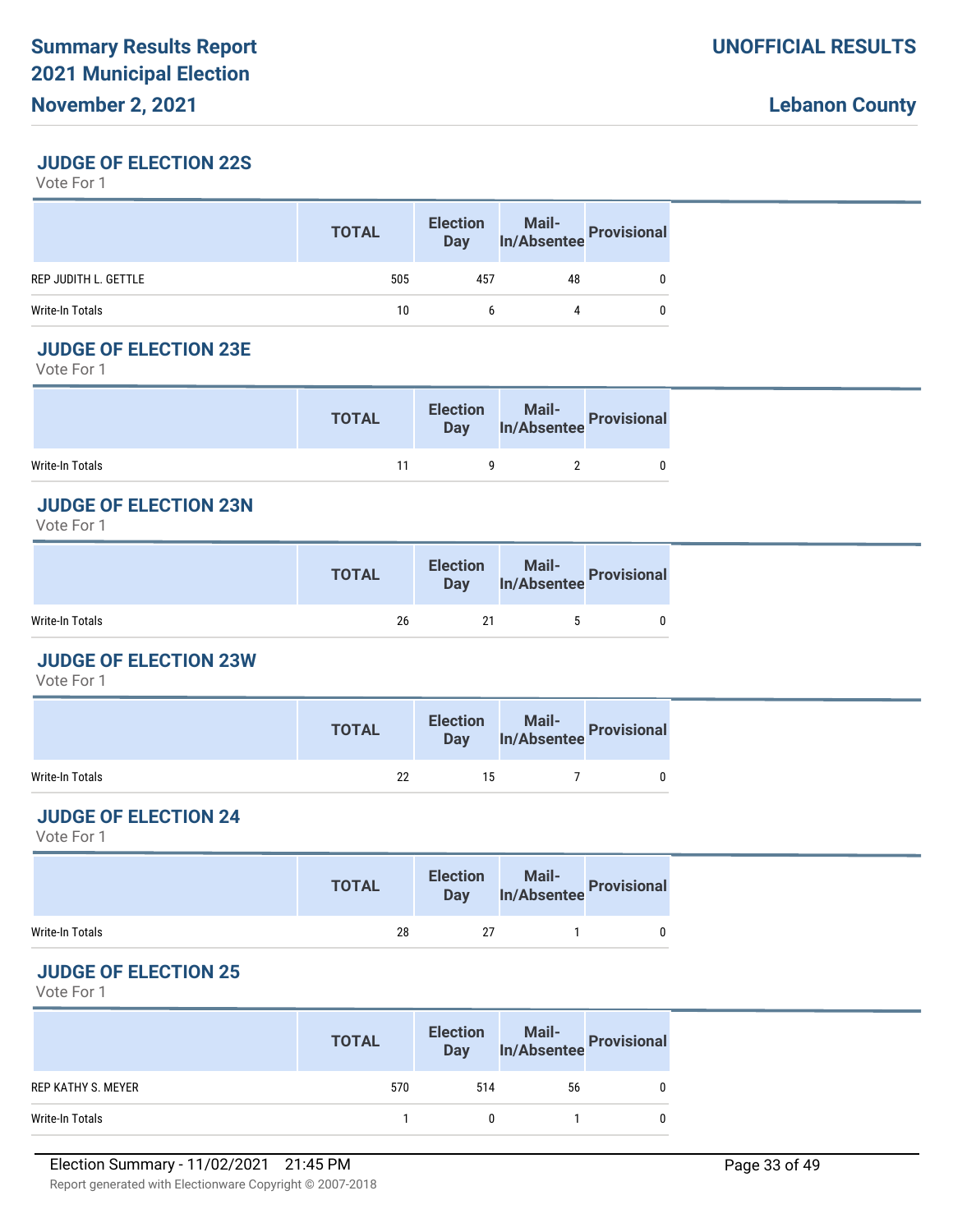## JUDGE OF ELECTION 22S

Vote For 1

| | TOTAL | Election Day | Mail-In/Absentee | Provisional |
|---|---|---|---|---|
| REP JUDITH L. GETTLE | 505 | 457 | 48 | 0 |
| Write-In Totals | 10 | 6 | 4 | 0 |

## JUDGE OF ELECTION 23E

Vote For 1

| | TOTAL | Election Day | Mail-In/Absentee | Provisional |
|---|---|---|---|---|
| Write-In Totals | 11 | 9 | 2 | 0 |

## JUDGE OF ELECTION 23N

Vote For 1

| | TOTAL | Election Day | Mail-In/Absentee | Provisional |
|---|---|---|---|---|
| Write-In Totals | 26 | 21 | 5 | 0 |

## JUDGE OF ELECTION 23W

Vote For 1

| | TOTAL | Election Day | Mail-In/Absentee | Provisional |
|---|---|---|---|---|
| Write-In Totals | 22 | 15 | 7 | 0 |

## JUDGE OF ELECTION 24

Vote For 1

| | TOTAL | Election Day | Mail-In/Absentee | Provisional |
|---|---|---|---|---|
| Write-In Totals | 28 | 27 | 1 | 0 |

## JUDGE OF ELECTION 25

Vote For 1

| | TOTAL | Election Day | Mail-In/Absentee | Provisional |
|---|---|---|---|---|
| REP KATHY S. MEYER | 570 | 514 | 56 | 0 |
| Write-In Totals | 1 | 0 | 1 | 0 |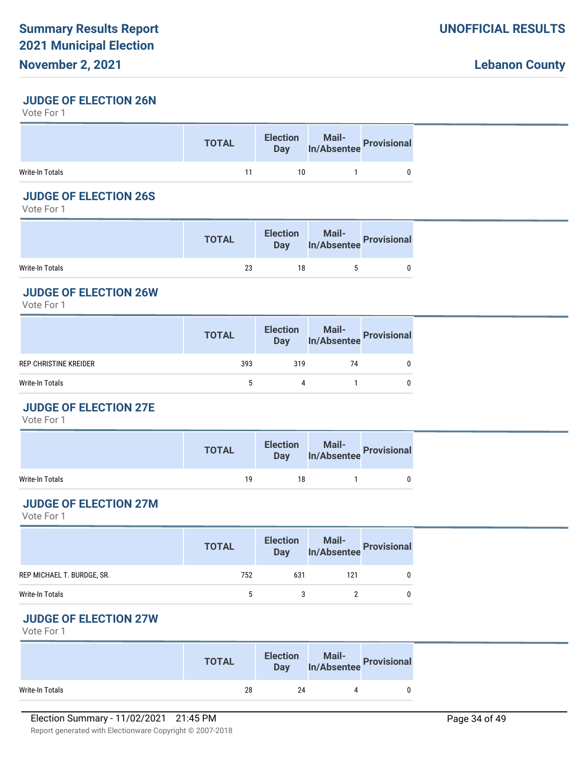## JUDGE OF ELECTION 26N

Vote For 1

| | TOTAL | Election Day | Mail-In/Absentee | Provisional |
|---|---|---|---|---|
| Write-In Totals | 11 | 10 | 1 | 0 |

## JUDGE OF ELECTION 26S

Vote For 1

| | TOTAL | Election Day | Mail-In/Absentee | Provisional |
|---|---|---|---|---|
| Write-In Totals | 23 | 18 | 5 | 0 |

## JUDGE OF ELECTION 26W

Vote For 1

| | TOTAL | Election Day | Mail-In/Absentee | Provisional |
|---|---|---|---|---|
| REP CHRISTINE KREIDER | 393 | 319 | 74 | 0 |
| Write-In Totals | 5 | 4 | 1 | 0 |

## JUDGE OF ELECTION 27E

Vote For 1

| | TOTAL | Election Day | Mail-In/Absentee | Provisional |
|---|---|---|---|---|
| Write-In Totals | 19 | 18 | 1 | 0 |

## JUDGE OF ELECTION 27M

Vote For 1

| | TOTAL | Election Day | Mail-In/Absentee | Provisional |
|---|---|---|---|---|
| REP MICHAEL T. BURDGE, SR. | 752 | 631 | 121 | 0 |
| Write-In Totals | 5 | 3 | 2 | 0 |

## JUDGE OF ELECTION 27W

Vote For 1

| | TOTAL | Election Day | Mail-In/Absentee | Provisional |
|---|---|---|---|---|
| Write-In Totals | 28 | 24 | 4 | 0 |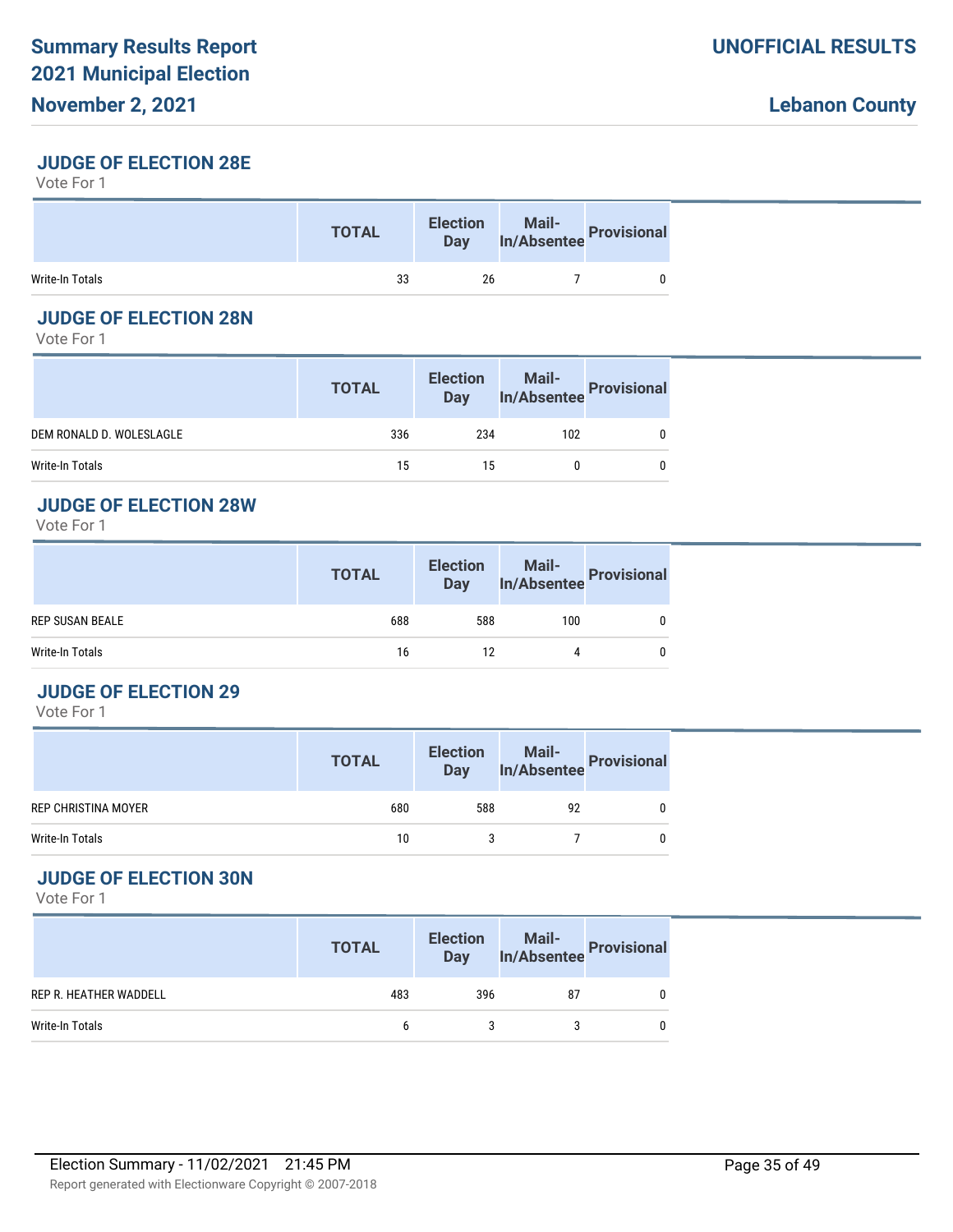### JUDGE OF ELECTION 28E

Vote For 1

| | TOTAL | Election Day | Mail-In/Absentee | Provisional |
|---|---|---|---|---|
| Write-In Totals | 33 | 26 | 7 | 0 |

### JUDGE OF ELECTION 28N

Vote For 1

| | TOTAL | Election Day | Mail-In/Absentee | Provisional |
|---|---|---|---|---|
| DEM RONALD D. WOLESLAGLE | 336 | 234 | 102 | 0 |
| Write-In Totals | 15 | 15 | 0 | 0 |

### JUDGE OF ELECTION 28W

Vote For 1

| | TOTAL | Election Day | Mail-In/Absentee | Provisional |
|---|---|---|---|---|
| REP SUSAN BEALE | 688 | 588 | 100 | 0 |
| Write-In Totals | 16 | 12 | 4 | 0 |

### JUDGE OF ELECTION 29

Vote For 1

| | TOTAL | Election Day | Mail-In/Absentee | Provisional |
|---|---|---|---|---|
| REP CHRISTINA MOYER | 680 | 588 | 92 | 0 |
| Write-In Totals | 10 | 3 | 7 | 0 |

### JUDGE OF ELECTION 30N

Vote For 1

| | TOTAL | Election Day | Mail-In/Absentee | Provisional |
|---|---|---|---|---|
| REP R. HEATHER WADDELL | 483 | 396 | 87 | 0 |
| Write-In Totals | 6 | 3 | 3 | 0 |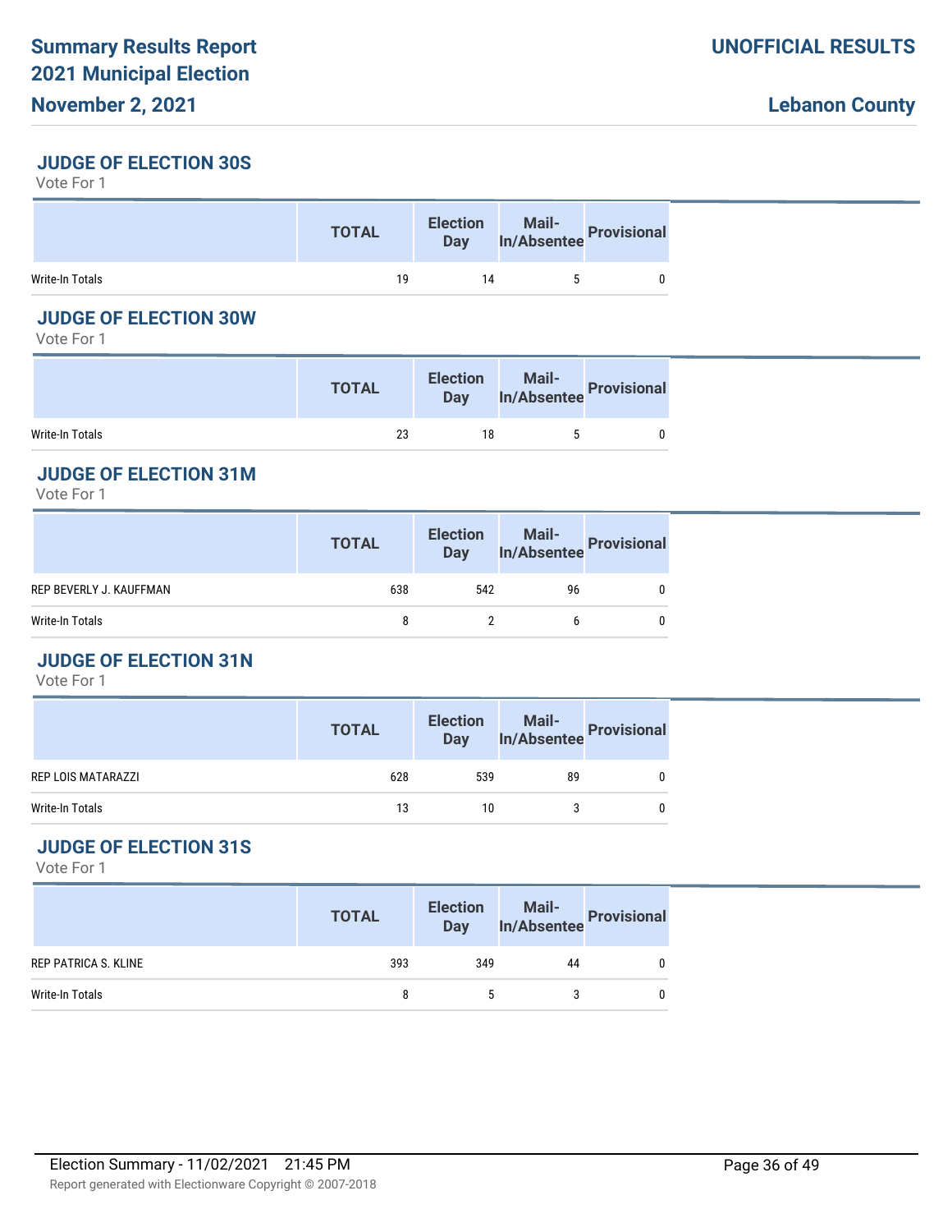## JUDGE OF ELECTION 30S

Vote For 1

| | TOTAL | Election Day | Mail-In/Absentee | Provisional |
|---|---|---|---|---|
| Write-In Totals | 19 | 14 | 5 | 0 |

## JUDGE OF ELECTION 30W

Vote For 1

| | TOTAL | Election Day | Mail-In/Absentee | Provisional |
|---|---|---|---|---|
| Write-In Totals | 23 | 18 | 5 | 0 |

## JUDGE OF ELECTION 31M

Vote For 1

| | TOTAL | Election Day | Mail-In/Absentee | Provisional |
|---|---|---|---|---|
| REP BEVERLY J. KAUFFMAN | 638 | 542 | 96 | 0 |
| Write-In Totals | 8 | 2 | 6 | 0 |

## JUDGE OF ELECTION 31N

Vote For 1

| | TOTAL | Election Day | Mail-In/Absentee | Provisional |
|---|---|---|---|---|
| REP LOIS MATARAZZI | 628 | 539 | 89 | 0 |
| Write-In Totals | 13 | 10 | 3 | 0 |

## JUDGE OF ELECTION 31S

Vote For 1

| | TOTAL | Election Day | Mail-In/Absentee | Provisional |
|---|---|---|---|---|
| REP PATRICA S. KLINE | 393 | 349 | 44 | 0 |
| Write-In Totals | 8 | 5 | 3 | 0 |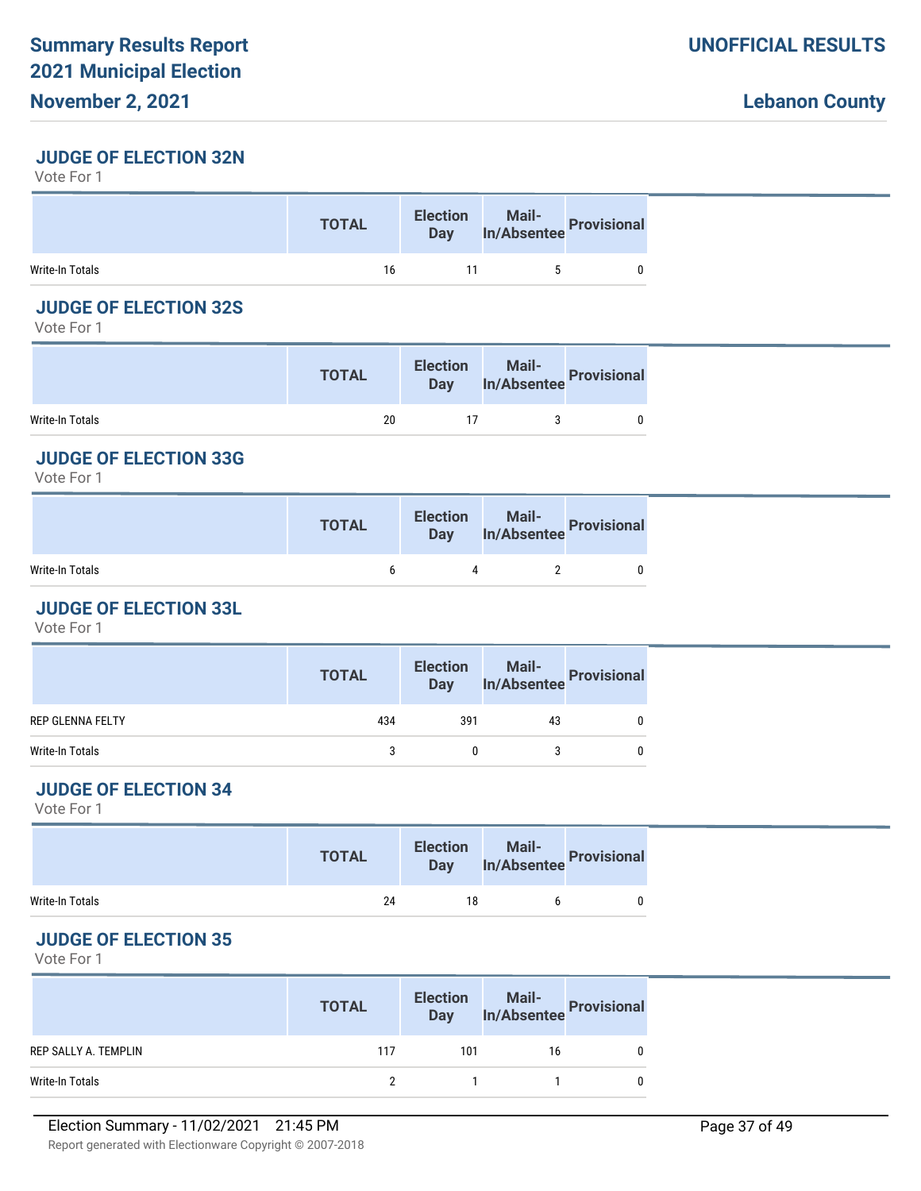### JUDGE OF ELECTION 32N

Vote For 1

| | TOTAL | Election Day | Mail-In/Absentee | Provisional |
|---|---|---|---|---|
| Write-In Totals | 16 | 11 | 5 | 0 |

### JUDGE OF ELECTION 32S

Vote For 1

| | TOTAL | Election Day | Mail-In/Absentee | Provisional |
|---|---|---|---|---|
| Write-In Totals | 20 | 17 | 3 | 0 |

### JUDGE OF ELECTION 33G

Vote For 1

| | TOTAL | Election Day | Mail-In/Absentee | Provisional |
|---|---|---|---|---|
| Write-In Totals | 6 | 4 | 2 | 0 |

### JUDGE OF ELECTION 33L

Vote For 1

| | TOTAL | Election Day | Mail-In/Absentee | Provisional |
|---|---|---|---|---|
| REP GLENNA FELTY | 434 | 391 | 43 | 0 |
| Write-In Totals | 3 | 0 | 3 | 0 |

### JUDGE OF ELECTION 34

Vote For 1

| | TOTAL | Election Day | Mail-In/Absentee | Provisional |
|---|---|---|---|---|
| Write-In Totals | 24 | 18 | 6 | 0 |

### JUDGE OF ELECTION 35

Vote For 1

| | TOTAL | Election Day | Mail-In/Absentee | Provisional |
|---|---|---|---|---|
| REP SALLY A. TEMPLIN | 117 | 101 | 16 | 0 |
| Write-In Totals | 2 | 1 | 1 | 0 |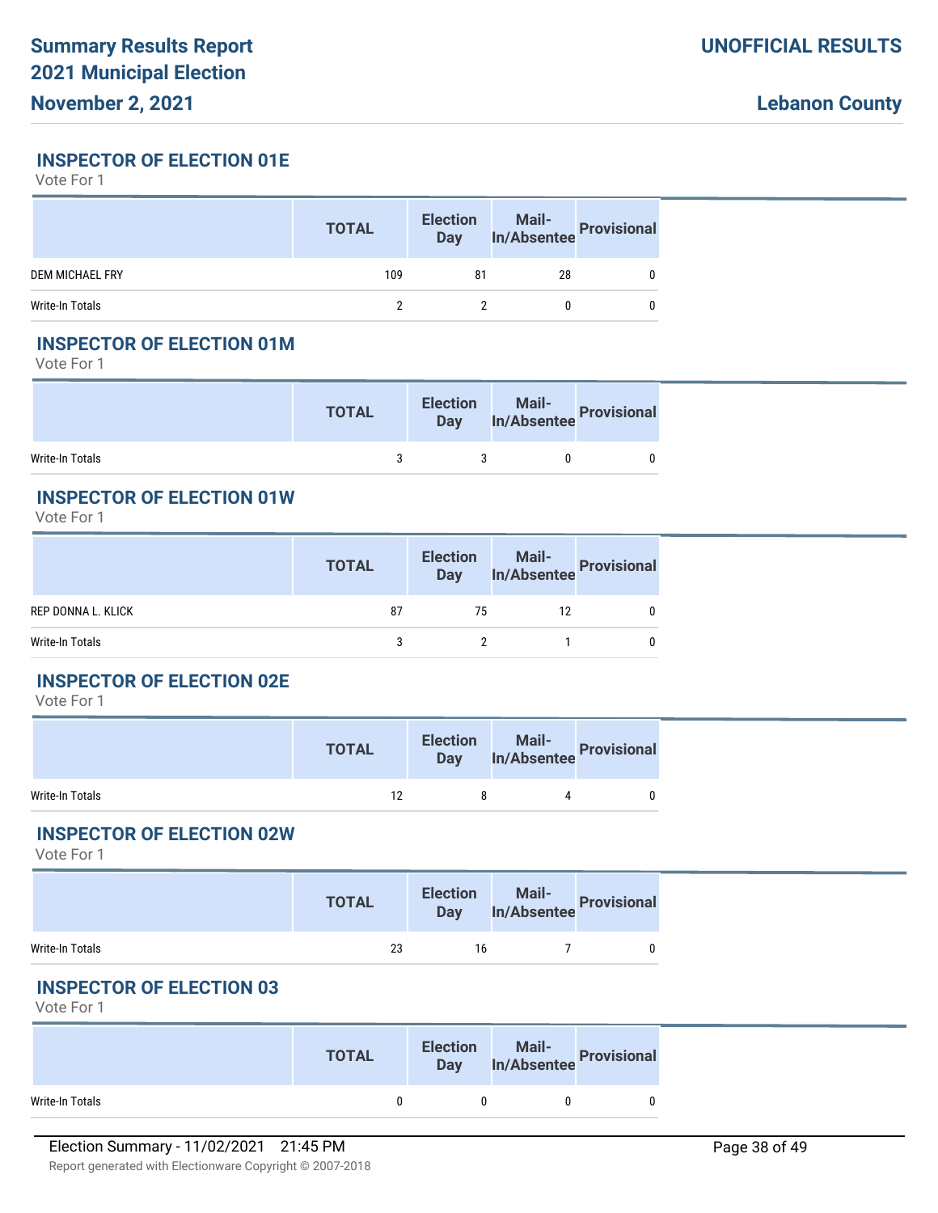### INSPECTOR OF ELECTION 01E

Vote For 1

| | TOTAL | Election Day | Mail-In/Absentee | Provisional |
|---|---|---|---|---|
| DEM MICHAEL FRY | 109 | 81 | 28 | 0 |
| Write-In Totals | 2 | 2 | 0 | 0 |

### INSPECTOR OF ELECTION 01M

Vote For 1

| | TOTAL | Election Day | Mail-In/Absentee | Provisional |
|---|---|---|---|---|
| Write-In Totals | 3 | 3 | 0 | 0 |

### INSPECTOR OF ELECTION 01W

Vote For 1

| | TOTAL | Election Day | Mail-In/Absentee | Provisional |
|---|---|---|---|---|
| REP DONNA L. KLICK | 87 | 75 | 12 | 0 |
| Write-In Totals | 3 | 2 | 1 | 0 |

### INSPECTOR OF ELECTION 02E

Vote For 1

| | TOTAL | Election Day | Mail-In/Absentee | Provisional |
|---|---|---|---|---|
| Write-In Totals | 12 | 8 | 4 | 0 |

### INSPECTOR OF ELECTION 02W

Vote For 1

| | TOTAL | Election Day | Mail-In/Absentee | Provisional |
|---|---|---|---|---|
| Write-In Totals | 23 | 16 | 7 | 0 |

### INSPECTOR OF ELECTION 03

Vote For 1

| | TOTAL | Election Day | Mail-In/Absentee | Provisional |
|---|---|---|---|---|
| Write-In Totals | 0 | 0 | 0 | 0 |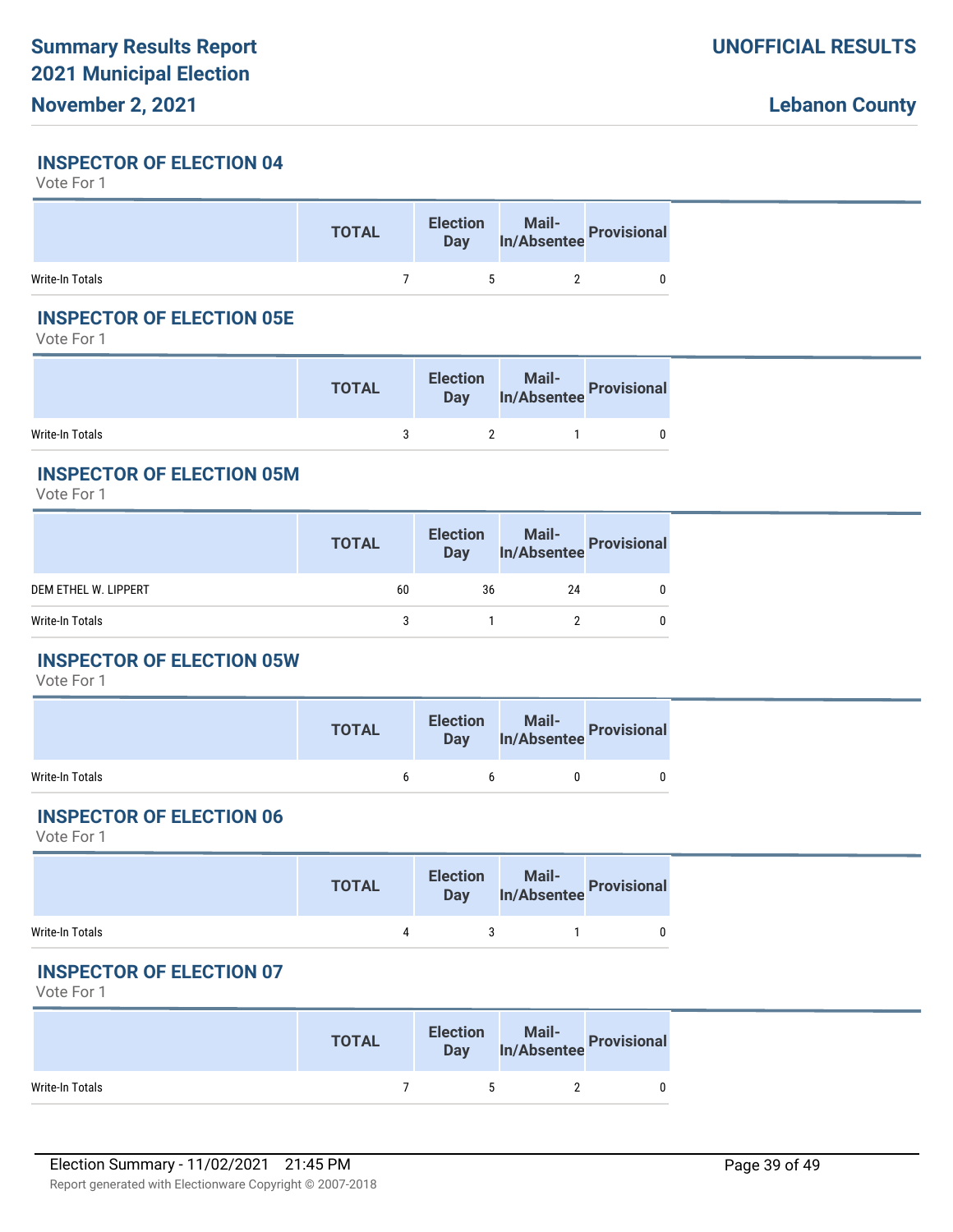## INSPECTOR OF ELECTION 04

Vote For 1

| | TOTAL | Election Day | Mail-In/Absentee | Provisional |
|---|---|---|---|---|
| Write-In Totals | 7 | 5 | 2 | 0 |

## INSPECTOR OF ELECTION 05E

Vote For 1

| | TOTAL | Election Day | Mail-In/Absentee | Provisional |
|---|---|---|---|---|
| Write-In Totals | 3 | 2 | 1 | 0 |

## INSPECTOR OF ELECTION 05M

Vote For 1

| | TOTAL | Election Day | Mail-In/Absentee | Provisional |
|---|---|---|---|---|
| DEM ETHEL W. LIPPERT | 60 | 36 | 24 | 0 |
| Write-In Totals | 3 | 1 | 2 | 0 |

## INSPECTOR OF ELECTION 05W

Vote For 1

| | TOTAL | Election Day | Mail-In/Absentee | Provisional |
|---|---|---|---|---|
| Write-In Totals | 6 | 6 | 0 | 0 |

## INSPECTOR OF ELECTION 06

Vote For 1

| | TOTAL | Election Day | Mail-In/Absentee | Provisional |
|---|---|---|---|---|
| Write-In Totals | 4 | 3 | 1 | 0 |

## INSPECTOR OF ELECTION 07

Vote For 1

| | TOTAL | Election Day | Mail-In/Absentee | Provisional |
|---|---|---|---|---|
| Write-In Totals | 7 | 5 | 2 | 0 |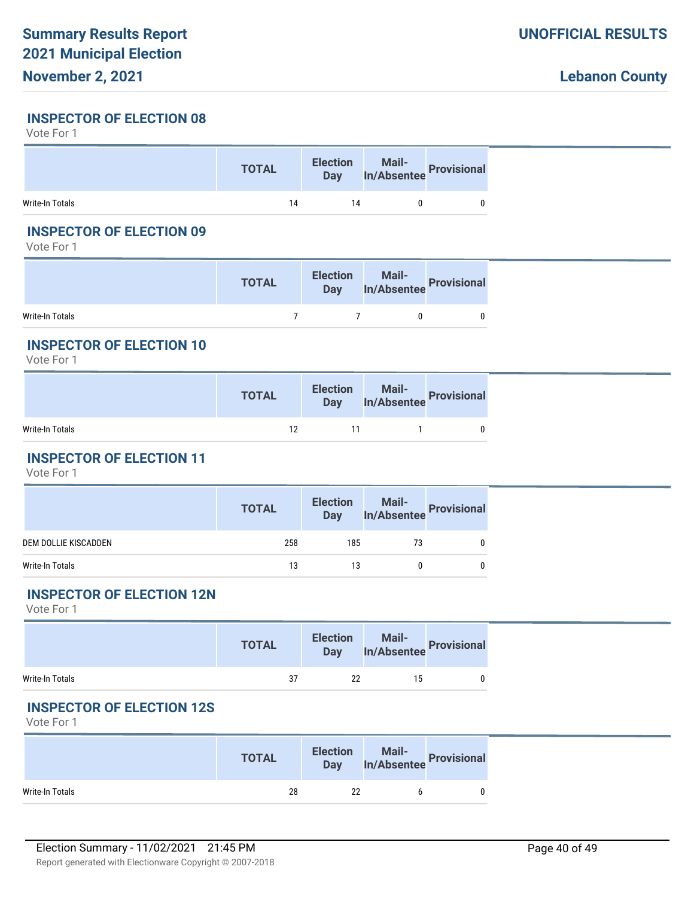## INSPECTOR OF ELECTION 08

Vote For 1

| | TOTAL | Election Day | Mail-In/Absentee | Provisional |
|---|---|---|---|---|
| Write-In Totals | 14 | 14 | 0 | 0 |

## INSPECTOR OF ELECTION 09

Vote For 1

| | TOTAL | Election Day | Mail-In/Absentee | Provisional |
|---|---|---|---|---|
| Write-In Totals | 7 | 7 | 0 | 0 |

## INSPECTOR OF ELECTION 10

Vote For 1

| | TOTAL | Election Day | Mail-In/Absentee | Provisional |
|---|---|---|---|---|
| Write-In Totals | 12 | 11 | 1 | 0 |

## INSPECTOR OF ELECTION 11

Vote For 1

| | TOTAL | Election Day | Mail-In/Absentee | Provisional |
|---|---|---|---|---|
| DEM DOLLIE KISCADDEN | 258 | 185 | 73 | 0 |
| Write-In Totals | 13 | 13 | 0 | 0 |

## INSPECTOR OF ELECTION 12N

Vote For 1

| | TOTAL | Election Day | Mail-In/Absentee | Provisional |
|---|---|---|---|---|
| Write-In Totals | 37 | 22 | 15 | 0 |

## INSPECTOR OF ELECTION 12S

Vote For 1

| | TOTAL | Election Day | Mail-In/Absentee | Provisional |
|---|---|---|---|---|
| Write-In Totals | 28 | 22 | 6 | 0 |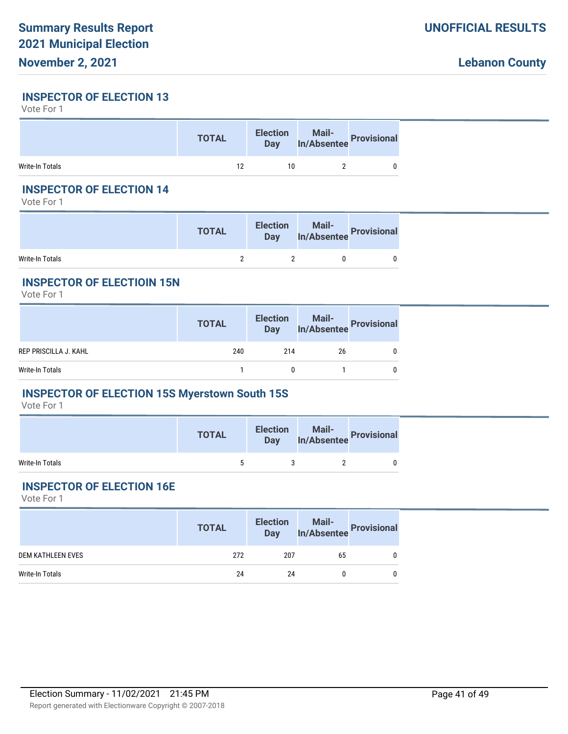# Summary Results Report
# 2021 Municipal Election
# November 2, 2021

**UNOFFICIAL RESULTS**

**Lebanon County**

## INSPECTOR OF ELECTION 13

Vote For 1

| | TOTAL | Election Day | Mail-In/Absentee | Provisional |
|---|---|---|---|---|
| Write-In Totals | 12 | 10 | 2 | 0 |

## INSPECTOR OF ELECTION 14

Vote For 1

| | TOTAL | Election Day | Mail-In/Absentee | Provisional |
|---|---|---|---|---|
| Write-In Totals | 2 | 2 | 0 | 0 |

## INSPECTOR OF ELECTIOIN 15N

Vote For 1

| | TOTAL | Election Day | Mail-In/Absentee | Provisional |
|---|---|---|---|---|
| REP PRISCILLA J. KAHL | 240 | 214 | 26 | 0 |
| Write-In Totals | 1 | 0 | 1 | 0 |

## INSPECTOR OF ELECTION 15S Myerstown South 15S

Vote For 1

| | TOTAL | Election Day | Mail-In/Absentee | Provisional |
|---|---|---|---|---|
| Write-In Totals | 5 | 3 | 2 | 0 |

## INSPECTOR OF ELECTION 16E

Vote For 1

| | TOTAL | Election Day | Mail-In/Absentee | Provisional |
|---|---|---|---|---|
| DEM KATHLEEN EVES | 272 | 207 | 65 | 0 |
| Write-In Totals | 24 | 24 | 0 | 0 |

Election Summary - 11/02/2021 21:45 PM

Report generated with Electionware Copyright © 2007-2018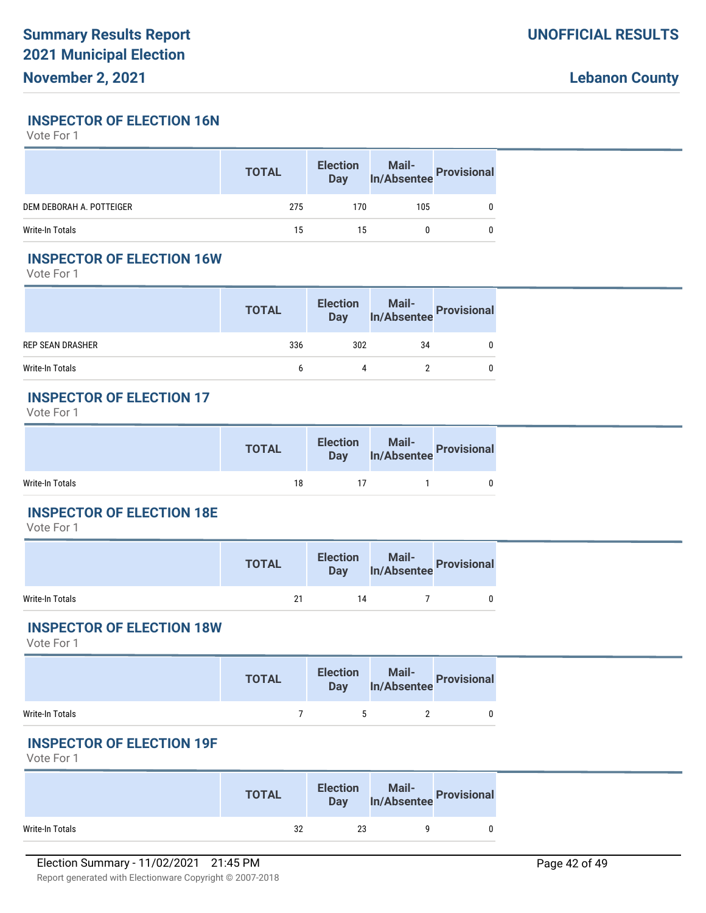## INSPECTOR OF ELECTION 16N

Vote For 1

| | TOTAL | Election Day | Mail-In/Absentee | Provisional |
|---|---|---|---|---|
| DEM DEBORAH A. POTTEIGER | 275 | 170 | 105 | 0 |
| Write-In Totals | 15 | 15 | 0 | 0 |

## INSPECTOR OF ELECTION 16W

Vote For 1

| | TOTAL | Election Day | Mail-In/Absentee | Provisional |
|---|---|---|---|---|
| REP SEAN DRASHER | 336 | 302 | 34 | 0 |
| Write-In Totals | 6 | 4 | 2 | 0 |

## INSPECTOR OF ELECTION 17

Vote For 1

| | TOTAL | Election Day | Mail-In/Absentee | Provisional |
|---|---|---|---|---|
| Write-In Totals | 18 | 17 | 1 | 0 |

## INSPECTOR OF ELECTION 18E

Vote For 1

| | TOTAL | Election Day | Mail-In/Absentee | Provisional |
|---|---|---|---|---|
| Write-In Totals | 21 | 14 | 7 | 0 |

## INSPECTOR OF ELECTION 18W

Vote For 1

| | TOTAL | Election Day | Mail-In/Absentee | Provisional |
|---|---|---|---|---|
| Write-In Totals | 7 | 5 | 2 | 0 |

## INSPECTOR OF ELECTION 19F

Vote For 1

| | TOTAL | Election Day | Mail-In/Absentee | Provisional |
|---|---|---|---|---|
| Write-In Totals | 32 | 23 | 9 | 0 |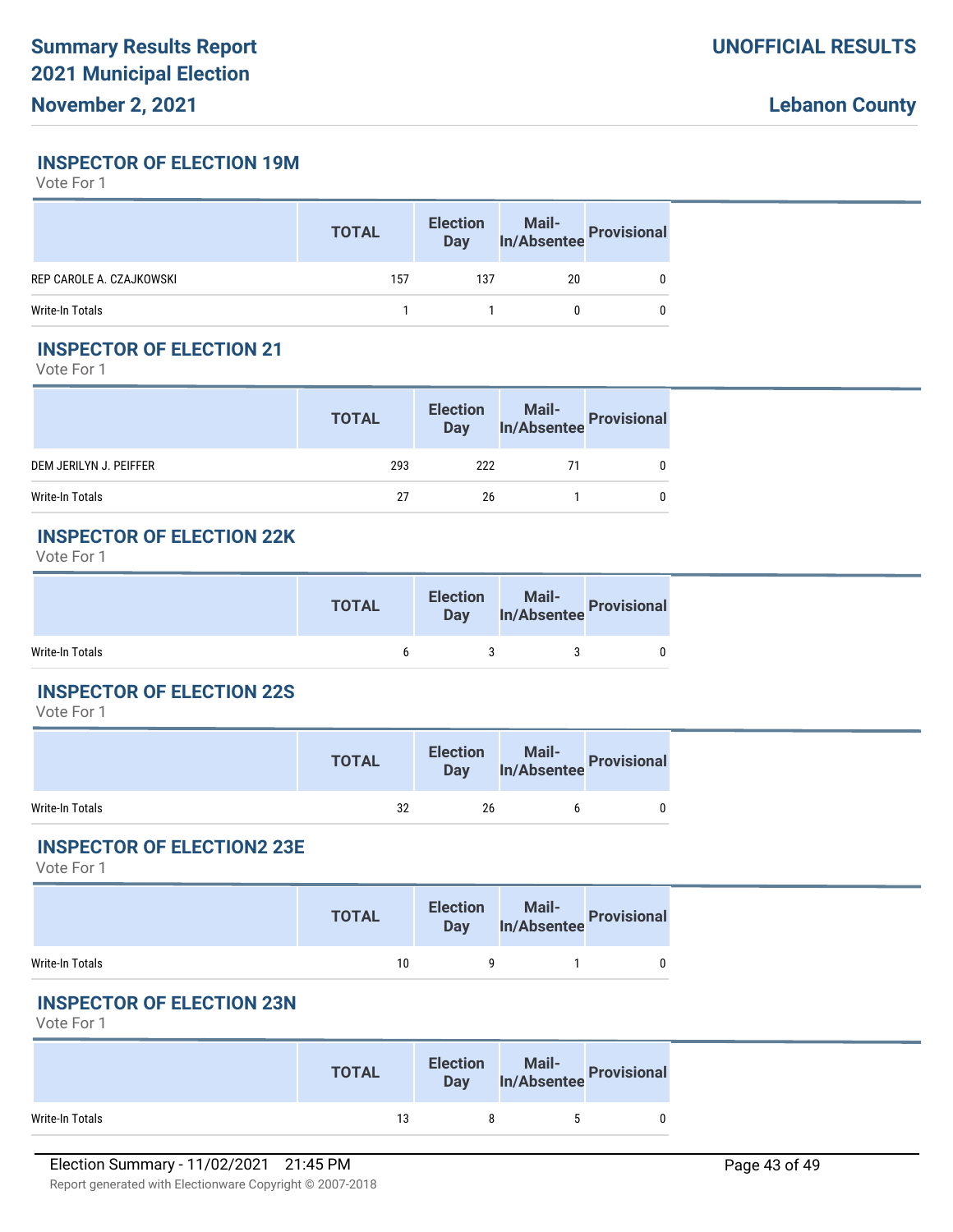## INSPECTOR OF ELECTION 19M

Vote For 1

| | TOTAL | Election Day | Mail-In/Absentee | Provisional |
|---|---|---|---|---|
| REP CAROLE A. CZAJKOWSKI | 157 | 137 | 20 | 0 |
| Write-In Totals | 1 | 1 | 0 | 0 |

## INSPECTOR OF ELECTION 21

Vote For 1

| | TOTAL | Election Day | Mail-In/Absentee | Provisional |
|---|---|---|---|---|
| DEM JERILYN J. PEIFFER | 293 | 222 | 71 | 0 |
| Write-In Totals | 27 | 26 | 1 | 0 |

## INSPECTOR OF ELECTION 22K

Vote For 1

| | TOTAL | Election Day | Mail-In/Absentee | Provisional |
|---|---|---|---|---|
| Write-In Totals | 6 | 3 | 3 | 0 |

## INSPECTOR OF ELECTION 22S

Vote For 1

| | TOTAL | Election Day | Mail-In/Absentee | Provisional |
|---|---|---|---|---|
| Write-In Totals | 32 | 26 | 6 | 0 |

## INSPECTOR OF ELECTION2 23E

Vote For 1

| | TOTAL | Election Day | Mail-In/Absentee | Provisional |
|---|---|---|---|---|
| Write-In Totals | 10 | 9 | 1 | 0 |

## INSPECTOR OF ELECTION 23N

Vote For 1

| | TOTAL | Election Day | Mail-In/Absentee | Provisional |
|---|---|---|---|---|
| Write-In Totals | 13 | 8 | 5 | 0 |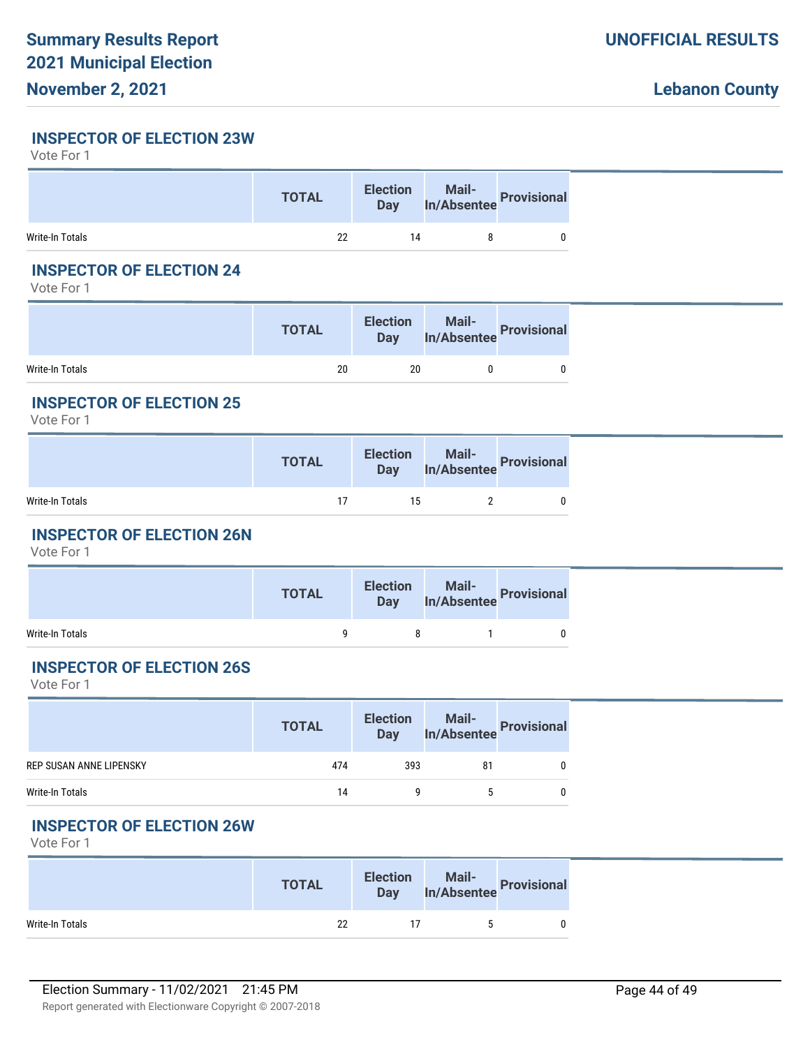### INSPECTOR OF ELECTION 23W

Vote For 1

| | TOTAL | Election Day | Mail-In/Absentee | Provisional |
|---|---|---|---|---|
| Write-In Totals | 22 | 14 | 8 | 0 |

### INSPECTOR OF ELECTION 24

Vote For 1

| | TOTAL | Election Day | Mail-In/Absentee | Provisional |
|---|---|---|---|---|
| Write-In Totals | 20 | 20 | 0 | 0 |

### INSPECTOR OF ELECTION 25

Vote For 1

| | TOTAL | Election Day | Mail-In/Absentee | Provisional |
|---|---|---|---|---|
| Write-In Totals | 17 | 15 | 2 | 0 |

### INSPECTOR OF ELECTION 26N

Vote For 1

| | TOTAL | Election Day | Mail-In/Absentee | Provisional |
|---|---|---|---|---|
| Write-In Totals | 9 | 8 | 1 | 0 |

### INSPECTOR OF ELECTION 26S

Vote For 1

| | TOTAL | Election Day | Mail-In/Absentee | Provisional |
|---|---|---|---|---|
| REP SUSAN ANNE LIPENSKY | 474 | 393 | 81 | 0 |
| Write-In Totals | 14 | 9 | 5 | 0 |

### INSPECTOR OF ELECTION 26W

Vote For 1

| | TOTAL | Election Day | Mail-In/Absentee | Provisional |
|---|---|---|---|---|
| Write-In Totals | 22 | 17 | 5 | 0 |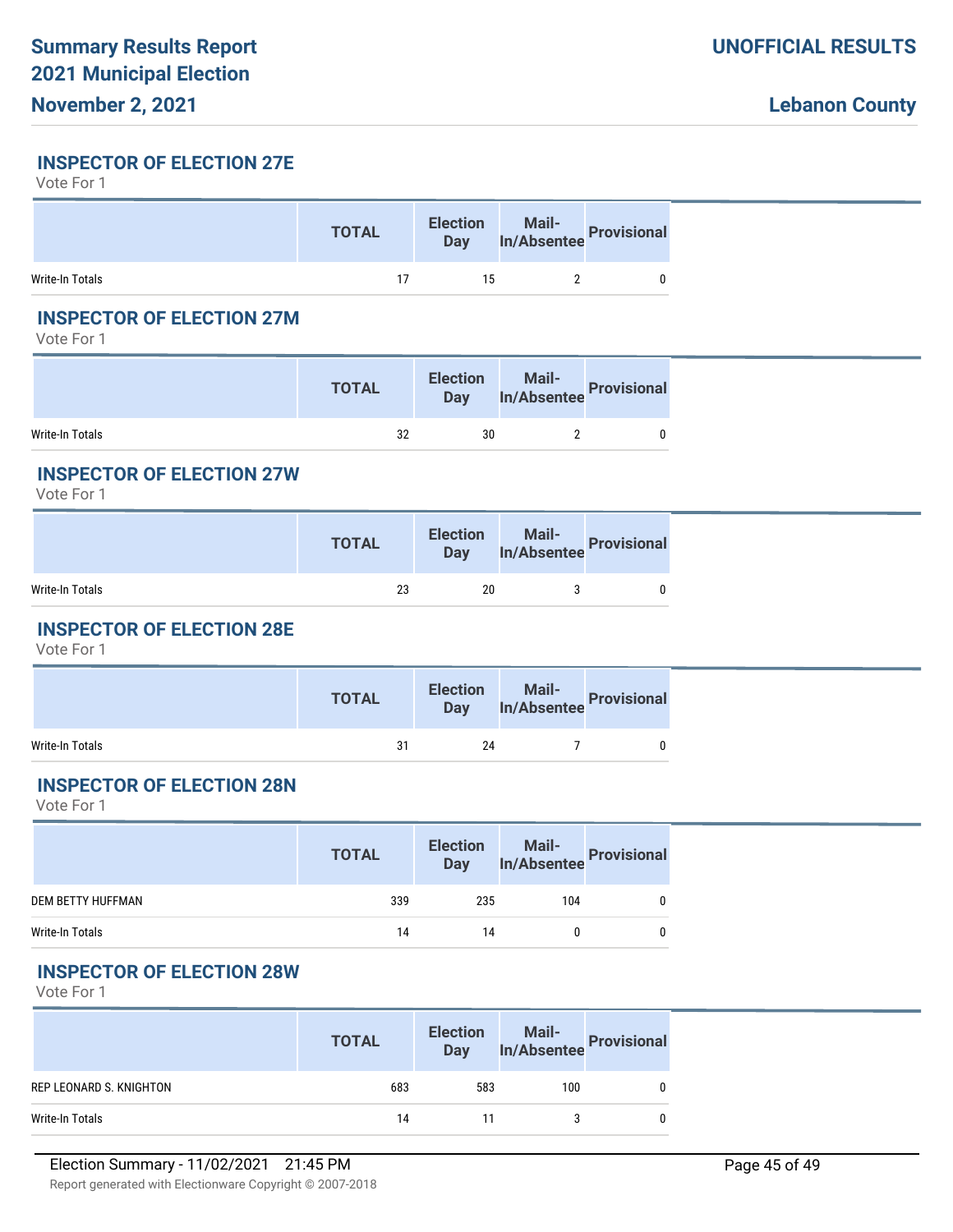## INSPECTOR OF ELECTION 27E

Vote For 1

| | TOTAL | Election Day | Mail-In/Absentee | Provisional |
|---|---|---|---|---|
| Write-In Totals | 17 | 15 | 2 | 0 |

## INSPECTOR OF ELECTION 27M

Vote For 1

| | TOTAL | Election Day | Mail-In/Absentee | Provisional |
|---|---|---|---|---|
| Write-In Totals | 32 | 30 | 2 | 0 |

## INSPECTOR OF ELECTION 27W

Vote For 1

| | TOTAL | Election Day | Mail-In/Absentee | Provisional |
|---|---|---|---|---|
| Write-In Totals | 23 | 20 | 3 | 0 |

## INSPECTOR OF ELECTION 28E

Vote For 1

| | TOTAL | Election Day | Mail-In/Absentee | Provisional |
|---|---|---|---|---|
| Write-In Totals | 31 | 24 | 7 | 0 |

## INSPECTOR OF ELECTION 28N

Vote For 1

| | TOTAL | Election Day | Mail-In/Absentee | Provisional |
|---|---|---|---|---|
| DEM BETTY HUFFMAN | 339 | 235 | 104 | 0 |
| Write-In Totals | 14 | 14 | 0 | 0 |

## INSPECTOR OF ELECTION 28W

Vote For 1

| | TOTAL | Election Day | Mail-In/Absentee | Provisional |
|---|---|---|---|---|
| REP LEONARD S. KNIGHTON | 683 | 583 | 100 | 0 |
| Write-In Totals | 14 | 11 | 3 | 0 |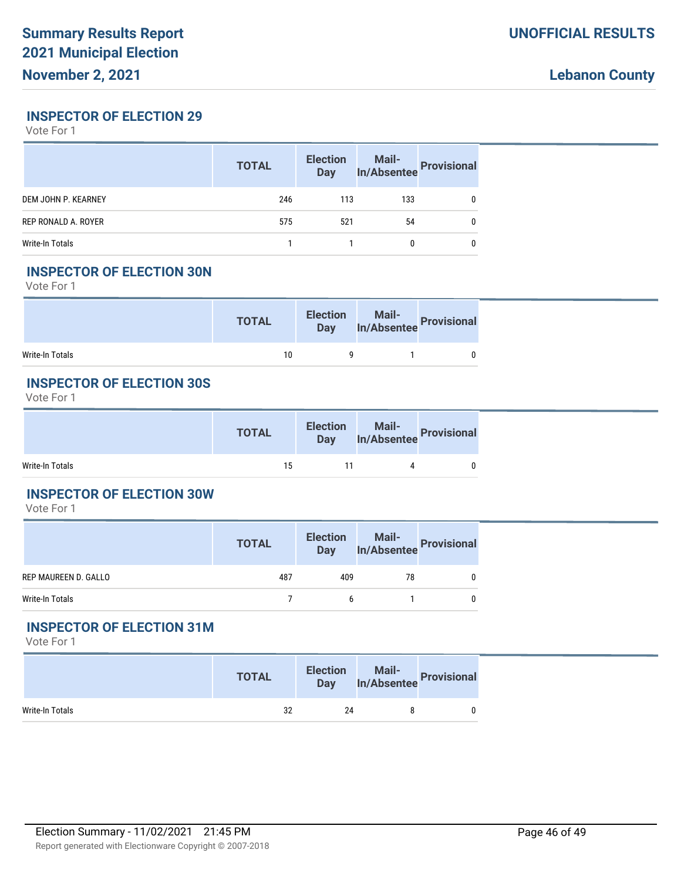## INSPECTOR OF ELECTION 29

Vote For 1

| | TOTAL | Election Day | Mail-In/Absentee | Provisional |
|---|---|---|---|---|
| DEM JOHN P. KEARNEY | 246 | 113 | 133 | 0 |
| REP RONALD A. ROYER | 575 | 521 | 54 | 0 |
| Write-In Totals | 1 | 1 | 0 | 0 |

## INSPECTOR OF ELECTION 30N

Vote For 1

| | TOTAL | Election Day | Mail-In/Absentee | Provisional |
|---|---|---|---|---|
| Write-In Totals | 10 | 9 | 1 | 0 |

## INSPECTOR OF ELECTION 30S

Vote For 1

| | TOTAL | Election Day | Mail-In/Absentee | Provisional |
|---|---|---|---|---|
| Write-In Totals | 15 | 11 | 4 | 0 |

## INSPECTOR OF ELECTION 30W

Vote For 1

| | TOTAL | Election Day | Mail-In/Absentee | Provisional |
|---|---|---|---|---|
| REP MAUREEN D. GALLO | 487 | 409 | 78 | 0 |
| Write-In Totals | 7 | 6 | 1 | 0 |

## INSPECTOR OF ELECTION 31M

Vote For 1

| | TOTAL | Election Day | Mail-In/Absentee | Provisional |
|---|---|---|---|---|
| Write-In Totals | 32 | 24 | 8 | 0 |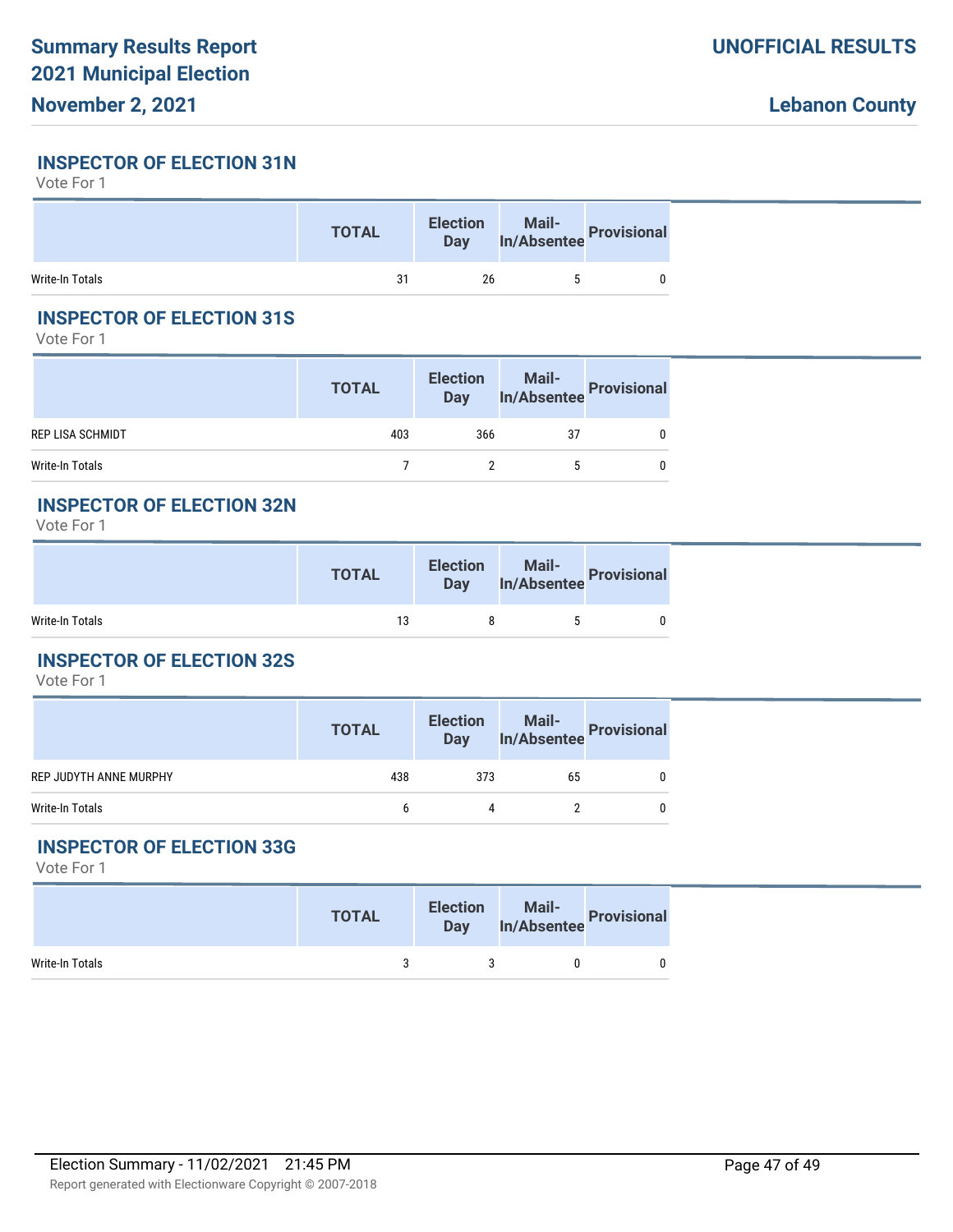## INSPECTOR OF ELECTION 31N

Vote For 1

| | TOTAL | Election Day | Mail-In/Absentee | Provisional |
|---|---|---|---|---|
| Write-In Totals | 31 | 26 | 5 | 0 |

## INSPECTOR OF ELECTION 31S

Vote For 1

| | TOTAL | Election Day | Mail-In/Absentee | Provisional |
|---|---|---|---|---|
| REP LISA SCHMIDT | 403 | 366 | 37 | 0 |
| Write-In Totals | 7 | 2 | 5 | 0 |

## INSPECTOR OF ELECTION 32N

Vote For 1

| | TOTAL | Election Day | Mail-In/Absentee | Provisional |
|---|---|---|---|---|
| Write-In Totals | 13 | 8 | 5 | 0 |

## INSPECTOR OF ELECTION 32S

Vote For 1

| | TOTAL | Election Day | Mail-In/Absentee | Provisional |
|---|---|---|---|---|
| REP JUDYTH ANNE MURPHY | 438 | 373 | 65 | 0 |
| Write-In Totals | 6 | 4 | 2 | 0 |

## INSPECTOR OF ELECTION 33G

Vote For 1

| | TOTAL | Election Day | Mail-In/Absentee | Provisional |
|---|---|---|---|---|
| Write-In Totals | 3 | 3 | 0 | 0 |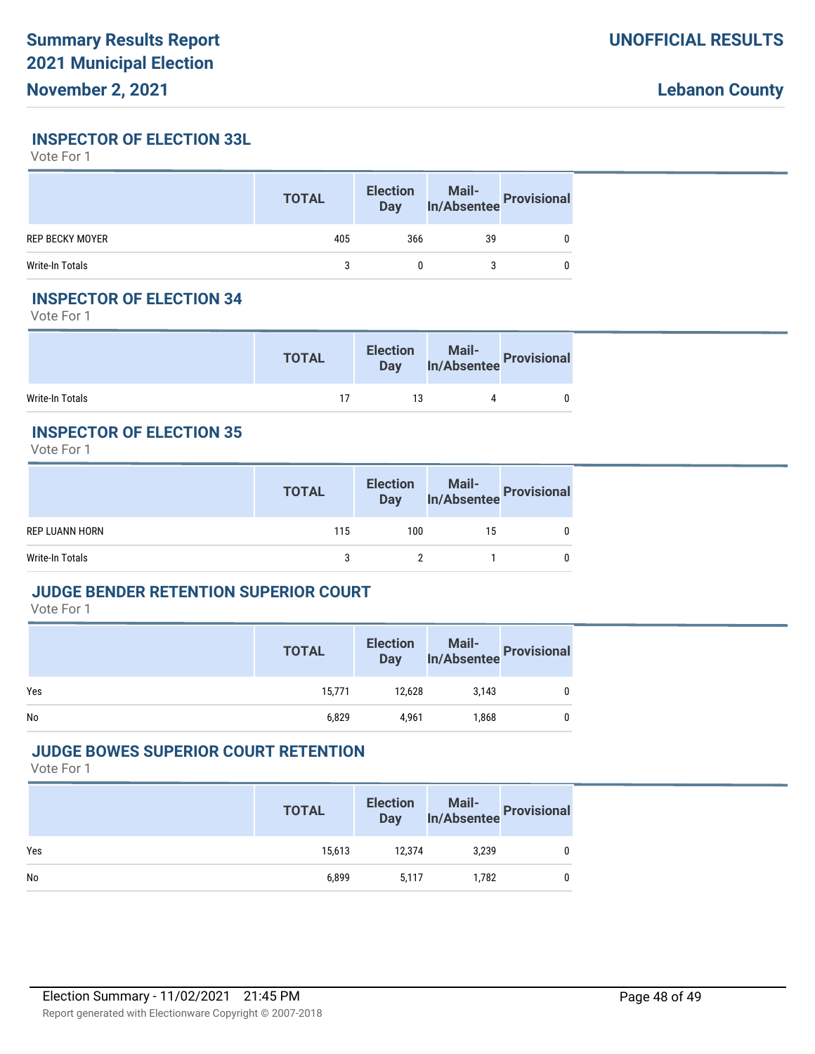## INSPECTOR OF ELECTION 33L

Vote For 1

| | TOTAL | Election Day | Mail-In/Absentee | Provisional |
|---|---|---|---|---|
| REP BECKY MOYER | 405 | 366 | 39 | 0 |
| Write-In Totals | 3 | 0 | 3 | 0 |

## INSPECTOR OF ELECTION 34

Vote For 1

| | TOTAL | Election Day | Mail-In/Absentee | Provisional |
|---|---|---|---|---|
| Write-In Totals | 17 | 13 | 4 | 0 |

## INSPECTOR OF ELECTION 35

Vote For 1

| | TOTAL | Election Day | Mail-In/Absentee | Provisional |
|---|---|---|---|---|
| REP LUANN HORN | 115 | 100 | 15 | 0 |
| Write-In Totals | 3 | 2 | 1 | 0 |

## JUDGE BENDER RETENTION SUPERIOR COURT

Vote For 1

| | TOTAL | Election Day | Mail-In/Absentee | Provisional |
|---|---|---|---|---|
| Yes | 15,771 | 12,628 | 3,143 | 0 |
| No | 6,829 | 4,961 | 1,868 | 0 |

## JUDGE BOWES SUPERIOR COURT RETENTION

Vote For 1

| | TOTAL | Election Day | Mail-In/Absentee | Provisional |
|---|---|---|---|---|
| Yes | 15,613 | 12,374 | 3,239 | 0 |
| No | 6,899 | 5,117 | 1,782 | 0 |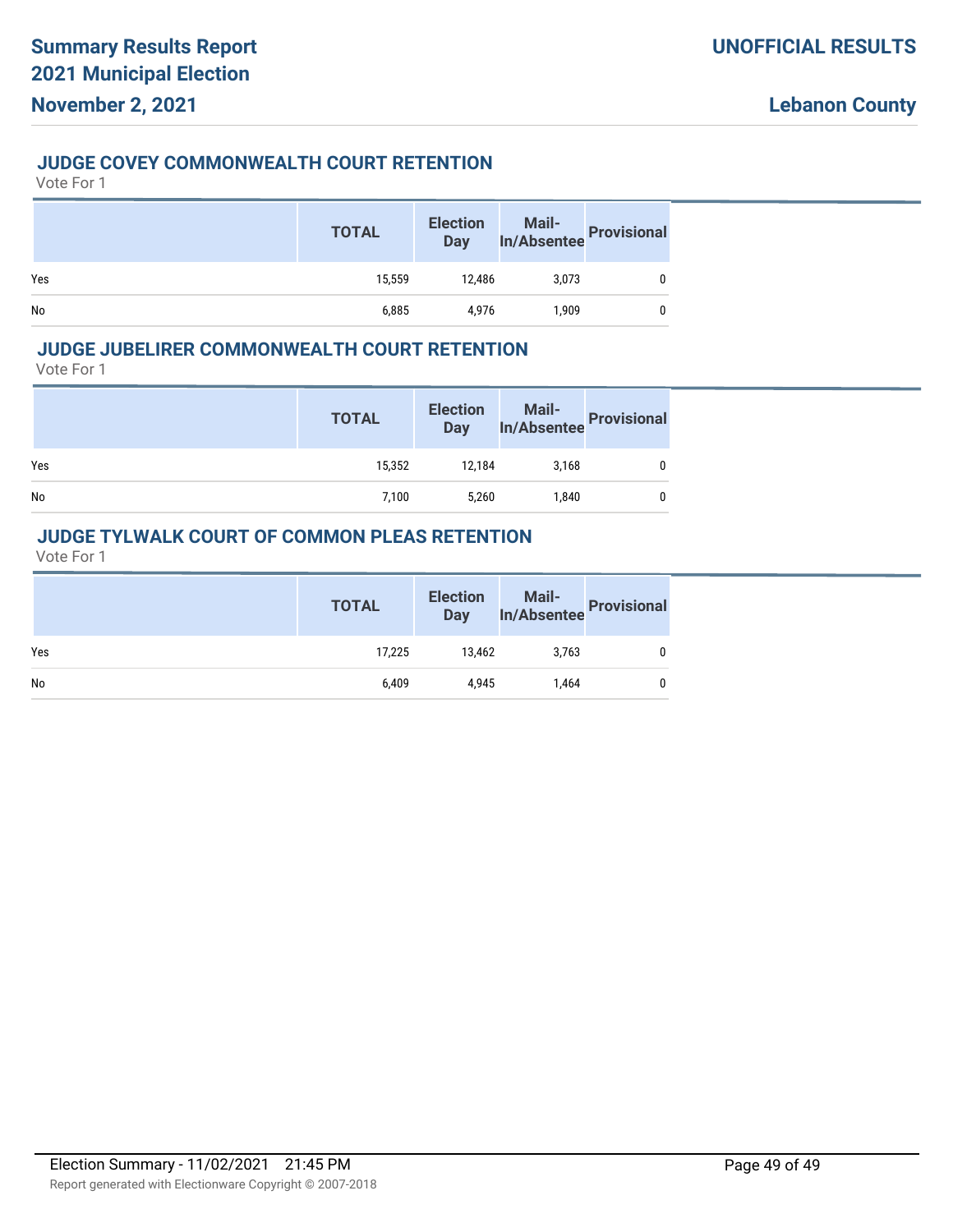## JUDGE COVEY COMMONWEALTH COURT RETENTION

Vote For 1

| | TOTAL | Election Day | Mail-In/Absentee | Provisional |
|---|---|---|---|---|
| Yes | 15,559 | 12,486 | 3,073 | 0 |
| No | 6,885 | 4,976 | 1,909 | 0 |

## JUDGE JUBELIRER COMMONWEALTH COURT RETENTION

Vote For 1

| | TOTAL | Election Day | Mail-In/Absentee | Provisional |
|---|---|---|---|---|
| Yes | 15,352 | 12,184 | 3,168 | 0 |
| No | 7,100 | 5,260 | 1,840 | 0 |

## JUDGE TYLWALK COURT OF COMMON PLEAS RETENTION

Vote For 1

| | TOTAL | Election Day | Mail-In/Absentee | Provisional |
|---|---|---|---|---|
| Yes | 17,225 | 13,462 | 3,763 | 0 |
| No | 6,409 | 4,945 | 1,464 | 0 |